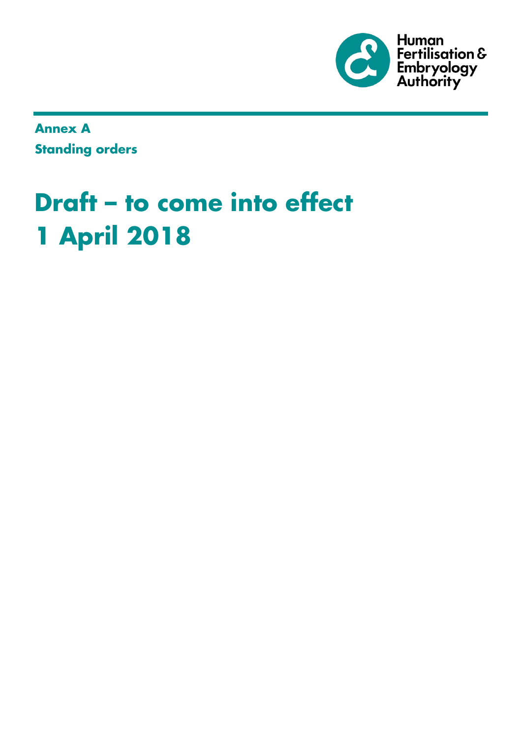Human Fertilisation & Embryology Authority

**Annex A**

**Standing orders**

# Draft – to come into effect 1 April 2018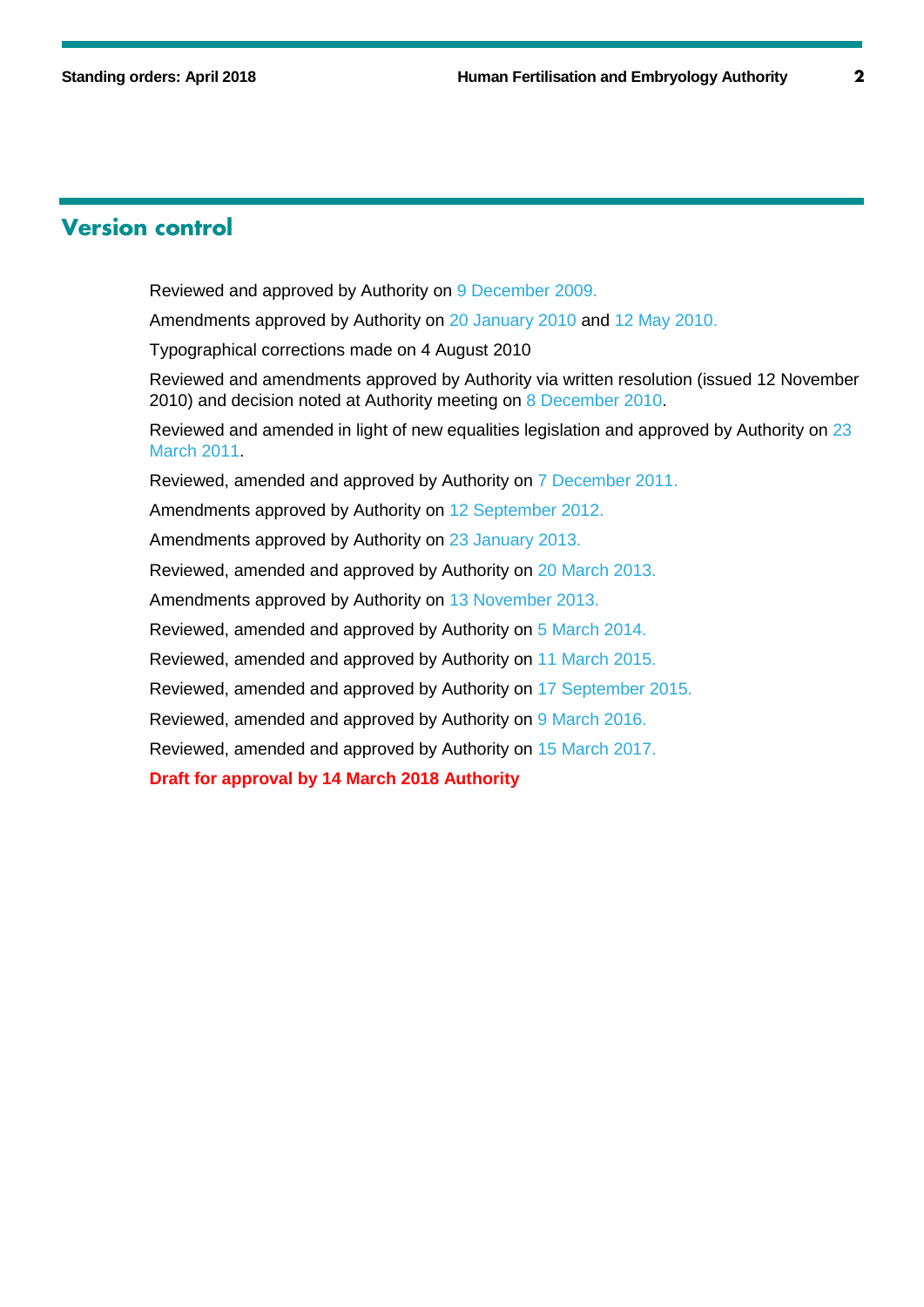## Version control

Reviewed and approved by Authority on 9 December 2009.

Amendments approved by Authority on 20 January 2010 and 12 May 2010.

Typographical corrections made on 4 August 2010

Reviewed and amendments approved by Authority via written resolution (issued 12 November 2010) and decision noted at Authority meeting on 8 December 2010.

Reviewed and amended in light of new equalities legislation and approved by Authority on 23 March 2011.

Reviewed, amended and approved by Authority on 7 December 2011.

Amendments approved by Authority on 12 September 2012.

Amendments approved by Authority on 23 January 2013.

Reviewed, amended and approved by Authority on 20 March 2013.

Amendments approved by Authority on 13 November 2013.

Reviewed, amended and approved by Authority on 5 March 2014.

Reviewed, amended and approved by Authority on 11 March 2015.

Reviewed, amended and approved by Authority on 17 September 2015.

Reviewed, amended and approved by Authority on 9 March 2016.

Reviewed, amended and approved by Authority on 15 March 2017.

**Draft for approval by 14 March 2018 Authority**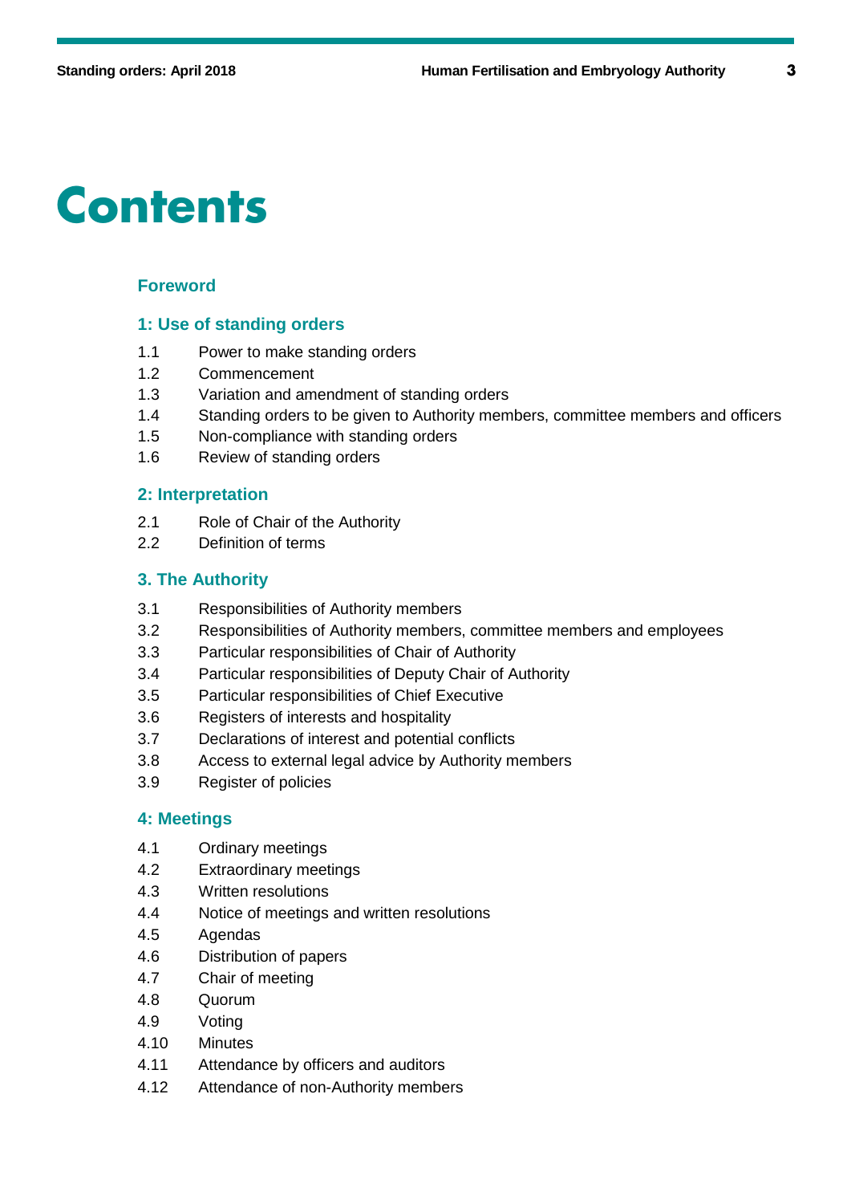# Contents

### Foreword

### 1: Use of standing orders

1.1 Power to make standing orders
1.2 Commencement
1.3 Variation and amendment of standing orders
1.4 Standing orders to be given to Authority members, committee members and officers
1.5 Non-compliance with standing orders
1.6 Review of standing orders

### 2: Interpretation

2.1 Role of Chair of the Authority
2.2 Definition of terms

### 3. The Authority

3.1 Responsibilities of Authority members
3.2 Responsibilities of Authority members, committee members and employees
3.3 Particular responsibilities of Chair of Authority
3.4 Particular responsibilities of Deputy Chair of Authority
3.5 Particular responsibilities of Chief Executive
3.6 Registers of interests and hospitality
3.7 Declarations of interest and potential conflicts
3.8 Access to external legal advice by Authority members
3.9 Register of policies

### 4: Meetings

4.1 Ordinary meetings
4.2 Extraordinary meetings
4.3 Written resolutions
4.4 Notice of meetings and written resolutions
4.5 Agendas
4.6 Distribution of papers
4.7 Chair of meeting
4.8 Quorum
4.9 Voting
4.10 Minutes
4.11 Attendance by officers and auditors
4.12 Attendance of non-Authority members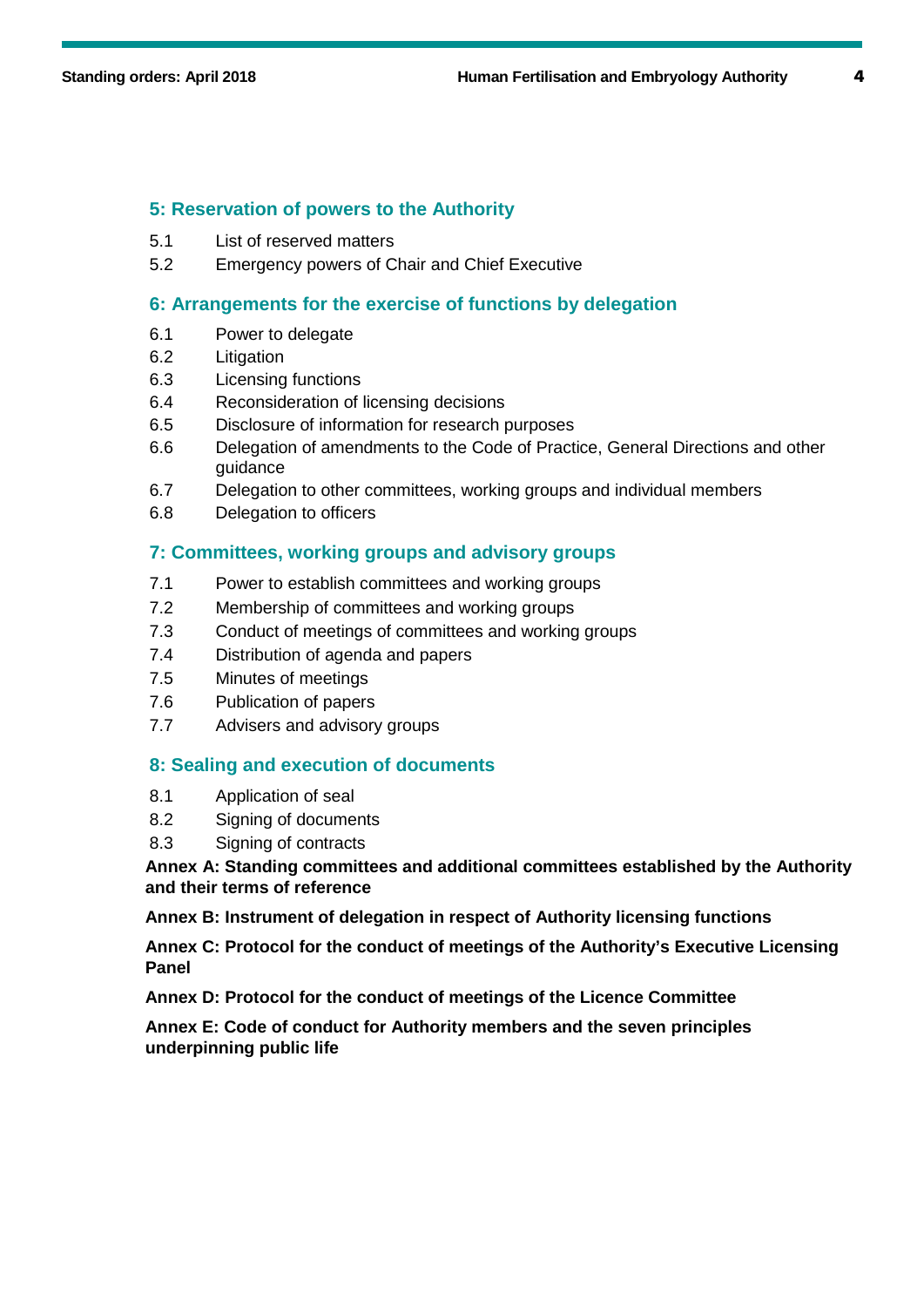## 5: Reservation of powers to the Authority

5.1 List of reserved matters

5.2 Emergency powers of Chair and Chief Executive

## 6: Arrangements for the exercise of functions by delegation

6.1 Power to delegate

6.2 Litigation

6.3 Licensing functions

6.4 Reconsideration of licensing decisions

6.5 Disclosure of information for research purposes

6.6 Delegation of amendments to the Code of Practice, General Directions and other guidance

6.7 Delegation to other committees, working groups and individual members

6.8 Delegation to officers

## 7: Committees, working groups and advisory groups

7.1 Power to establish committees and working groups

7.2 Membership of committees and working groups

7.3 Conduct of meetings of committees and working groups

7.4 Distribution of agenda and papers

7.5 Minutes of meetings

7.6 Publication of papers

7.7 Advisers and advisory groups

## 8: Sealing and execution of documents

8.1 Application of seal

8.2 Signing of documents

8.3 Signing of contracts

**Annex A: Standing committees and additional committees established by the Authority and their terms of reference**

**Annex B: Instrument of delegation in respect of Authority licensing functions**

**Annex C: Protocol for the conduct of meetings of the Authority's Executive Licensing Panel**

**Annex D: Protocol for the conduct of meetings of the Licence Committee**

**Annex E: Code of conduct for Authority members and the seven principles underpinning public life**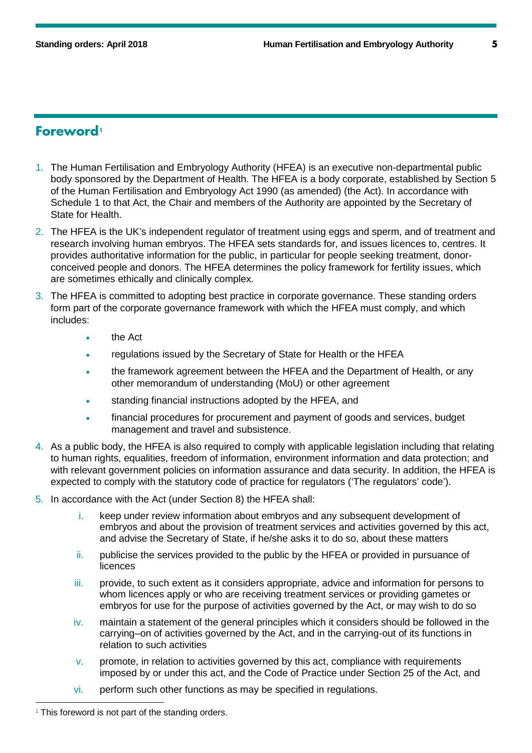## Foreword[1]

1. The Human Fertilisation and Embryology Authority (HFEA) is an executive non-departmental public body sponsored by the Department of Health. The HFEA is a body corporate, established by Section 5 of the Human Fertilisation and Embryology Act 1990 (as amended) (the Act). In accordance with Schedule 1 to that Act, the Chair and members of the Authority are appointed by the Secretary of State for Health.
2. The HFEA is the UK's independent regulator of treatment using eggs and sperm, and of treatment and research involving human embryos. The HFEA sets standards for, and issues licences to, centres. It provides authoritative information for the public, in particular for people seeking treatment, donor-conceived people and donors. The HFEA determines the policy framework for fertility issues, which are sometimes ethically and clinically complex.
3. The HFEA is committed to adopting best practice in corporate governance. These standing orders form part of the corporate governance framework with which the HFEA must comply, and which includes:
   - the Act
   - regulations issued by the Secretary of State for Health or the HFEA
   - the framework agreement between the HFEA and the Department of Health, or any other memorandum of understanding (MoU) or other agreement
   - standing financial instructions adopted by the HFEA, and
   - financial procedures for procurement and payment of goods and services, budget management and travel and subsistence.
4. As a public body, the HFEA is also required to comply with applicable legislation including that relating to human rights, equalities, freedom of information, environment information and data protection; and with relevant government policies on information assurance and data security. In addition, the HFEA is expected to comply with the statutory code of practice for regulators ('The regulators' code').
5. In accordance with the Act (under Section 8) the HFEA shall:
   1. keep under review information about embryos and any subsequent development of embryos and about the provision of treatment services and activities governed by this act, and advise the Secretary of State, if he/she asks it to do so, about these matters
   2. publicise the services provided to the public by the HFEA or provided in pursuance of licences
   3. provide, to such extent as it considers appropriate, advice and information for persons to whom licences apply or who are receiving treatment services or providing gametes or embryos for use for the purpose of activities governed by the Act, or may wish to do so
   4. maintain a statement of the general principles which it considers should be followed in the carrying–on of activities governed by the Act, and in the carrying-out of its functions in relation to such activities
   5. promote, in relation to activities governed by this act, compliance with requirements imposed by or under this act, and the Code of Practice under Section 25 of the Act, and
   6. perform such other functions as may be specified in regulations.

[1] This foreword is not part of the standing orders.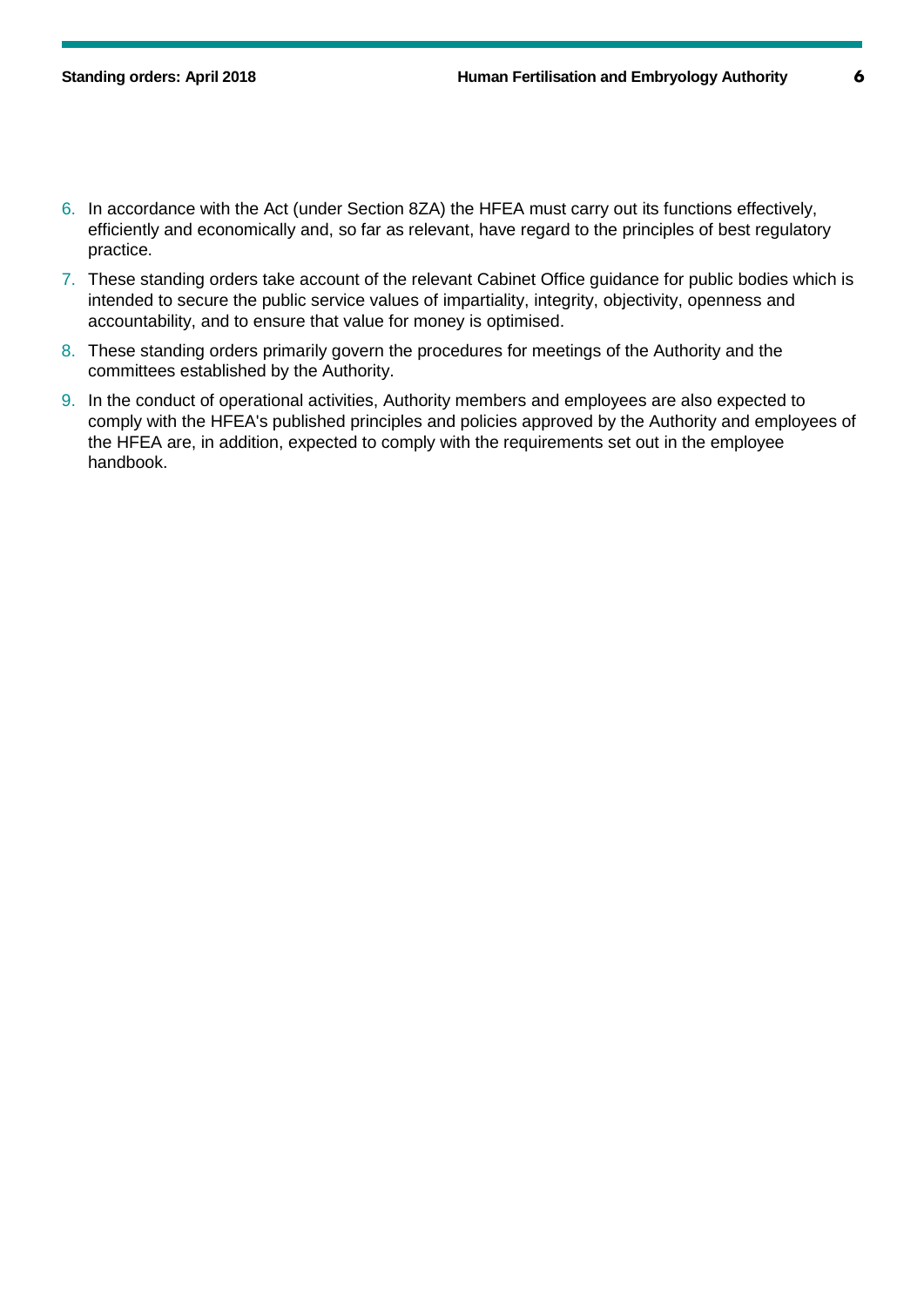6. In accordance with the Act (under Section 8ZA) the HFEA must carry out its functions effectively, efficiently and economically and, so far as relevant, have regard to the principles of best regulatory practice.
7. These standing orders take account of the relevant Cabinet Office guidance for public bodies which is intended to secure the public service values of impartiality, integrity, objectivity, openness and accountability, and to ensure that value for money is optimised.
8. These standing orders primarily govern the procedures for meetings of the Authority and the committees established by the Authority.
9. In the conduct of operational activities, Authority members and employees are also expected to comply with the HFEA's published principles and policies approved by the Authority and employees of the HFEA are, in addition, expected to comply with the requirements set out in the employee handbook.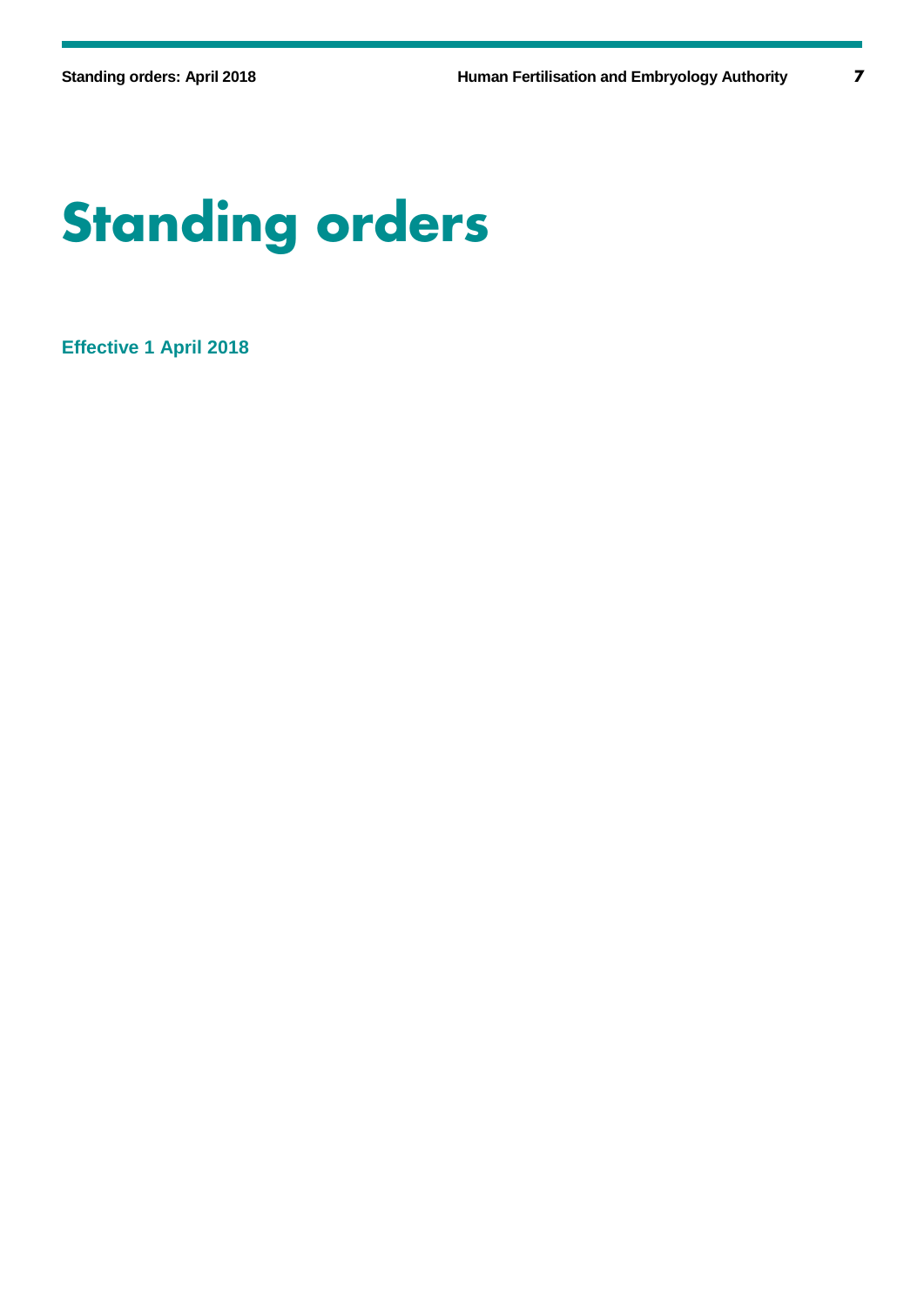# Standing orders

**Effective 1 April 2018**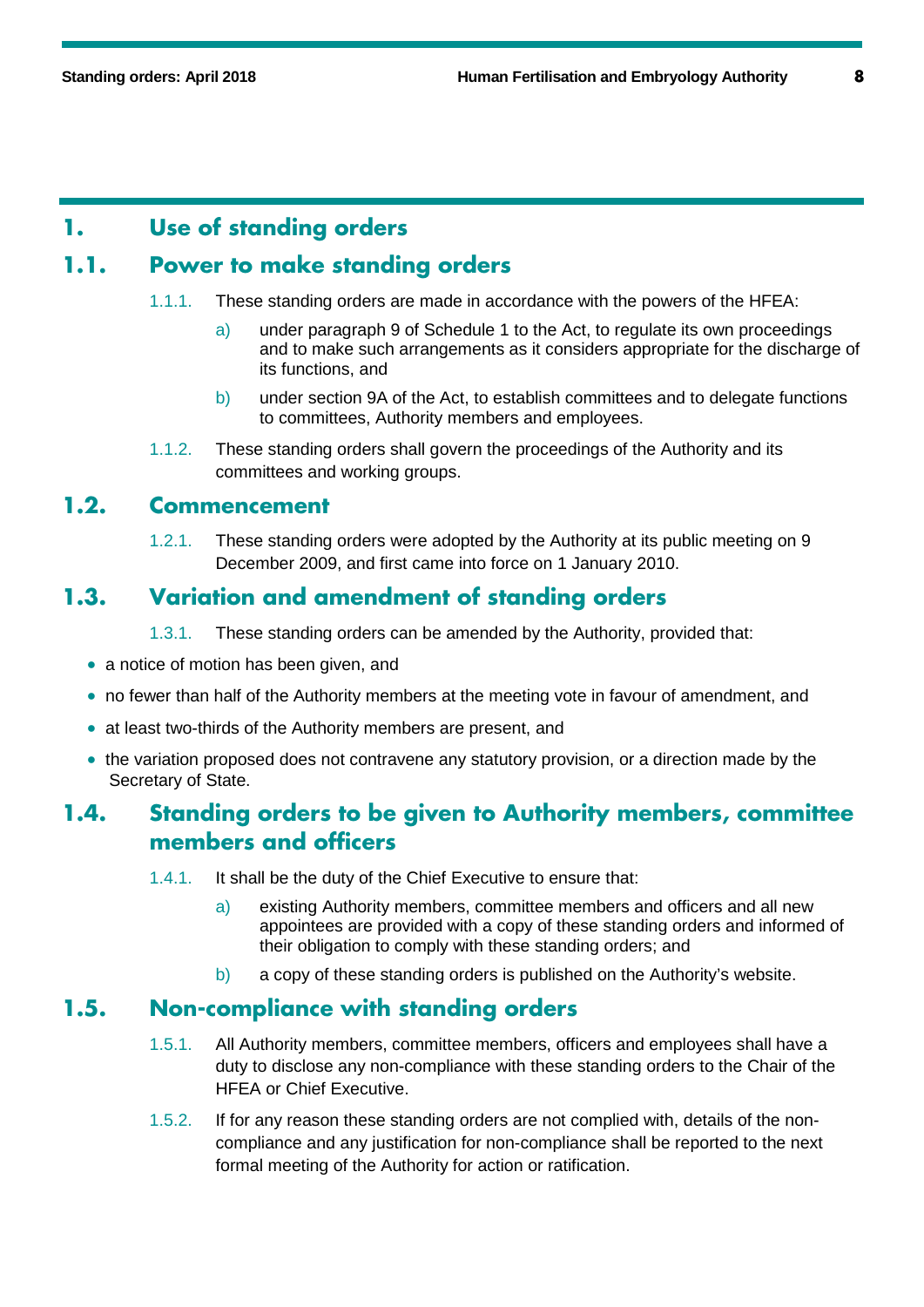## 1. Use of standing orders

### 1.1. Power to make standing orders

1.1.1. These standing orders are made in accordance with the powers of the HFEA:

a) under paragraph 9 of Schedule 1 to the Act, to regulate its own proceedings and to make such arrangements as it considers appropriate for the discharge of its functions, and

b) under section 9A of the Act, to establish committees and to delegate functions to committees, Authority members and employees.

1.1.2. These standing orders shall govern the proceedings of the Authority and its committees and working groups.

### 1.2. Commencement

1.2.1. These standing orders were adopted by the Authority at its public meeting on 9 December 2009, and first came into force on 1 January 2010.

### 1.3. Variation and amendment of standing orders

1.3.1. These standing orders can be amended by the Authority, provided that:

- a notice of motion has been given, and
- no fewer than half of the Authority members at the meeting vote in favour of amendment, and
- at least two-thirds of the Authority members are present, and
- the variation proposed does not contravene any statutory provision, or a direction made by the Secretary of State.

### 1.4. Standing orders to be given to Authority members, committee members and officers

1.4.1. It shall be the duty of the Chief Executive to ensure that:

a) existing Authority members, committee members and officers and all new appointees are provided with a copy of these standing orders and informed of their obligation to comply with these standing orders; and

b) a copy of these standing orders is published on the Authority's website.

### 1.5. Non-compliance with standing orders

1.5.1. All Authority members, committee members, officers and employees shall have a duty to disclose any non-compliance with these standing orders to the Chair of the HFEA or Chief Executive.

1.5.2. If for any reason these standing orders are not complied with, details of the non-compliance and any justification for non-compliance shall be reported to the next formal meeting of the Authority for action or ratification.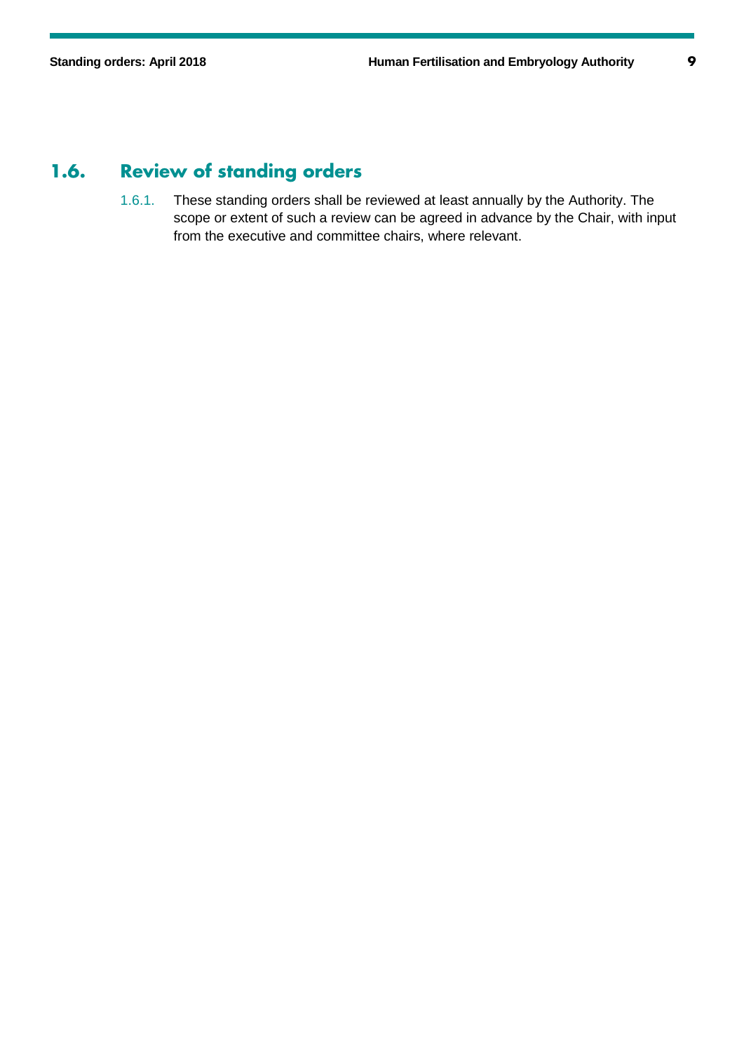## 1.6. Review of standing orders

1.6.1. These standing orders shall be reviewed at least annually by the Authority. The scope or extent of such a review can be agreed in advance by the Chair, with input from the executive and committee chairs, where relevant.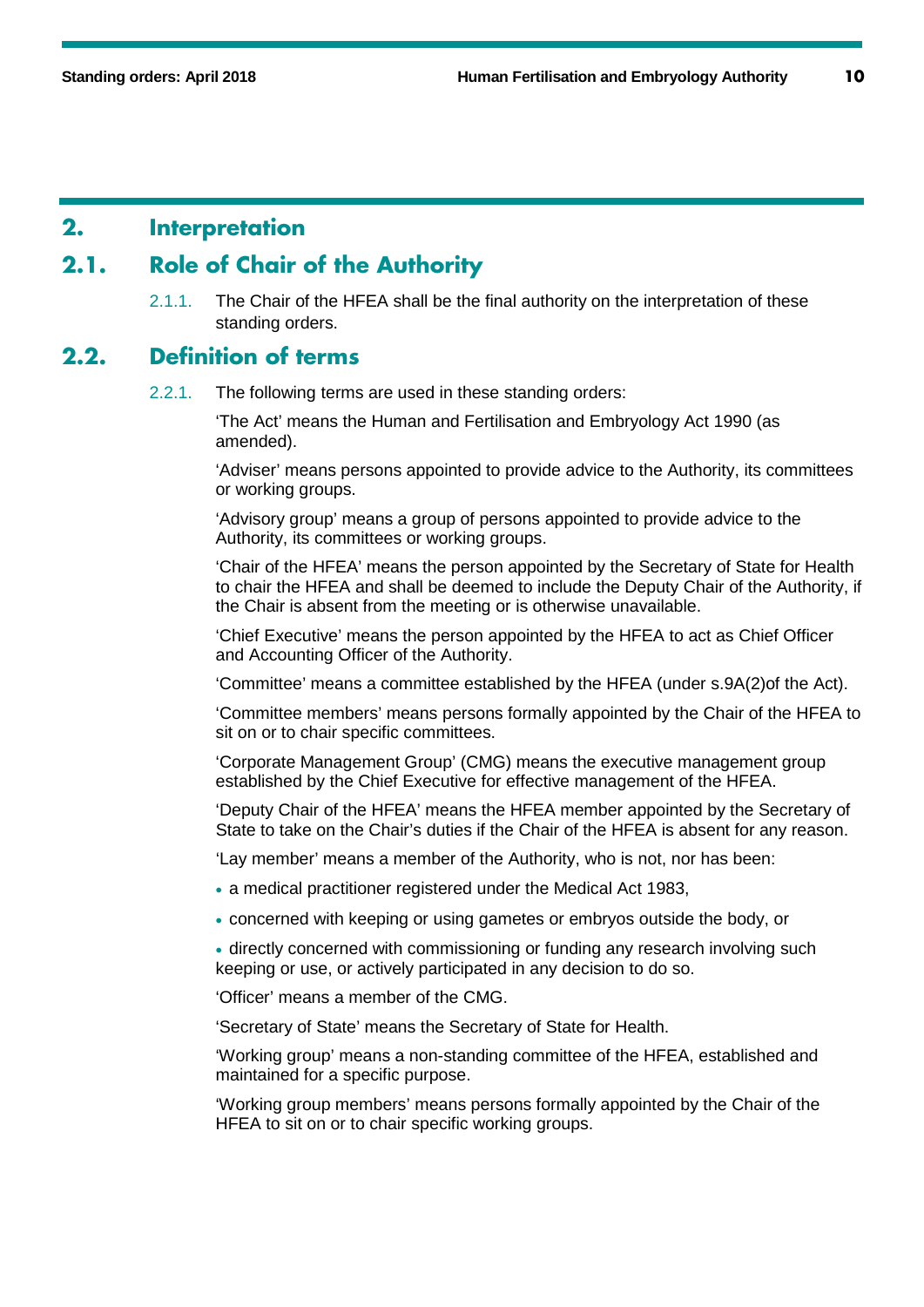## 2. Interpretation

## 2.1. Role of Chair of the Authority

2.1.1. The Chair of the HFEA shall be the final authority on the interpretation of these standing orders.

## 2.2. Definition of terms

2.2.1. The following terms are used in these standing orders:

'The Act' means the Human and Fertilisation and Embryology Act 1990 (as amended).

'Adviser' means persons appointed to provide advice to the Authority, its committees or working groups.

'Advisory group' means a group of persons appointed to provide advice to the Authority, its committees or working groups.

'Chair of the HFEA' means the person appointed by the Secretary of State for Health to chair the HFEA and shall be deemed to include the Deputy Chair of the Authority, if the Chair is absent from the meeting or is otherwise unavailable.

'Chief Executive' means the person appointed by the HFEA to act as Chief Officer and Accounting Officer of the Authority.

'Committee' means a committee established by the HFEA (under s.9A(2)of the Act).

'Committee members' means persons formally appointed by the Chair of the HFEA to sit on or to chair specific committees.

'Corporate Management Group' (CMG) means the executive management group established by the Chief Executive for effective management of the HFEA.

'Deputy Chair of the HFEA' means the HFEA member appointed by the Secretary of State to take on the Chair's duties if the Chair of the HFEA is absent for any reason.

'Lay member' means a member of the Authority, who is not, nor has been:

- a medical practitioner registered under the Medical Act 1983,
- concerned with keeping or using gametes or embryos outside the body, or
- directly concerned with commissioning or funding any research involving such keeping or use, or actively participated in any decision to do so.

'Officer' means a member of the CMG.

'Secretary of State' means the Secretary of State for Health.

'Working group' means a non-standing committee of the HFEA, established and maintained for a specific purpose.

'Working group members' means persons formally appointed by the Chair of the HFEA to sit on or to chair specific working groups.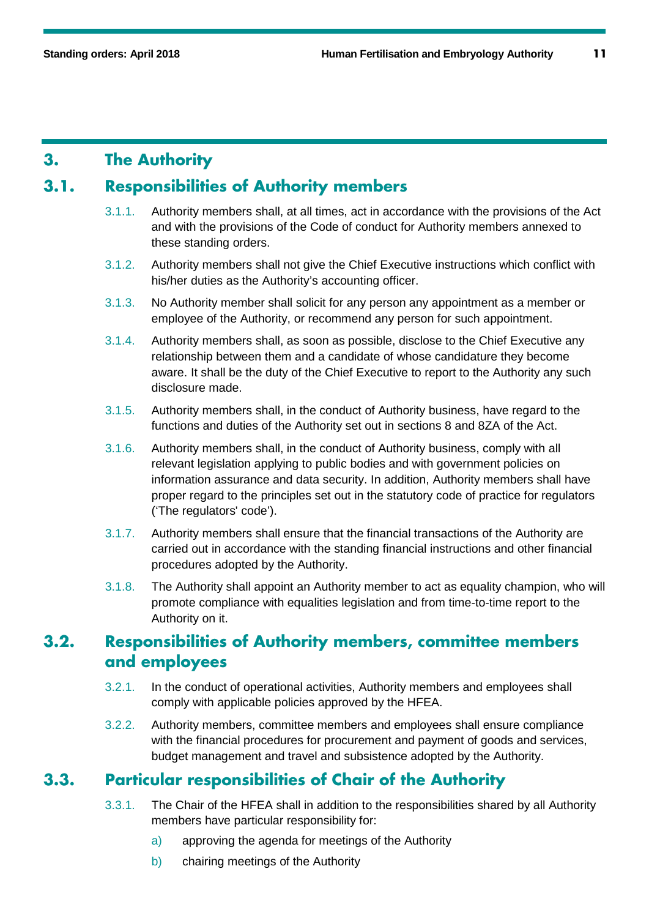# 3. The Authority

## 3.1. Responsibilities of Authority members

3.1.1. Authority members shall, at all times, act in accordance with the provisions of the Act and with the provisions of the Code of conduct for Authority members annexed to these standing orders.

3.1.2. Authority members shall not give the Chief Executive instructions which conflict with his/her duties as the Authority's accounting officer.

3.1.3. No Authority member shall solicit for any person any appointment as a member or employee of the Authority, or recommend any person for such appointment.

3.1.4. Authority members shall, as soon as possible, disclose to the Chief Executive any relationship between them and a candidate of whose candidature they become aware. It shall be the duty of the Chief Executive to report to the Authority any such disclosure made.

3.1.5. Authority members shall, in the conduct of Authority business, have regard to the functions and duties of the Authority set out in sections 8 and 8ZA of the Act.

3.1.6. Authority members shall, in the conduct of Authority business, comply with all relevant legislation applying to public bodies and with government policies on information assurance and data security. In addition, Authority members shall have proper regard to the principles set out in the statutory code of practice for regulators ('The regulators' code').

3.1.7. Authority members shall ensure that the financial transactions of the Authority are carried out in accordance with the standing financial instructions and other financial procedures adopted by the Authority.

3.1.8. The Authority shall appoint an Authority member to act as equality champion, who will promote compliance with equalities legislation and from time-to-time report to the Authority on it.

## 3.2. Responsibilities of Authority members, committee members and employees

3.2.1. In the conduct of operational activities, Authority members and employees shall comply with applicable policies approved by the HFEA.

3.2.2. Authority members, committee members and employees shall ensure compliance with the financial procedures for procurement and payment of goods and services, budget management and travel and subsistence adopted by the Authority.

## 3.3. Particular responsibilities of Chair of the Authority

3.3.1. The Chair of the HFEA shall in addition to the responsibilities shared by all Authority members have particular responsibility for:

a) approving the agenda for meetings of the Authority

b) chairing meetings of the Authority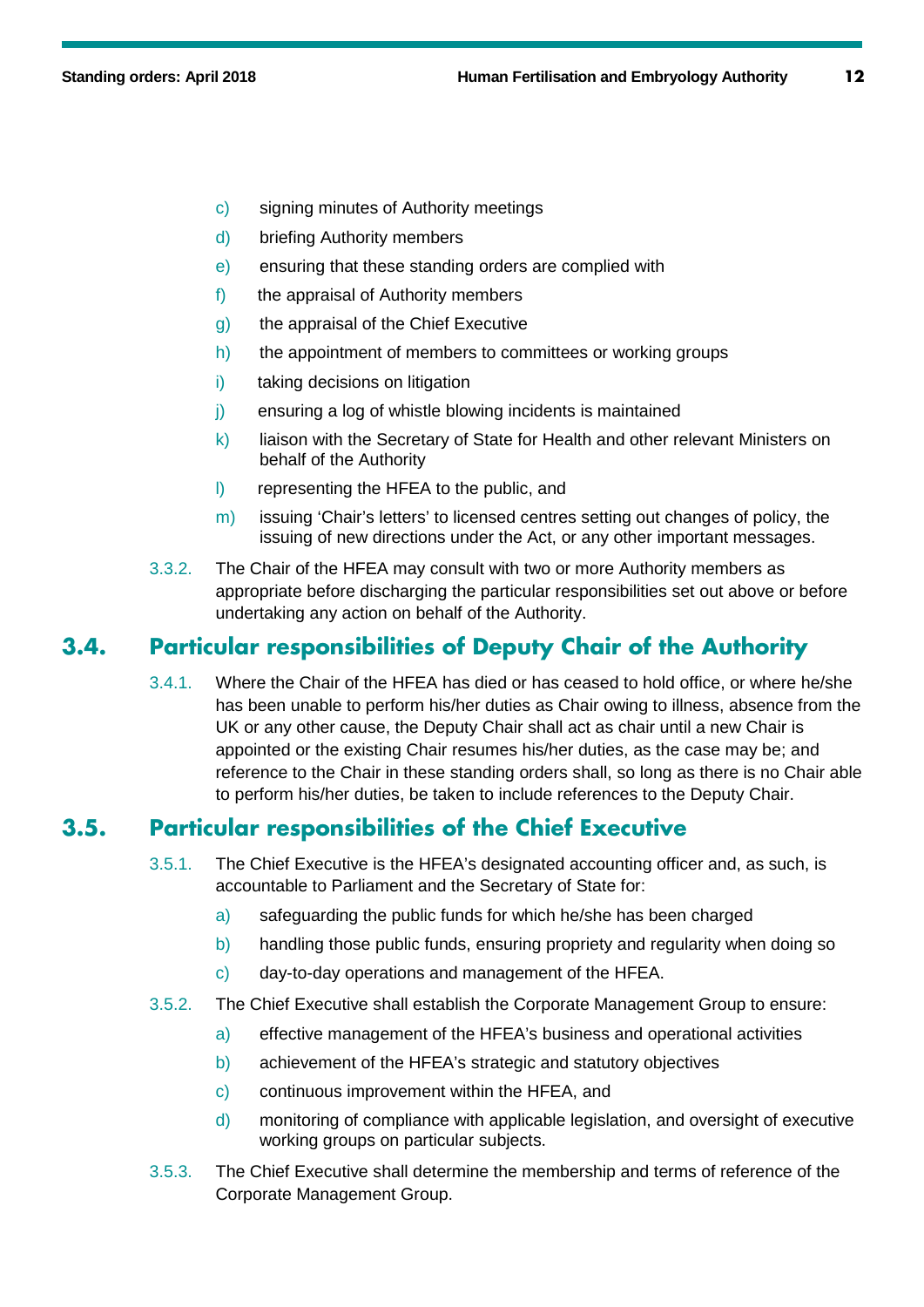c) signing minutes of Authority meetings

d) briefing Authority members

e) ensuring that these standing orders are complied with

f) the appraisal of Authority members

g) the appraisal of the Chief Executive

h) the appointment of members to committees or working groups

i) taking decisions on litigation

j) ensuring a log of whistle blowing incidents is maintained

k) liaison with the Secretary of State for Health and other relevant Ministers on behalf of the Authority

l) representing the HFEA to the public, and

m) issuing 'Chair's letters' to licensed centres setting out changes of policy, the issuing of new directions under the Act, or any other important messages.

3.3.2. The Chair of the HFEA may consult with two or more Authority members as appropriate before discharging the particular responsibilities set out above or before undertaking any action on behalf of the Authority.

## 3.4. Particular responsibilities of Deputy Chair of the Authority

3.4.1. Where the Chair of the HFEA has died or has ceased to hold office, or where he/she has been unable to perform his/her duties as Chair owing to illness, absence from the UK or any other cause, the Deputy Chair shall act as chair until a new Chair is appointed or the existing Chair resumes his/her duties, as the case may be; and reference to the Chair in these standing orders shall, so long as there is no Chair able to perform his/her duties, be taken to include references to the Deputy Chair.

## 3.5. Particular responsibilities of the Chief Executive

3.5.1. The Chief Executive is the HFEA's designated accounting officer and, as such, is accountable to Parliament and the Secretary of State for:

a) safeguarding the public funds for which he/she has been charged

b) handling those public funds, ensuring propriety and regularity when doing so

c) day-to-day operations and management of the HFEA.

3.5.2. The Chief Executive shall establish the Corporate Management Group to ensure:

a) effective management of the HFEA's business and operational activities

b) achievement of the HFEA's strategic and statutory objectives

c) continuous improvement within the HFEA, and

d) monitoring of compliance with applicable legislation, and oversight of executive working groups on particular subjects.

3.5.3. The Chief Executive shall determine the membership and terms of reference of the Corporate Management Group.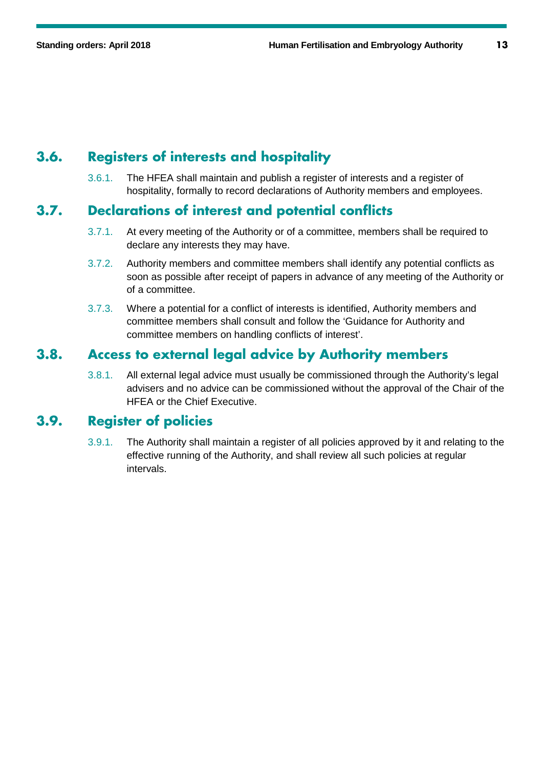## 3.6. Registers of interests and hospitality

3.6.1. The HFEA shall maintain and publish a register of interests and a register of hospitality, formally to record declarations of Authority members and employees.

## 3.7. Declarations of interest and potential conflicts

3.7.1. At every meeting of the Authority or of a committee, members shall be required to declare any interests they may have.

3.7.2. Authority members and committee members shall identify any potential conflicts as soon as possible after receipt of papers in advance of any meeting of the Authority or of a committee.

3.7.3. Where a potential for a conflict of interests is identified, Authority members and committee members shall consult and follow the 'Guidance for Authority and committee members on handling conflicts of interest'.

## 3.8. Access to external legal advice by Authority members

3.8.1. All external legal advice must usually be commissioned through the Authority's legal advisers and no advice can be commissioned without the approval of the Chair of the HFEA or the Chief Executive.

## 3.9. Register of policies

3.9.1. The Authority shall maintain a register of all policies approved by it and relating to the effective running of the Authority, and shall review all such policies at regular intervals.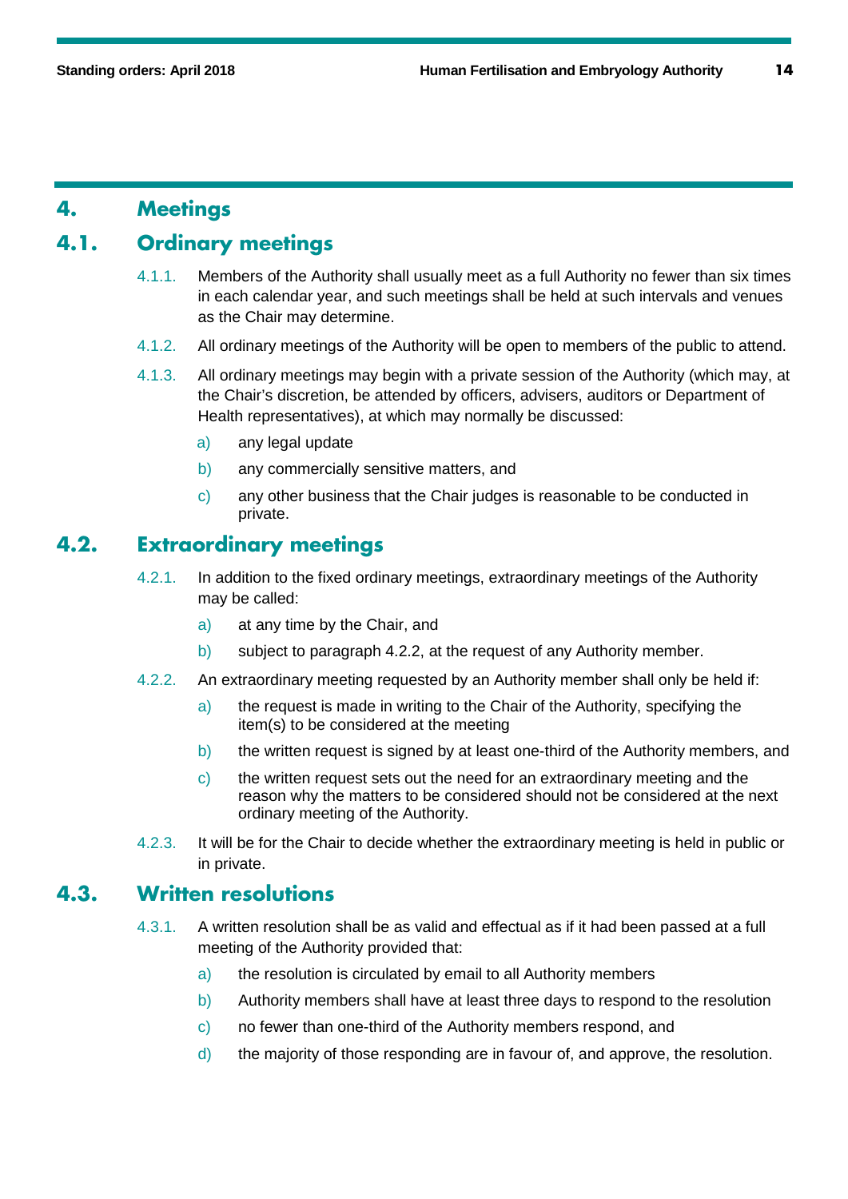# 4. Meetings

## 4.1. Ordinary meetings

4.1.1. Members of the Authority shall usually meet as a full Authority no fewer than six times in each calendar year, and such meetings shall be held at such intervals and venues as the Chair may determine.

4.1.2. All ordinary meetings of the Authority will be open to members of the public to attend.

4.1.3. All ordinary meetings may begin with a private session of the Authority (which may, at the Chair's discretion, be attended by officers, advisers, auditors or Department of Health representatives), at which may normally be discussed:

- a) any legal update
- b) any commercially sensitive matters, and
- c) any other business that the Chair judges is reasonable to be conducted in private.

## 4.2. Extraordinary meetings

4.2.1. In addition to the fixed ordinary meetings, extraordinary meetings of the Authority may be called:

- a) at any time by the Chair, and
- b) subject to paragraph 4.2.2, at the request of any Authority member.

4.2.2. An extraordinary meeting requested by an Authority member shall only be held if:

- a) the request is made in writing to the Chair of the Authority, specifying the item(s) to be considered at the meeting
- b) the written request is signed by at least one-third of the Authority members, and
- c) the written request sets out the need for an extraordinary meeting and the reason why the matters to be considered should not be considered at the next ordinary meeting of the Authority.

4.2.3. It will be for the Chair to decide whether the extraordinary meeting is held in public or in private.

## 4.3. Written resolutions

4.3.1. A written resolution shall be as valid and effectual as if it had been passed at a full meeting of the Authority provided that:

- a) the resolution is circulated by email to all Authority members
- b) Authority members shall have at least three days to respond to the resolution
- c) no fewer than one-third of the Authority members respond, and
- d) the majority of those responding are in favour of, and approve, the resolution.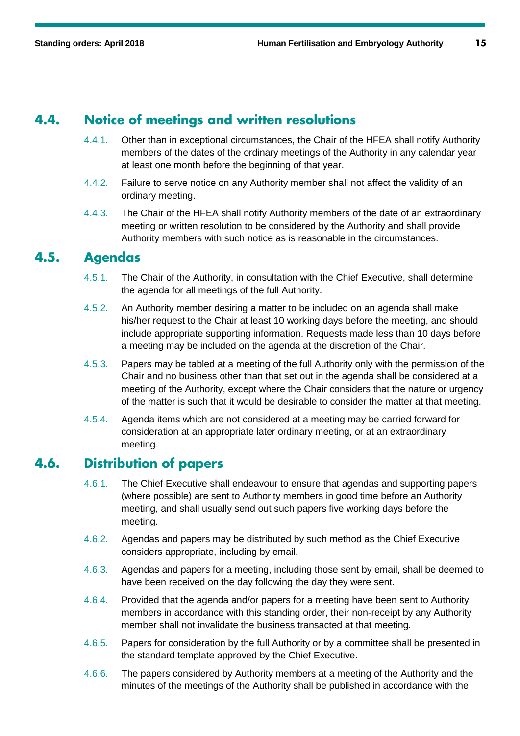## 4.4. Notice of meetings and written resolutions

4.4.1. Other than in exceptional circumstances, the Chair of the HFEA shall notify Authority members of the dates of the ordinary meetings of the Authority in any calendar year at least one month before the beginning of that year.

4.4.2. Failure to serve notice on any Authority member shall not affect the validity of an ordinary meeting.

4.4.3. The Chair of the HFEA shall notify Authority members of the date of an extraordinary meeting or written resolution to be considered by the Authority and shall provide Authority members with such notice as is reasonable in the circumstances.

## 4.5. Agendas

4.5.1. The Chair of the Authority, in consultation with the Chief Executive, shall determine the agenda for all meetings of the full Authority.

4.5.2. An Authority member desiring a matter to be included on an agenda shall make his/her request to the Chair at least 10 working days before the meeting, and should include appropriate supporting information. Requests made less than 10 days before a meeting may be included on the agenda at the discretion of the Chair.

4.5.3. Papers may be tabled at a meeting of the full Authority only with the permission of the Chair and no business other than that set out in the agenda shall be considered at a meeting of the Authority, except where the Chair considers that the nature or urgency of the matter is such that it would be desirable to consider the matter at that meeting.

4.5.4. Agenda items which are not considered at a meeting may be carried forward for consideration at an appropriate later ordinary meeting, or at an extraordinary meeting.

## 4.6. Distribution of papers

4.6.1. The Chief Executive shall endeavour to ensure that agendas and supporting papers (where possible) are sent to Authority members in good time before an Authority meeting, and shall usually send out such papers five working days before the meeting.

4.6.2. Agendas and papers may be distributed by such method as the Chief Executive considers appropriate, including by email.

4.6.3. Agendas and papers for a meeting, including those sent by email, shall be deemed to have been received on the day following the day they were sent.

4.6.4. Provided that the agenda and/or papers for a meeting have been sent to Authority members in accordance with this standing order, their non-receipt by any Authority member shall not invalidate the business transacted at that meeting.

4.6.5. Papers for consideration by the full Authority or by a committee shall be presented in the standard template approved by the Chief Executive.

4.6.6. The papers considered by Authority members at a meeting of the Authority and the minutes of the meetings of the Authority shall be published in accordance with the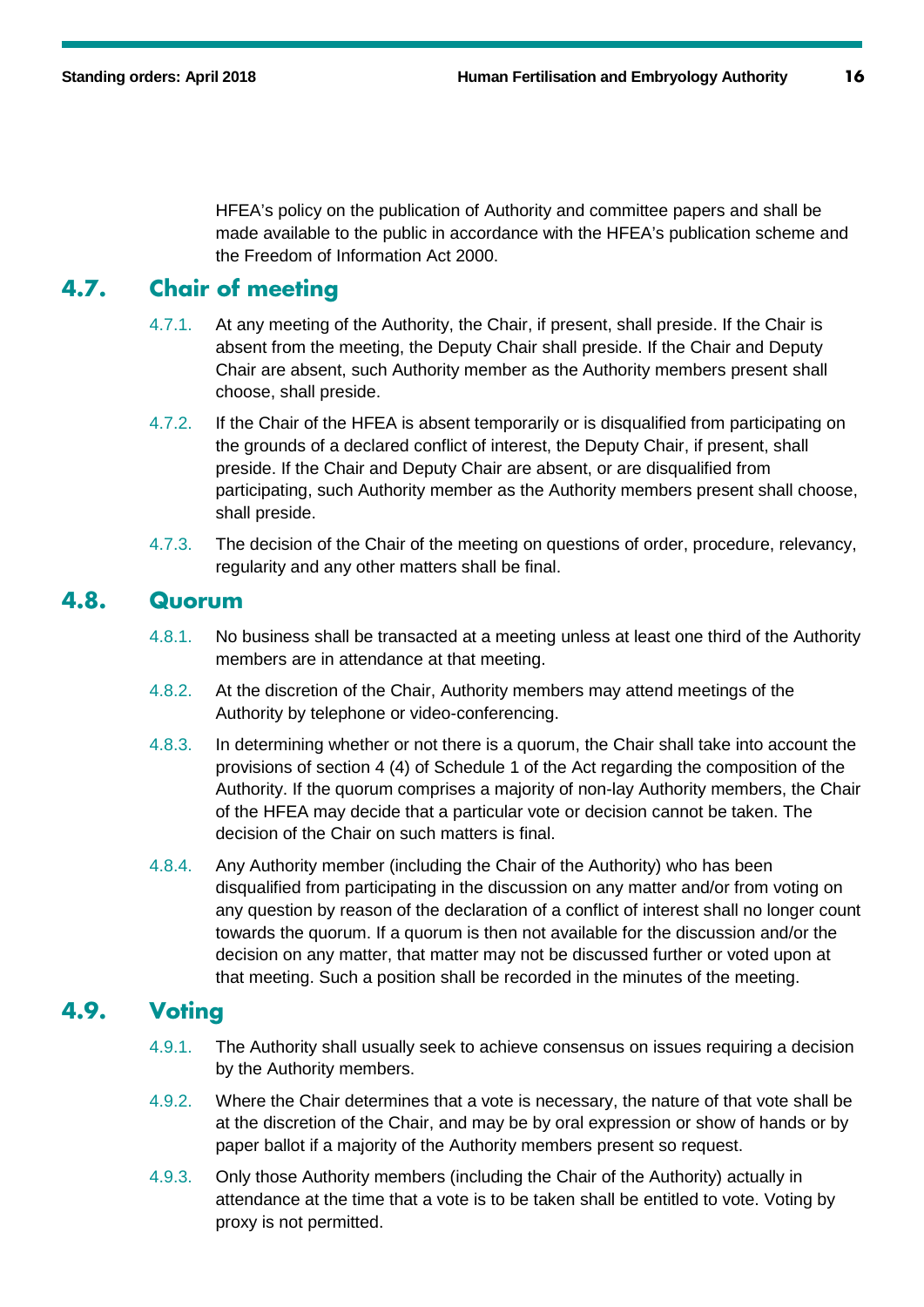HFEA's policy on the publication of Authority and committee papers and shall be made available to the public in accordance with the HFEA's publication scheme and the Freedom of Information Act 2000.

## 4.7. Chair of meeting

4.7.1. At any meeting of the Authority, the Chair, if present, shall preside. If the Chair is absent from the meeting, the Deputy Chair shall preside. If the Chair and Deputy Chair are absent, such Authority member as the Authority members present shall choose, shall preside.

4.7.2. If the Chair of the HFEA is absent temporarily or is disqualified from participating on the grounds of a declared conflict of interest, the Deputy Chair, if present, shall preside. If the Chair and Deputy Chair are absent, or are disqualified from participating, such Authority member as the Authority members present shall choose, shall preside.

4.7.3. The decision of the Chair of the meeting on questions of order, procedure, relevancy, regularity and any other matters shall be final.

## 4.8. Quorum

4.8.1. No business shall be transacted at a meeting unless at least one third of the Authority members are in attendance at that meeting.

4.8.2. At the discretion of the Chair, Authority members may attend meetings of the Authority by telephone or video-conferencing.

4.8.3. In determining whether or not there is a quorum, the Chair shall take into account the provisions of section 4 (4) of Schedule 1 of the Act regarding the composition of the Authority. If the quorum comprises a majority of non-lay Authority members, the Chair of the HFEA may decide that a particular vote or decision cannot be taken. The decision of the Chair on such matters is final.

4.8.4. Any Authority member (including the Chair of the Authority) who has been disqualified from participating in the discussion on any matter and/or from voting on any question by reason of the declaration of a conflict of interest shall no longer count towards the quorum. If a quorum is then not available for the discussion and/or the decision on any matter, that matter may not be discussed further or voted upon at that meeting. Such a position shall be recorded in the minutes of the meeting.

## 4.9. Voting

4.9.1. The Authority shall usually seek to achieve consensus on issues requiring a decision by the Authority members.

4.9.2. Where the Chair determines that a vote is necessary, the nature of that vote shall be at the discretion of the Chair, and may be by oral expression or show of hands or by paper ballot if a majority of the Authority members present so request.

4.9.3. Only those Authority members (including the Chair of the Authority) actually in attendance at the time that a vote is to be taken shall be entitled to vote. Voting by proxy is not permitted.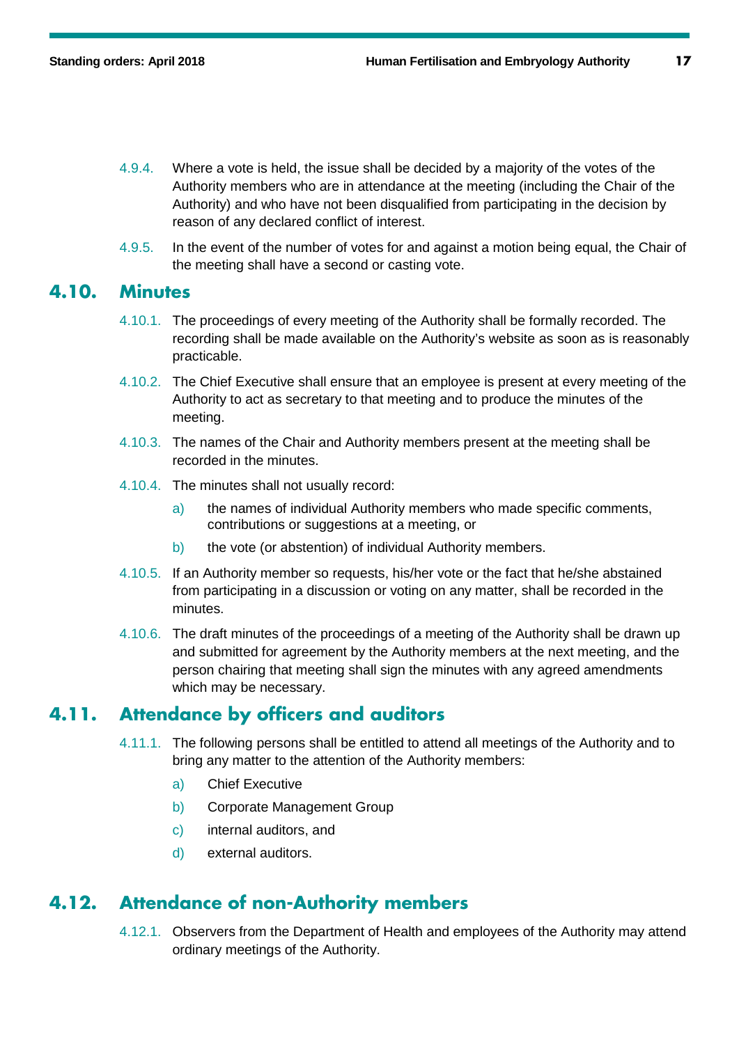4.9.4. Where a vote is held, the issue shall be decided by a majority of the votes of the Authority members who are in attendance at the meeting (including the Chair of the Authority) and who have not been disqualified from participating in the decision by reason of any declared conflict of interest.

4.9.5. In the event of the number of votes for and against a motion being equal, the Chair of the meeting shall have a second or casting vote.

## 4.10. Minutes

4.10.1. The proceedings of every meeting of the Authority shall be formally recorded. The recording shall be made available on the Authority's website as soon as is reasonably practicable.

4.10.2. The Chief Executive shall ensure that an employee is present at every meeting of the Authority to act as secretary to that meeting and to produce the minutes of the meeting.

4.10.3. The names of the Chair and Authority members present at the meeting shall be recorded in the minutes.

4.10.4. The minutes shall not usually record:

- a) the names of individual Authority members who made specific comments, contributions or suggestions at a meeting, or
- b) the vote (or abstention) of individual Authority members.

4.10.5. If an Authority member so requests, his/her vote or the fact that he/she abstained from participating in a discussion or voting on any matter, shall be recorded in the minutes.

4.10.6. The draft minutes of the proceedings of a meeting of the Authority shall be drawn up and submitted for agreement by the Authority members at the next meeting, and the person chairing that meeting shall sign the minutes with any agreed amendments which may be necessary.

## 4.11. Attendance by officers and auditors

4.11.1. The following persons shall be entitled to attend all meetings of the Authority and to bring any matter to the attention of the Authority members:

- a) Chief Executive
- b) Corporate Management Group
- c) internal auditors, and
- d) external auditors.

## 4.12. Attendance of non-Authority members

4.12.1. Observers from the Department of Health and employees of the Authority may attend ordinary meetings of the Authority.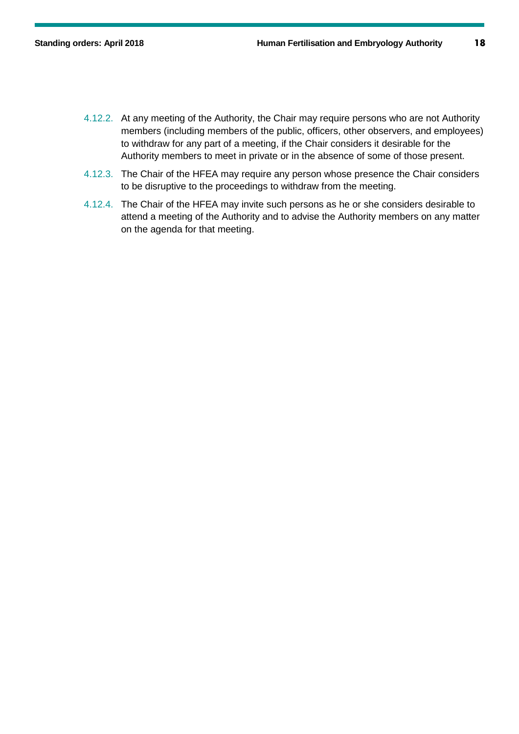4.12.2. At any meeting of the Authority, the Chair may require persons who are not Authority members (including members of the public, officers, other observers, and employees) to withdraw for any part of a meeting, if the Chair considers it desirable for the Authority members to meet in private or in the absence of some of those present.

4.12.3. The Chair of the HFEA may require any person whose presence the Chair considers to be disruptive to the proceedings to withdraw from the meeting.

4.12.4. The Chair of the HFEA may invite such persons as he or she considers desirable to attend a meeting of the Authority and to advise the Authority members on any matter on the agenda for that meeting.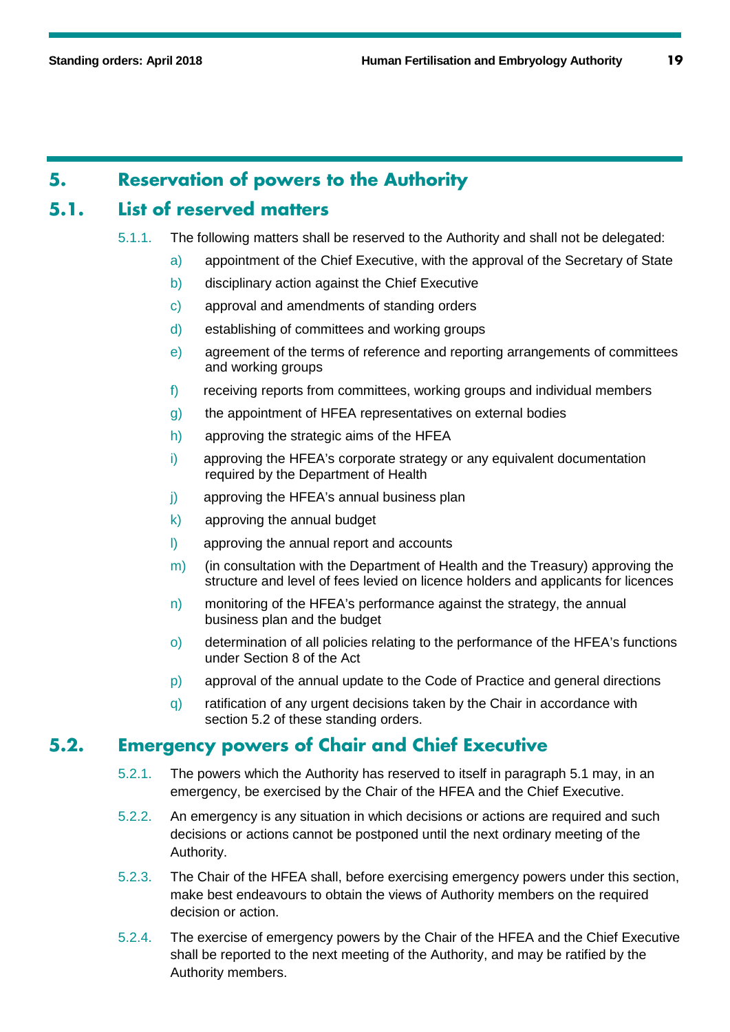## 5. Reservation of powers to the Authority

### 5.1. List of reserved matters

5.1.1. The following matters shall be reserved to the Authority and shall not be delegated:

a) appointment of the Chief Executive, with the approval of the Secretary of State

b) disciplinary action against the Chief Executive

c) approval and amendments of standing orders

d) establishing of committees and working groups

e) agreement of the terms of reference and reporting arrangements of committees and working groups

f) receiving reports from committees, working groups and individual members

g) the appointment of HFEA representatives on external bodies

h) approving the strategic aims of the HFEA

i) approving the HFEA's corporate strategy or any equivalent documentation required by the Department of Health

j) approving the HFEA's annual business plan

k) approving the annual budget

l) approving the annual report and accounts

m) (in consultation with the Department of Health and the Treasury) approving the structure and level of fees levied on licence holders and applicants for licences

n) monitoring of the HFEA's performance against the strategy, the annual business plan and the budget

o) determination of all policies relating to the performance of the HFEA's functions under Section 8 of the Act

p) approval of the annual update to the Code of Practice and general directions

q) ratification of any urgent decisions taken by the Chair in accordance with section 5.2 of these standing orders.

### 5.2. Emergency powers of Chair and Chief Executive

5.2.1. The powers which the Authority has reserved to itself in paragraph 5.1 may, in an emergency, be exercised by the Chair of the HFEA and the Chief Executive.

5.2.2. An emergency is any situation in which decisions or actions are required and such decisions or actions cannot be postponed until the next ordinary meeting of the Authority.

5.2.3. The Chair of the HFEA shall, before exercising emergency powers under this section, make best endeavours to obtain the views of Authority members on the required decision or action.

5.2.4. The exercise of emergency powers by the Chair of the HFEA and the Chief Executive shall be reported to the next meeting of the Authority, and may be ratified by the Authority members.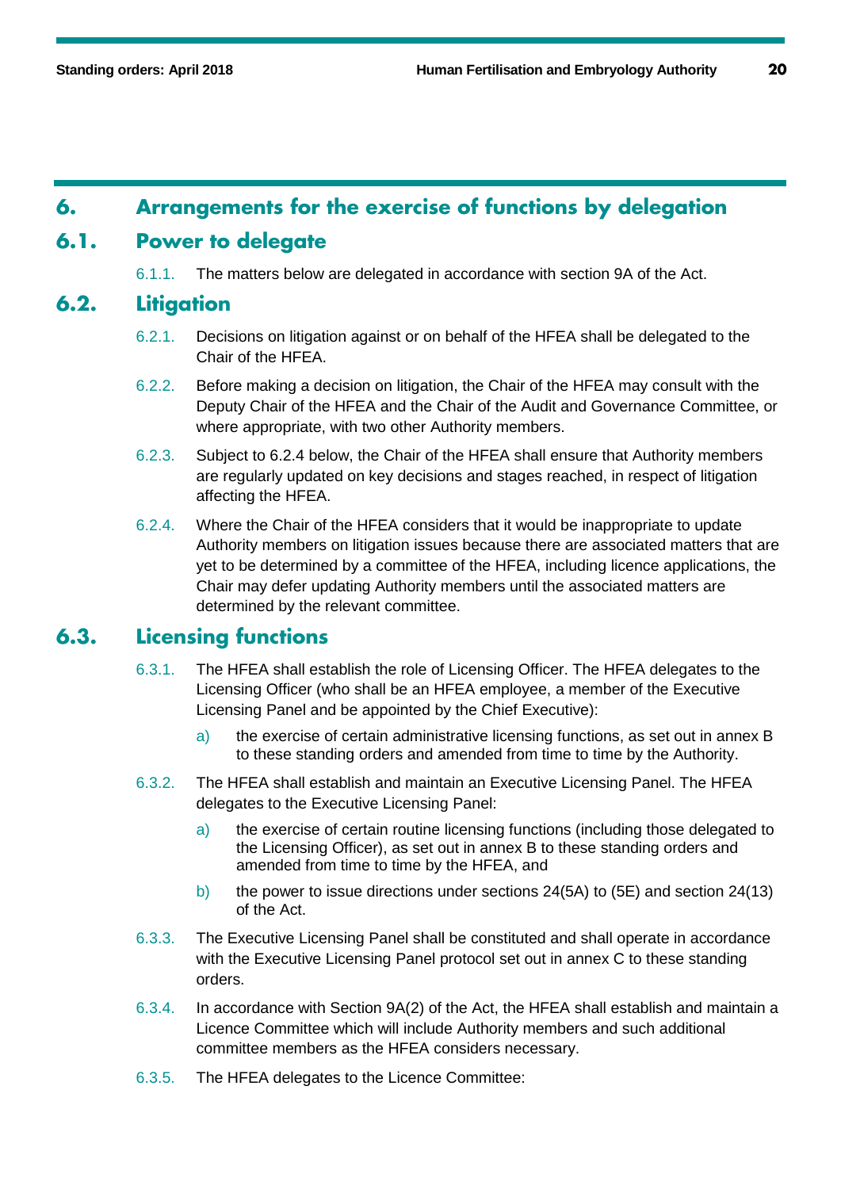# 6. Arrangements for the exercise of functions by delegation

## 6.1. Power to delegate

6.1.1. The matters below are delegated in accordance with section 9A of the Act.

## 6.2. Litigation

6.2.1. Decisions on litigation against or on behalf of the HFEA shall be delegated to the Chair of the HFEA.

6.2.2. Before making a decision on litigation, the Chair of the HFEA may consult with the Deputy Chair of the HFEA and the Chair of the Audit and Governance Committee, or where appropriate, with two other Authority members.

6.2.3. Subject to 6.2.4 below, the Chair of the HFEA shall ensure that Authority members are regularly updated on key decisions and stages reached, in respect of litigation affecting the HFEA.

6.2.4. Where the Chair of the HFEA considers that it would be inappropriate to update Authority members on litigation issues because there are associated matters that are yet to be determined by a committee of the HFEA, including licence applications, the Chair may defer updating Authority members until the associated matters are determined by the relevant committee.

## 6.3. Licensing functions

6.3.1. The HFEA shall establish the role of Licensing Officer. The HFEA delegates to the Licensing Officer (who shall be an HFEA employee, a member of the Executive Licensing Panel and be appointed by the Chief Executive):

a) the exercise of certain administrative licensing functions, as set out in annex B to these standing orders and amended from time to time by the Authority.

6.3.2. The HFEA shall establish and maintain an Executive Licensing Panel. The HFEA delegates to the Executive Licensing Panel:

a) the exercise of certain routine licensing functions (including those delegated to the Licensing Officer), as set out in annex B to these standing orders and amended from time to time by the HFEA, and

b) the power to issue directions under sections 24(5A) to (5E) and section 24(13) of the Act.

6.3.3. The Executive Licensing Panel shall be constituted and shall operate in accordance with the Executive Licensing Panel protocol set out in annex C to these standing orders.

6.3.4. In accordance with Section 9A(2) of the Act, the HFEA shall establish and maintain a Licence Committee which will include Authority members and such additional committee members as the HFEA considers necessary.

6.3.5. The HFEA delegates to the Licence Committee: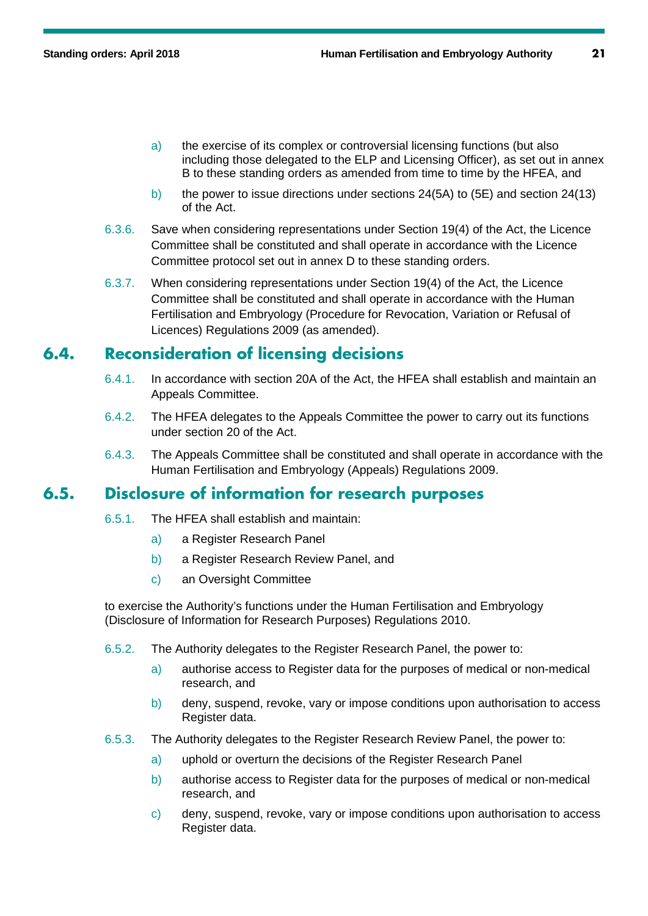a) the exercise of its complex or controversial licensing functions (but also including those delegated to the ELP and Licensing Officer), as set out in annex B to these standing orders as amended from time to time by the HFEA, and

b) the power to issue directions under sections 24(5A) to (5E) and section 24(13) of the Act.

6.3.6. Save when considering representations under Section 19(4) of the Act, the Licence Committee shall be constituted and shall operate in accordance with the Licence Committee protocol set out in annex D to these standing orders.

6.3.7. When considering representations under Section 19(4) of the Act, the Licence Committee shall be constituted and shall operate in accordance with the Human Fertilisation and Embryology (Procedure for Revocation, Variation or Refusal of Licences) Regulations 2009 (as amended).

## 6.4. Reconsideration of licensing decisions

6.4.1. In accordance with section 20A of the Act, the HFEA shall establish and maintain an Appeals Committee.

6.4.2. The HFEA delegates to the Appeals Committee the power to carry out its functions under section 20 of the Act.

6.4.3. The Appeals Committee shall be constituted and shall operate in accordance with the Human Fertilisation and Embryology (Appeals) Regulations 2009.

## 6.5. Disclosure of information for research purposes

6.5.1. The HFEA shall establish and maintain:

a) a Register Research Panel

b) a Register Research Review Panel, and

c) an Oversight Committee

to exercise the Authority's functions under the Human Fertilisation and Embryology (Disclosure of Information for Research Purposes) Regulations 2010.

6.5.2. The Authority delegates to the Register Research Panel, the power to:

a) authorise access to Register data for the purposes of medical or non-medical research, and

b) deny, suspend, revoke, vary or impose conditions upon authorisation to access Register data.

6.5.3. The Authority delegates to the Register Research Review Panel, the power to:

a) uphold or overturn the decisions of the Register Research Panel

b) authorise access to Register data for the purposes of medical or non-medical research, and

c) deny, suspend, revoke, vary or impose conditions upon authorisation to access Register data.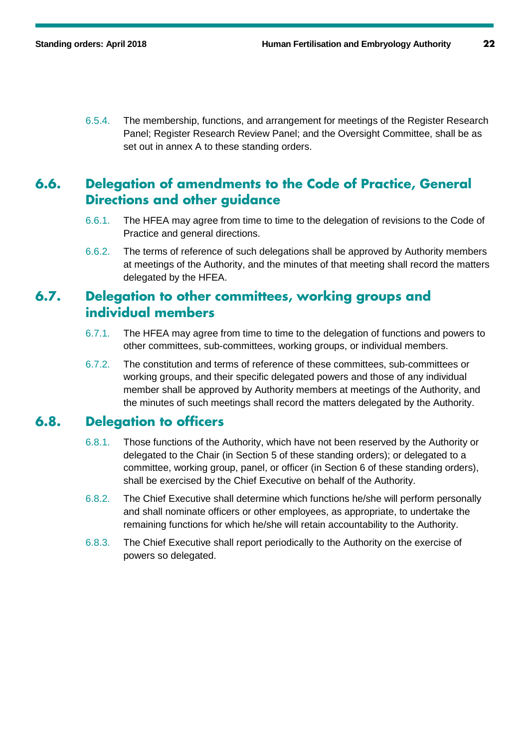6.5.4. The membership, functions, and arrangement for meetings of the Register Research Panel; Register Research Review Panel; and the Oversight Committee, shall be as set out in annex A to these standing orders.

## 6.6. Delegation of amendments to the Code of Practice, General Directions and other guidance

6.6.1. The HFEA may agree from time to time to the delegation of revisions to the Code of Practice and general directions.

6.6.2. The terms of reference of such delegations shall be approved by Authority members at meetings of the Authority, and the minutes of that meeting shall record the matters delegated by the HFEA.

## 6.7. Delegation to other committees, working groups and individual members

6.7.1. The HFEA may agree from time to time to the delegation of functions and powers to other committees, sub-committees, working groups, or individual members.

6.7.2. The constitution and terms of reference of these committees, sub-committees or working groups, and their specific delegated powers and those of any individual member shall be approved by Authority members at meetings of the Authority, and the minutes of such meetings shall record the matters delegated by the Authority.

## 6.8. Delegation to officers

6.8.1. Those functions of the Authority, which have not been reserved by the Authority or delegated to the Chair (in Section 5 of these standing orders); or delegated to a committee, working group, panel, or officer (in Section 6 of these standing orders), shall be exercised by the Chief Executive on behalf of the Authority.

6.8.2. The Chief Executive shall determine which functions he/she will perform personally and shall nominate officers or other employees, as appropriate, to undertake the remaining functions for which he/she will retain accountability to the Authority.

6.8.3. The Chief Executive shall report periodically to the Authority on the exercise of powers so delegated.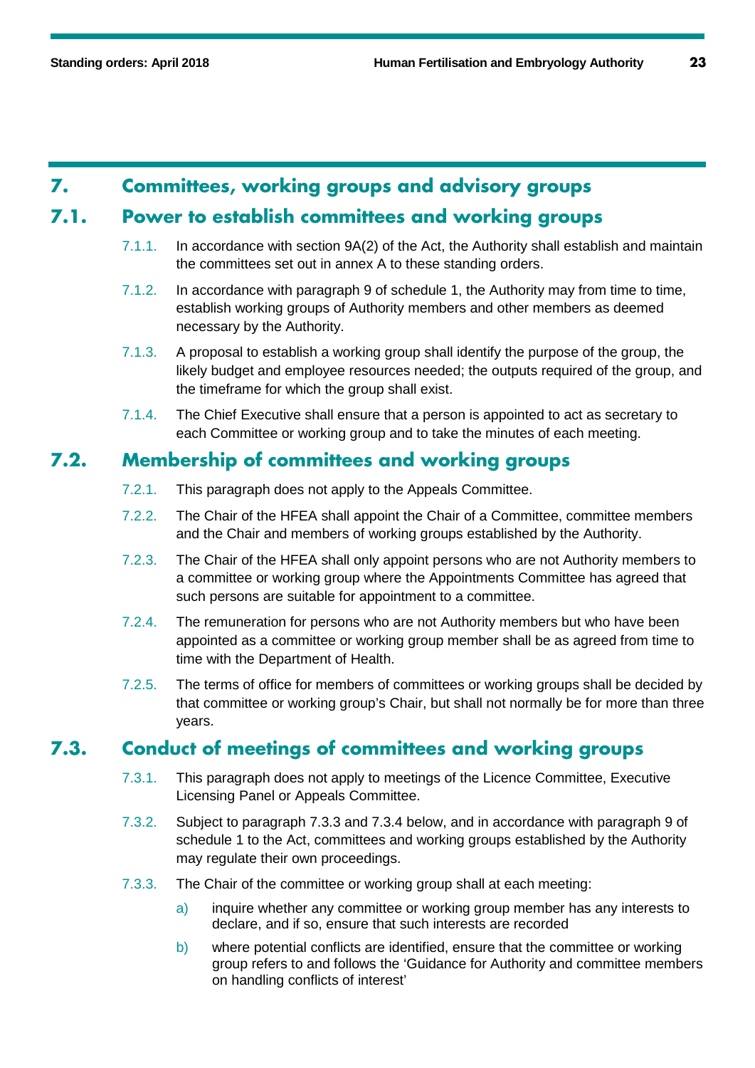# 7. Committees, working groups and advisory groups

## 7.1. Power to establish committees and working groups

7.1.1. In accordance with section 9A(2) of the Act, the Authority shall establish and maintain the committees set out in annex A to these standing orders.

7.1.2. In accordance with paragraph 9 of schedule 1, the Authority may from time to time, establish working groups of Authority members and other members as deemed necessary by the Authority.

7.1.3. A proposal to establish a working group shall identify the purpose of the group, the likely budget and employee resources needed; the outputs required of the group, and the timeframe for which the group shall exist.

7.1.4. The Chief Executive shall ensure that a person is appointed to act as secretary to each Committee or working group and to take the minutes of each meeting.

## 7.2. Membership of committees and working groups

7.2.1. This paragraph does not apply to the Appeals Committee.

7.2.2. The Chair of the HFEA shall appoint the Chair of a Committee, committee members and the Chair and members of working groups established by the Authority.

7.2.3. The Chair of the HFEA shall only appoint persons who are not Authority members to a committee or working group where the Appointments Committee has agreed that such persons are suitable for appointment to a committee.

7.2.4. The remuneration for persons who are not Authority members but who have been appointed as a committee or working group member shall be as agreed from time to time with the Department of Health.

7.2.5. The terms of office for members of committees or working groups shall be decided by that committee or working group's Chair, but shall not normally be for more than three years.

## 7.3. Conduct of meetings of committees and working groups

7.3.1. This paragraph does not apply to meetings of the Licence Committee, Executive Licensing Panel or Appeals Committee.

7.3.2. Subject to paragraph 7.3.3 and 7.3.4 below, and in accordance with paragraph 9 of schedule 1 to the Act, committees and working groups established by the Authority may regulate their own proceedings.

7.3.3. The Chair of the committee or working group shall at each meeting:

a) inquire whether any committee or working group member has any interests to declare, and if so, ensure that such interests are recorded

b) where potential conflicts are identified, ensure that the committee or working group refers to and follows the 'Guidance for Authority and committee members on handling conflicts of interest'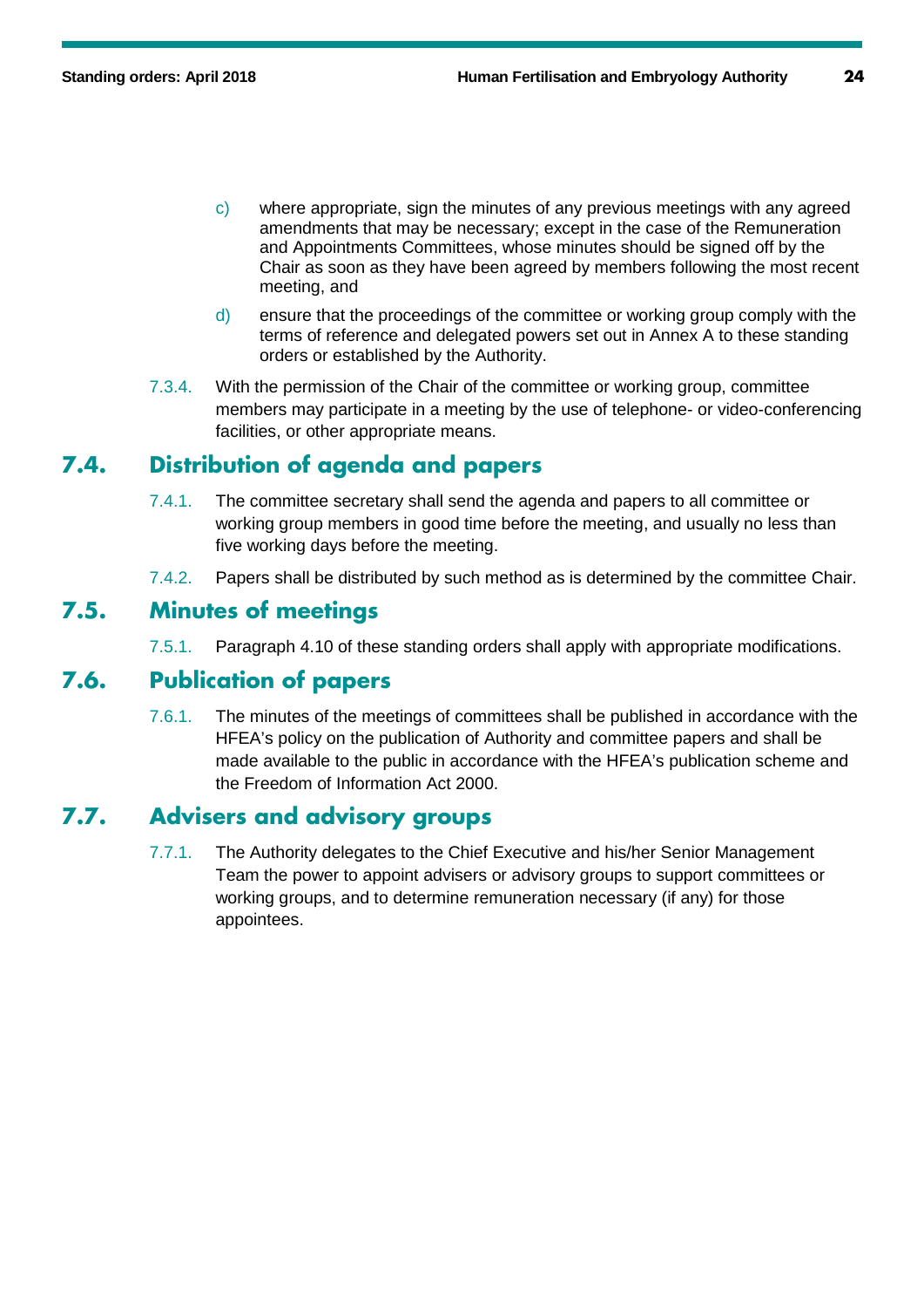c) where appropriate, sign the minutes of any previous meetings with any agreed amendments that may be necessary; except in the case of the Remuneration and Appointments Committees, whose minutes should be signed off by the Chair as soon as they have been agreed by members following the most recent meeting, and

d) ensure that the proceedings of the committee or working group comply with the terms of reference and delegated powers set out in Annex A to these standing orders or established by the Authority.

7.3.4. With the permission of the Chair of the committee or working group, committee members may participate in a meeting by the use of telephone- or video-conferencing facilities, or other appropriate means.

## 7.4. Distribution of agenda and papers

7.4.1. The committee secretary shall send the agenda and papers to all committee or working group members in good time before the meeting, and usually no less than five working days before the meeting.

7.4.2. Papers shall be distributed by such method as is determined by the committee Chair.

## 7.5. Minutes of meetings

7.5.1. Paragraph 4.10 of these standing orders shall apply with appropriate modifications.

## 7.6. Publication of papers

7.6.1. The minutes of the meetings of committees shall be published in accordance with the HFEA's policy on the publication of Authority and committee papers and shall be made available to the public in accordance with the HFEA's publication scheme and the Freedom of Information Act 2000.

## 7.7. Advisers and advisory groups

7.7.1. The Authority delegates to the Chief Executive and his/her Senior Management Team the power to appoint advisers or advisory groups to support committees or working groups, and to determine remuneration necessary (if any) for those appointees.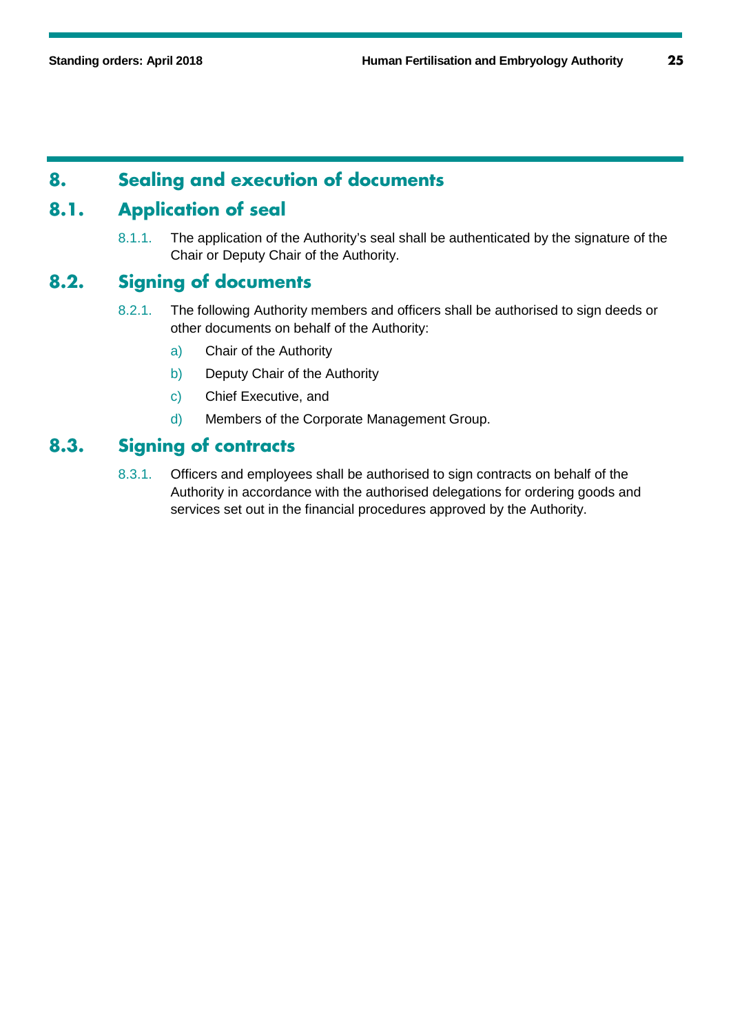# 8. Sealing and execution of documents

## 8.1. Application of seal

8.1.1. The application of the Authority's seal shall be authenticated by the signature of the Chair or Deputy Chair of the Authority.

## 8.2. Signing of documents

8.2.1. The following Authority members and officers shall be authorised to sign deeds or other documents on behalf of the Authority:

a) Chair of the Authority

b) Deputy Chair of the Authority

c) Chief Executive, and

d) Members of the Corporate Management Group.

## 8.3. Signing of contracts

8.3.1. Officers and employees shall be authorised to sign contracts on behalf of the Authority in accordance with the authorised delegations for ordering goods and services set out in the financial procedures approved by the Authority.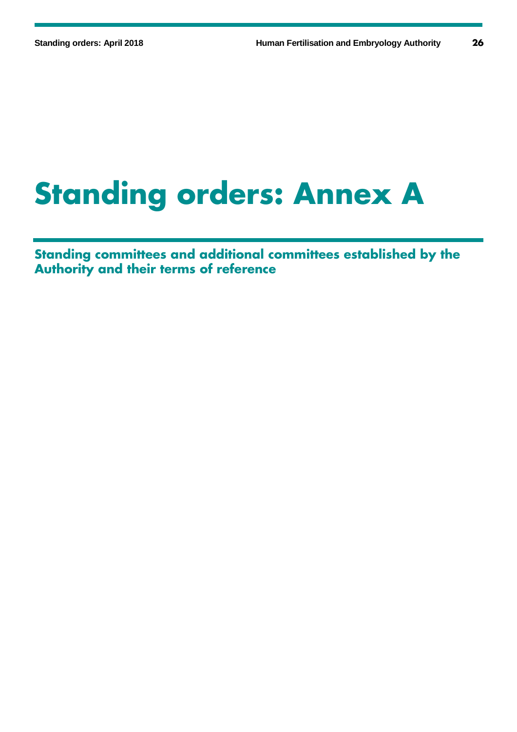# Standing orders: Annex A

## Standing committees and additional committees established by the Authority and their terms of reference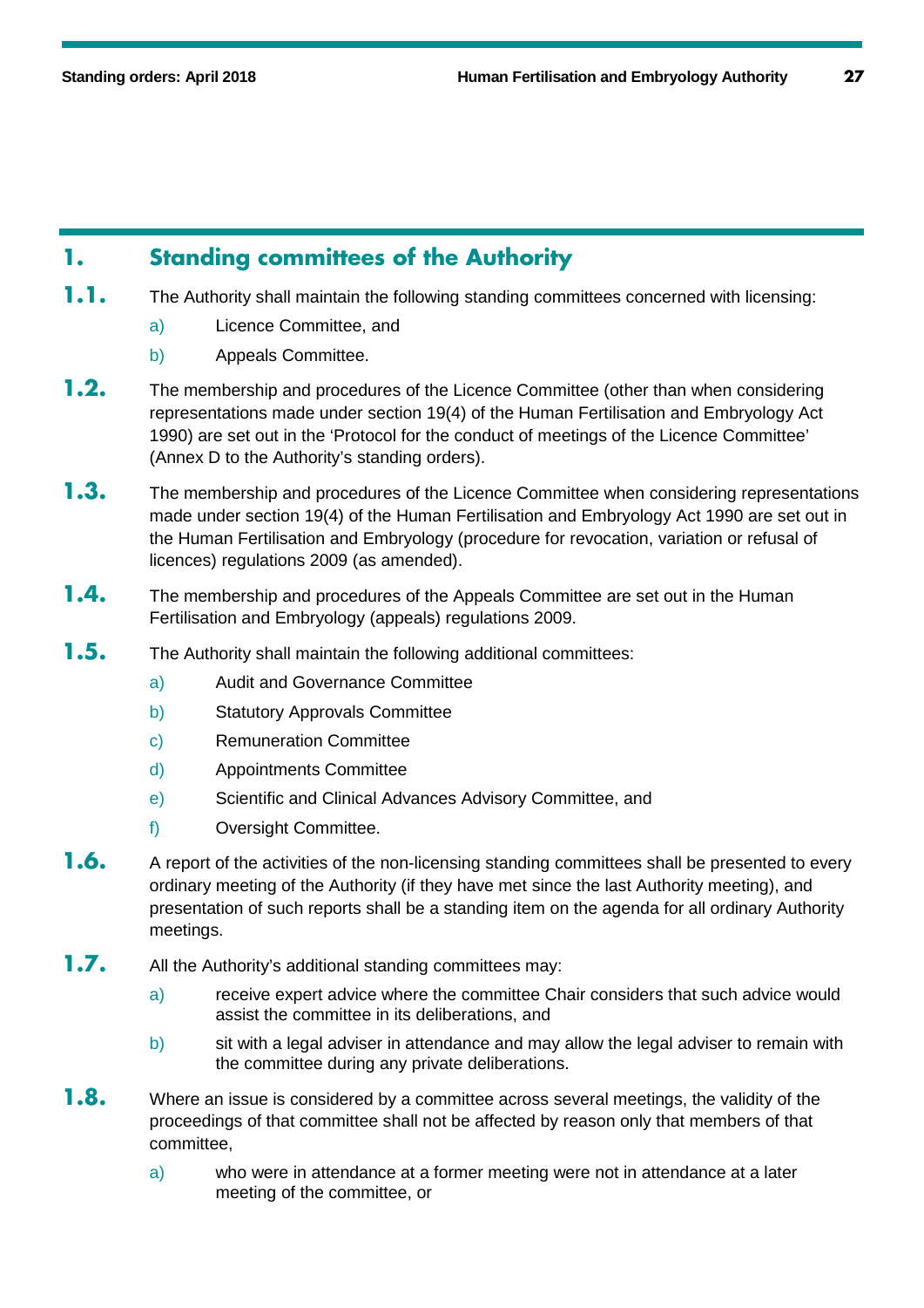## 1. Standing committees of the Authority

**1.1.** The Authority shall maintain the following standing committees concerned with licensing:

a) Licence Committee, and

b) Appeals Committee.

**1.2.** The membership and procedures of the Licence Committee (other than when considering representations made under section 19(4) of the Human Fertilisation and Embryology Act 1990) are set out in the 'Protocol for the conduct of meetings of the Licence Committee' (Annex D to the Authority's standing orders).

**1.3.** The membership and procedures of the Licence Committee when considering representations made under section 19(4) of the Human Fertilisation and Embryology Act 1990 are set out in the Human Fertilisation and Embryology (procedure for revocation, variation or refusal of licences) regulations 2009 (as amended).

**1.4.** The membership and procedures of the Appeals Committee are set out in the Human Fertilisation and Embryology (appeals) regulations 2009.

**1.5.** The Authority shall maintain the following additional committees:

a) Audit and Governance Committee

b) Statutory Approvals Committee

c) Remuneration Committee

d) Appointments Committee

e) Scientific and Clinical Advances Advisory Committee, and

f) Oversight Committee.

**1.6.** A report of the activities of the non-licensing standing committees shall be presented to every ordinary meeting of the Authority (if they have met since the last Authority meeting), and presentation of such reports shall be a standing item on the agenda for all ordinary Authority meetings.

**1.7.** All the Authority's additional standing committees may:

a) receive expert advice where the committee Chair considers that such advice would assist the committee in its deliberations, and

b) sit with a legal adviser in attendance and may allow the legal adviser to remain with the committee during any private deliberations.

**1.8.** Where an issue is considered by a committee across several meetings, the validity of the proceedings of that committee shall not be affected by reason only that members of that committee,

a) who were in attendance at a former meeting were not in attendance at a later meeting of the committee, or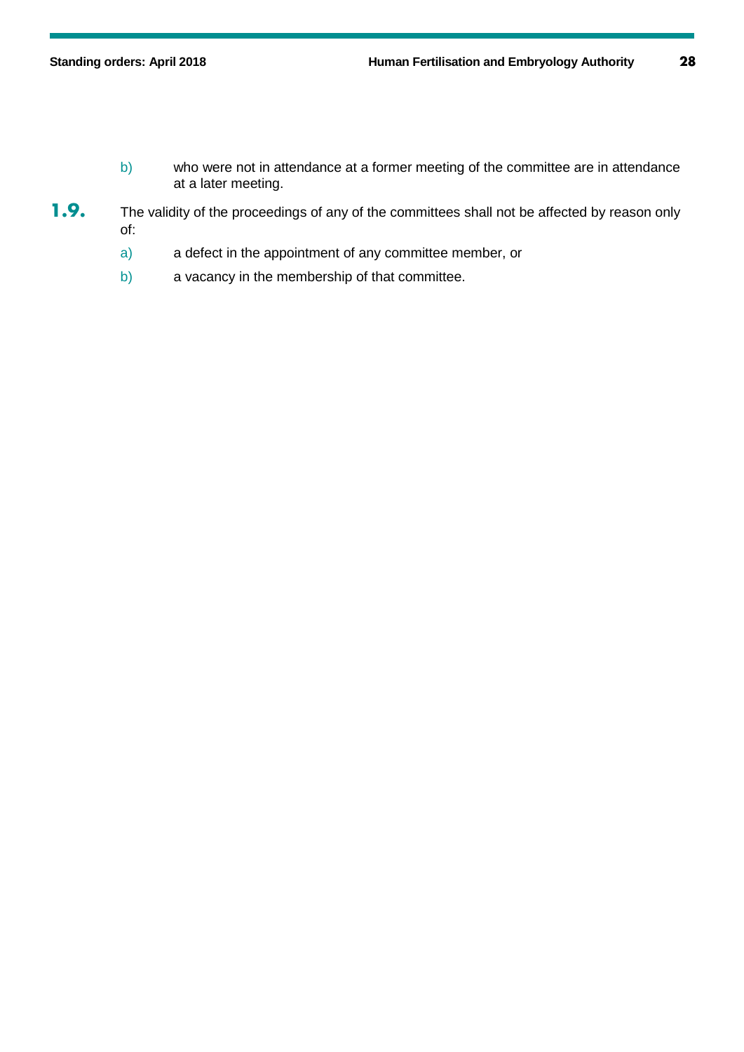b) who were not in attendance at a former meeting of the committee are in attendance at a later meeting.

**1.9.** The validity of the proceedings of any of the committees shall not be affected by reason only of:

a) a defect in the appointment of any committee member, or

b) a vacancy in the membership of that committee.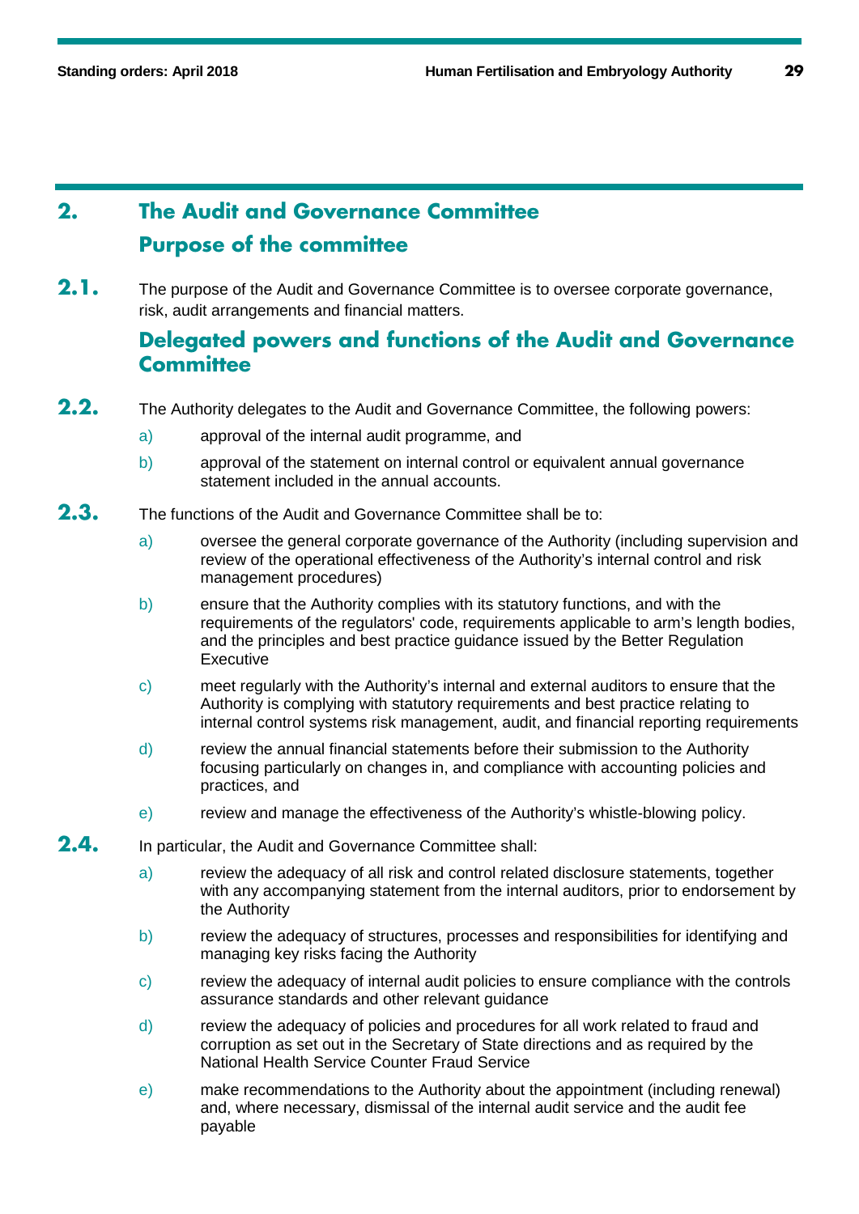## 2. The Audit and Governance Committee

### Purpose of the committee

**2.1.** The purpose of the Audit and Governance Committee is to oversee corporate governance, risk, audit arrangements and financial matters.

### Delegated powers and functions of the Audit and Governance Committee

**2.2.** The Authority delegates to the Audit and Governance Committee, the following powers:

a) approval of the internal audit programme, and

b) approval of the statement on internal control or equivalent annual governance statement included in the annual accounts.

**2.3.** The functions of the Audit and Governance Committee shall be to:

a) oversee the general corporate governance of the Authority (including supervision and review of the operational effectiveness of the Authority's internal control and risk management procedures)

b) ensure that the Authority complies with its statutory functions, and with the requirements of the regulators' code, requirements applicable to arm's length bodies, and the principles and best practice guidance issued by the Better Regulation Executive

c) meet regularly with the Authority's internal and external auditors to ensure that the Authority is complying with statutory requirements and best practice relating to internal control systems risk management, audit, and financial reporting requirements

d) review the annual financial statements before their submission to the Authority focusing particularly on changes in, and compliance with accounting policies and practices, and

e) review and manage the effectiveness of the Authority's whistle-blowing policy.

**2.4.** In particular, the Audit and Governance Committee shall:

a) review the adequacy of all risk and control related disclosure statements, together with any accompanying statement from the internal auditors, prior to endorsement by the Authority

b) review the adequacy of structures, processes and responsibilities for identifying and managing key risks facing the Authority

c) review the adequacy of internal audit policies to ensure compliance with the controls assurance standards and other relevant guidance

d) review the adequacy of policies and procedures for all work related to fraud and corruption as set out in the Secretary of State directions and as required by the National Health Service Counter Fraud Service

e) make recommendations to the Authority about the appointment (including renewal) and, where necessary, dismissal of the internal audit service and the audit fee payable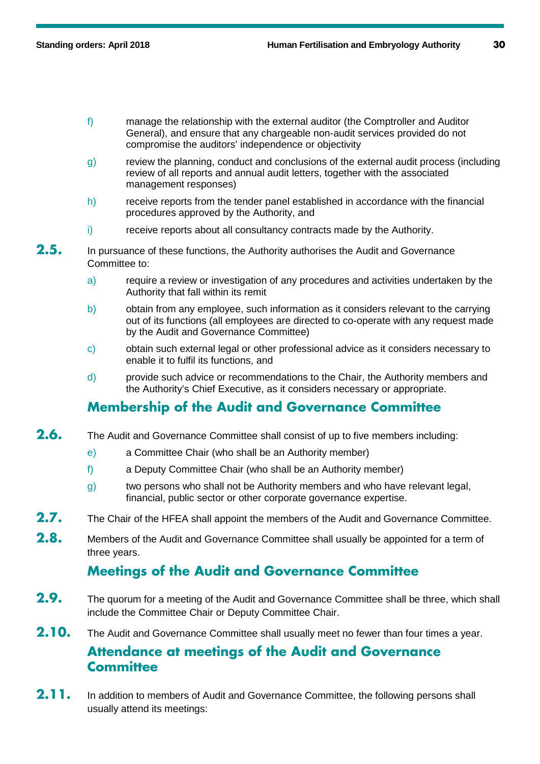f) manage the relationship with the external auditor (the Comptroller and Auditor General), and ensure that any chargeable non-audit services provided do not compromise the auditors' independence or objectivity

g) review the planning, conduct and conclusions of the external audit process (including review of all reports and annual audit letters, together with the associated management responses)

h) receive reports from the tender panel established in accordance with the financial procedures approved by the Authority, and

i) receive reports about all consultancy contracts made by the Authority.

**2.5.** In pursuance of these functions, the Authority authorises the Audit and Governance Committee to:

a) require a review or investigation of any procedures and activities undertaken by the Authority that fall within its remit

b) obtain from any employee, such information as it considers relevant to the carrying out of its functions (all employees are directed to co-operate with any request made by the Audit and Governance Committee)

c) obtain such external legal or other professional advice as it considers necessary to enable it to fulfil its functions, and

d) provide such advice or recommendations to the Chair, the Authority members and the Authority's Chief Executive, as it considers necessary or appropriate.

## Membership of the Audit and Governance Committee

**2.6.** The Audit and Governance Committee shall consist of up to five members including:

e) a Committee Chair (who shall be an Authority member)

f) a Deputy Committee Chair (who shall be an Authority member)

g) two persons who shall not be Authority members and who have relevant legal, financial, public sector or other corporate governance expertise.

**2.7.** The Chair of the HFEA shall appoint the members of the Audit and Governance Committee.

**2.8.** Members of the Audit and Governance Committee shall usually be appointed for a term of three years.

## Meetings of the Audit and Governance Committee

**2.9.** The quorum for a meeting of the Audit and Governance Committee shall be three, which shall include the Committee Chair or Deputy Committee Chair.

**2.10.** The Audit and Governance Committee shall usually meet no fewer than four times a year.

## Attendance at meetings of the Audit and Governance Committee

**2.11.** In addition to members of Audit and Governance Committee, the following persons shall usually attend its meetings: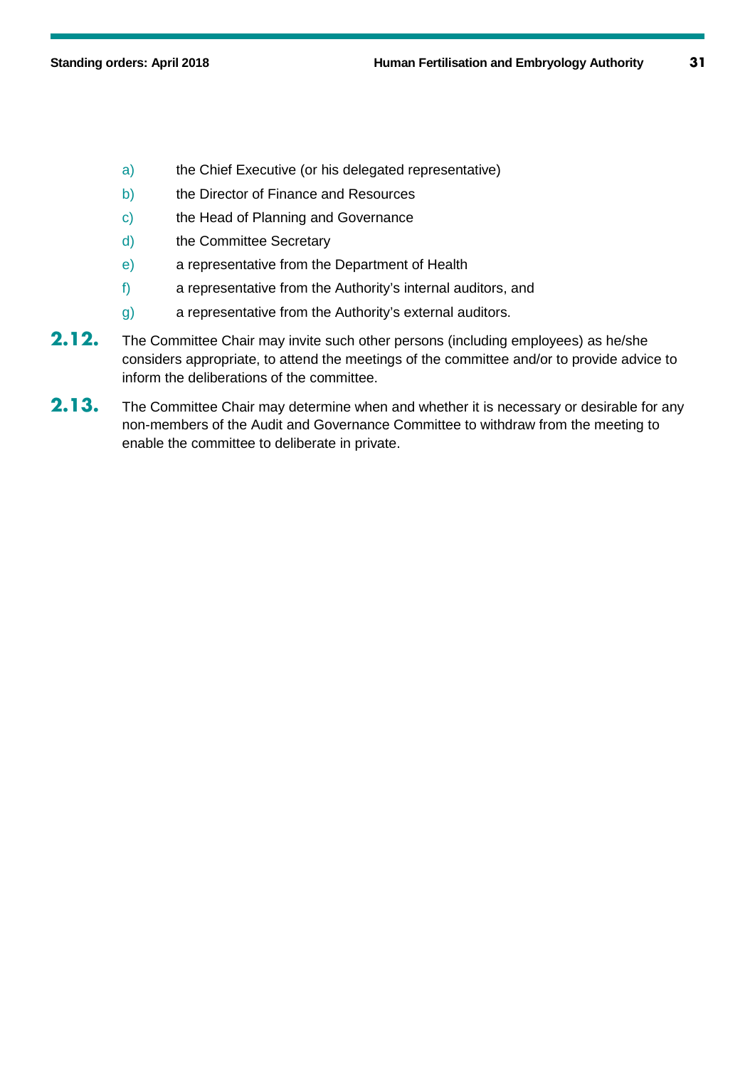a) the Chief Executive (or his delegated representative)

b) the Director of Finance and Resources

c) the Head of Planning and Governance

d) the Committee Secretary

e) a representative from the Department of Health

f) a representative from the Authority's internal auditors, and

g) a representative from the Authority's external auditors.

**2.12.** The Committee Chair may invite such other persons (including employees) as he/she considers appropriate, to attend the meetings of the committee and/or to provide advice to inform the deliberations of the committee.

**2.13.** The Committee Chair may determine when and whether it is necessary or desirable for any non-members of the Audit and Governance Committee to withdraw from the meeting to enable the committee to deliberate in private.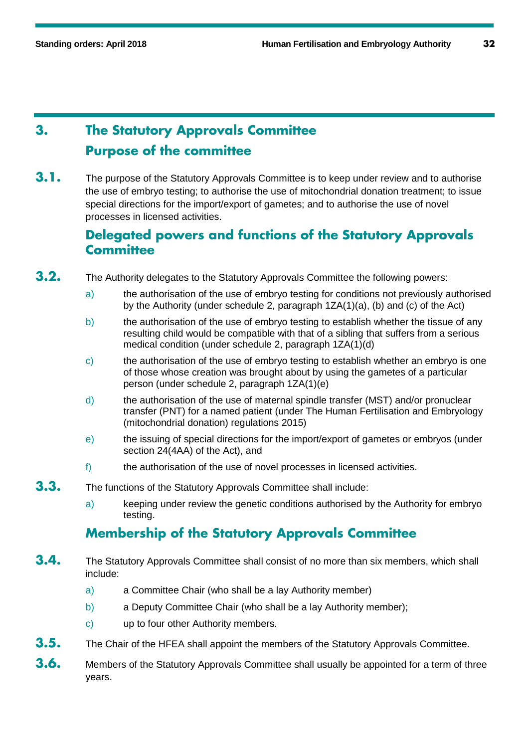# 3. The Statutory Approvals Committee

## Purpose of the committee

**3.1.** The purpose of the Statutory Approvals Committee is to keep under review and to authorise the use of embryo testing; to authorise the use of mitochondrial donation treatment; to issue special directions for the import/export of gametes; and to authorise the use of novel processes in licensed activities.

## Delegated powers and functions of the Statutory Approvals Committee

**3.2.** The Authority delegates to the Statutory Approvals Committee the following powers:

- a) the authorisation of the use of embryo testing for conditions not previously authorised by the Authority (under schedule 2, paragraph 1ZA(1)(a), (b) and (c) of the Act)
- b) the authorisation of the use of embryo testing to establish whether the tissue of any resulting child would be compatible with that of a sibling that suffers from a serious medical condition (under schedule 2, paragraph 1ZA(1)(d)
- c) the authorisation of the use of embryo testing to establish whether an embryo is one of those whose creation was brought about by using the gametes of a particular person (under schedule 2, paragraph 1ZA(1)(e)
- d) the authorisation of the use of maternal spindle transfer (MST) and/or pronuclear transfer (PNT) for a named patient (under The Human Fertilisation and Embryology (mitochondrial donation) regulations 2015)
- e) the issuing of special directions for the import/export of gametes or embryos (under section 24(4AA) of the Act), and
- f) the authorisation of the use of novel processes in licensed activities.

**3.3.** The functions of the Statutory Approvals Committee shall include:

- a) keeping under review the genetic conditions authorised by the Authority for embryo testing.

## Membership of the Statutory Approvals Committee

**3.4.** The Statutory Approvals Committee shall consist of no more than six members, which shall include:

- a) a Committee Chair (who shall be a lay Authority member)
- b) a Deputy Committee Chair (who shall be a lay Authority member);
- c) up to four other Authority members.

**3.5.** The Chair of the HFEA shall appoint the members of the Statutory Approvals Committee.

**3.6.** Members of the Statutory Approvals Committee shall usually be appointed for a term of three years.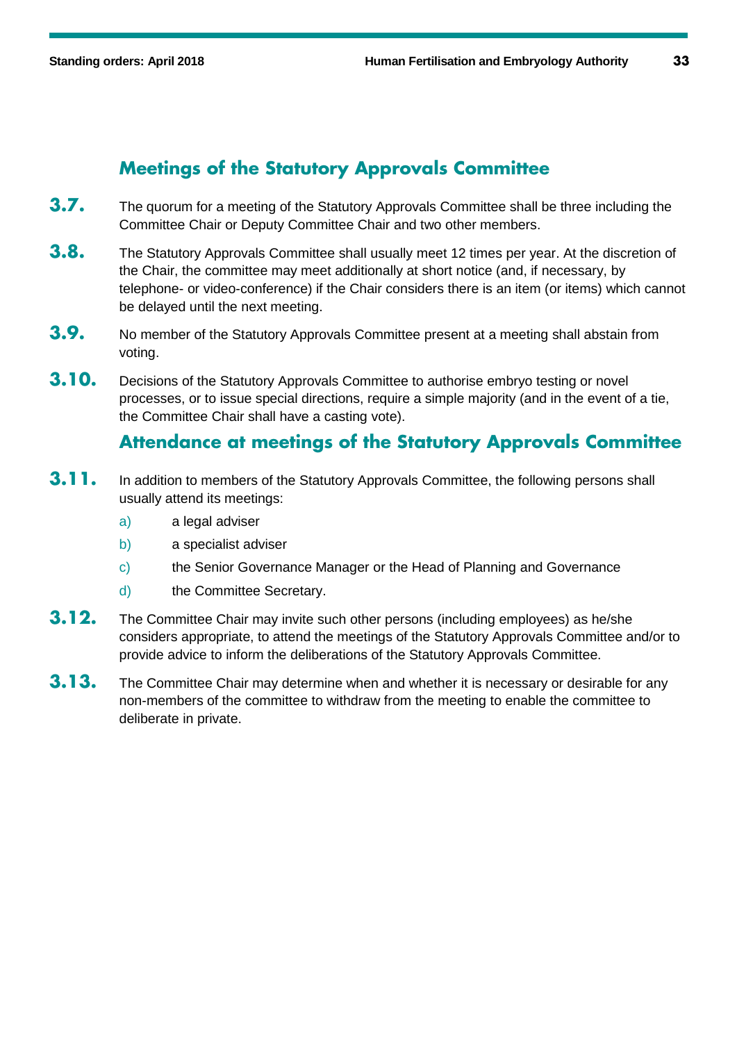## Meetings of the Statutory Approvals Committee

**3.7.** The quorum for a meeting of the Statutory Approvals Committee shall be three including the Committee Chair or Deputy Committee Chair and two other members.

**3.8.** The Statutory Approvals Committee shall usually meet 12 times per year. At the discretion of the Chair, the committee may meet additionally at short notice (and, if necessary, by telephone- or video-conference) if the Chair considers there is an item (or items) which cannot be delayed until the next meeting.

**3.9.** No member of the Statutory Approvals Committee present at a meeting shall abstain from voting.

**3.10.** Decisions of the Statutory Approvals Committee to authorise embryo testing or novel processes, or to issue special directions, require a simple majority (and in the event of a tie, the Committee Chair shall have a casting vote).

## Attendance at meetings of the Statutory Approvals Committee

**3.11.** In addition to members of the Statutory Approvals Committee, the following persons shall usually attend its meetings:

a) a legal adviser

b) a specialist adviser

c) the Senior Governance Manager or the Head of Planning and Governance

d) the Committee Secretary.

**3.12.** The Committee Chair may invite such other persons (including employees) as he/she considers appropriate, to attend the meetings of the Statutory Approvals Committee and/or to provide advice to inform the deliberations of the Statutory Approvals Committee.

**3.13.** The Committee Chair may determine when and whether it is necessary or desirable for any non-members of the committee to withdraw from the meeting to enable the committee to deliberate in private.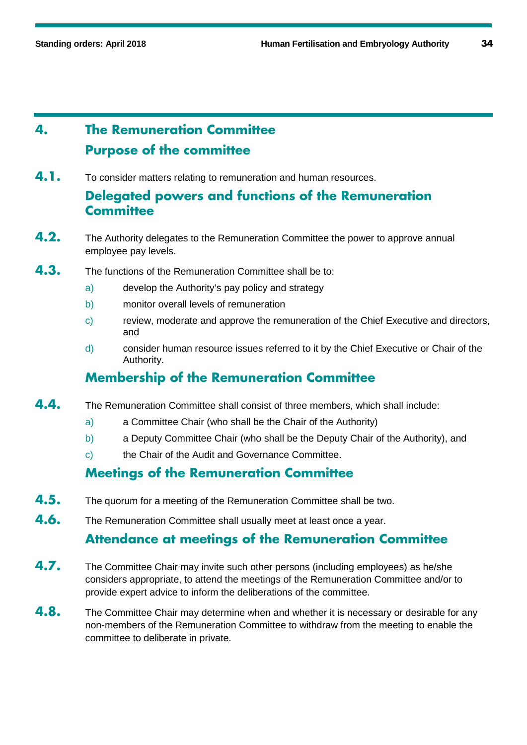# 4. The Remuneration Committee

## Purpose of the committee

**4.1.** To consider matters relating to remuneration and human resources.

## Delegated powers and functions of the Remuneration Committee

**4.2.** The Authority delegates to the Remuneration Committee the power to approve annual employee pay levels.

**4.3.** The functions of the Remuneration Committee shall be to:

a) develop the Authority's pay policy and strategy

b) monitor overall levels of remuneration

c) review, moderate and approve the remuneration of the Chief Executive and directors, and

d) consider human resource issues referred to it by the Chief Executive or Chair of the Authority.

## Membership of the Remuneration Committee

**4.4.** The Remuneration Committee shall consist of three members, which shall include:

a) a Committee Chair (who shall be the Chair of the Authority)

b) a Deputy Committee Chair (who shall be the Deputy Chair of the Authority), and

c) the Chair of the Audit and Governance Committee.

## Meetings of the Remuneration Committee

**4.5.** The quorum for a meeting of the Remuneration Committee shall be two.

**4.6.** The Remuneration Committee shall usually meet at least once a year.

## Attendance at meetings of the Remuneration Committee

**4.7.** The Committee Chair may invite such other persons (including employees) as he/she considers appropriate, to attend the meetings of the Remuneration Committee and/or to provide expert advice to inform the deliberations of the committee.

**4.8.** The Committee Chair may determine when and whether it is necessary or desirable for any non-members of the Remuneration Committee to withdraw from the meeting to enable the committee to deliberate in private.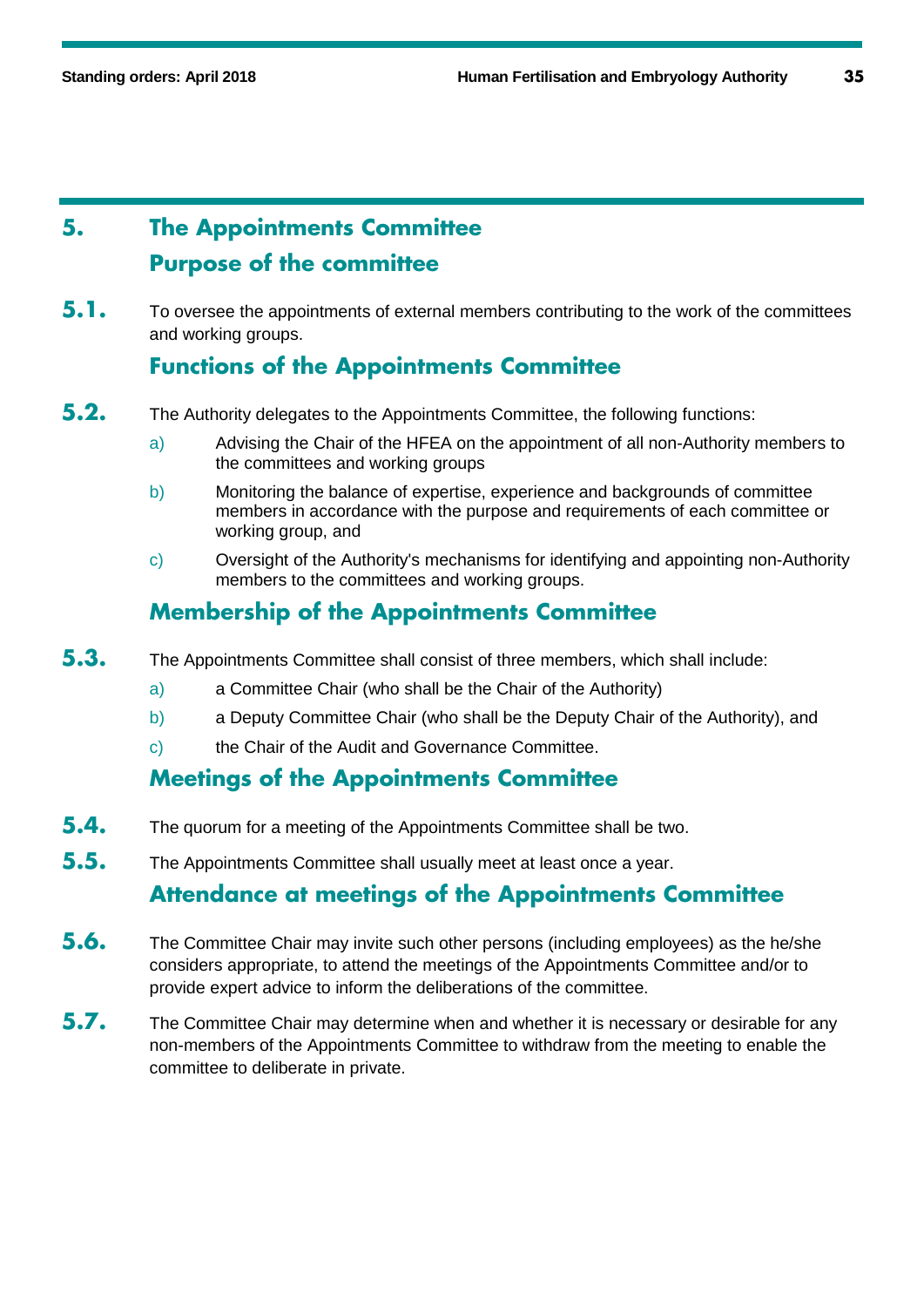## 5. The Appointments Committee

### Purpose of the committee

**5.1.** To oversee the appointments of external members contributing to the work of the committees and working groups.

### Functions of the Appointments Committee

**5.2.** The Authority delegates to the Appointments Committee, the following functions:

a) Advising the Chair of the HFEA on the appointment of all non-Authority members to the committees and working groups

b) Monitoring the balance of expertise, experience and backgrounds of committee members in accordance with the purpose and requirements of each committee or working group, and

c) Oversight of the Authority's mechanisms for identifying and appointing non-Authority members to the committees and working groups.

### Membership of the Appointments Committee

**5.3.** The Appointments Committee shall consist of three members, which shall include:

a) a Committee Chair (who shall be the Chair of the Authority)

b) a Deputy Committee Chair (who shall be the Deputy Chair of the Authority), and

c) the Chair of the Audit and Governance Committee.

### Meetings of the Appointments Committee

**5.4.** The quorum for a meeting of the Appointments Committee shall be two.

**5.5.** The Appointments Committee shall usually meet at least once a year.

### Attendance at meetings of the Appointments Committee

**5.6.** The Committee Chair may invite such other persons (including employees) as the he/she considers appropriate, to attend the meetings of the Appointments Committee and/or to provide expert advice to inform the deliberations of the committee.

**5.7.** The Committee Chair may determine when and whether it is necessary or desirable for any non-members of the Appointments Committee to withdraw from the meeting to enable the committee to deliberate in private.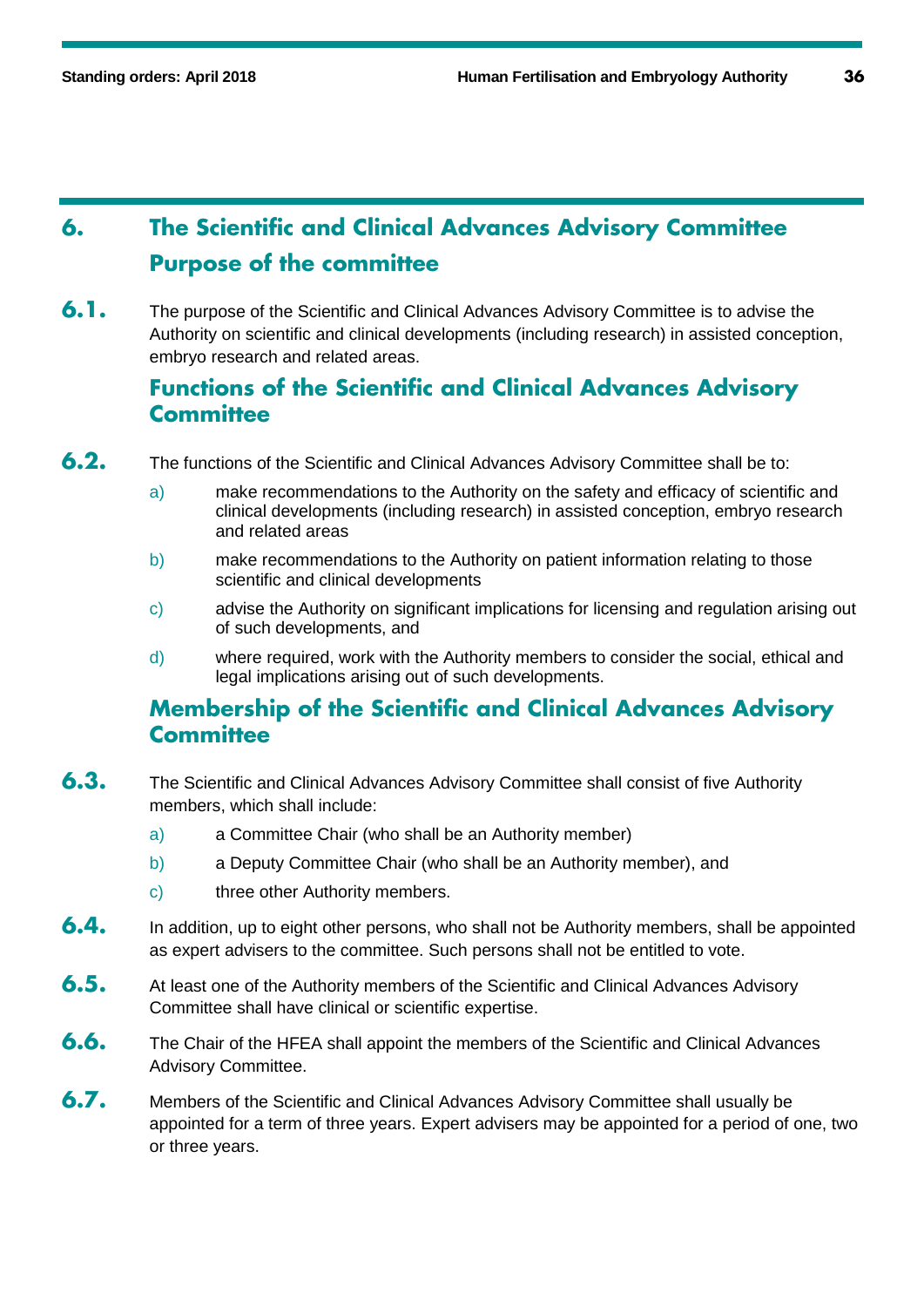# 6. The Scientific and Clinical Advances Advisory Committee

## Purpose of the committee

**6.1.** The purpose of the Scientific and Clinical Advances Advisory Committee is to advise the Authority on scientific and clinical developments (including research) in assisted conception, embryo research and related areas.

## Functions of the Scientific and Clinical Advances Advisory Committee

**6.2.** The functions of the Scientific and Clinical Advances Advisory Committee shall be to:

a) make recommendations to the Authority on the safety and efficacy of scientific and clinical developments (including research) in assisted conception, embryo research and related areas

b) make recommendations to the Authority on patient information relating to those scientific and clinical developments

c) advise the Authority on significant implications for licensing and regulation arising out of such developments, and

d) where required, work with the Authority members to consider the social, ethical and legal implications arising out of such developments.

## Membership of the Scientific and Clinical Advances Advisory Committee

**6.3.** The Scientific and Clinical Advances Advisory Committee shall consist of five Authority members, which shall include:

a) a Committee Chair (who shall be an Authority member)

b) a Deputy Committee Chair (who shall be an Authority member), and

c) three other Authority members.

**6.4.** In addition, up to eight other persons, who shall not be Authority members, shall be appointed as expert advisers to the committee. Such persons shall not be entitled to vote.

**6.5.** At least one of the Authority members of the Scientific and Clinical Advances Advisory Committee shall have clinical or scientific expertise.

**6.6.** The Chair of the HFEA shall appoint the members of the Scientific and Clinical Advances Advisory Committee.

**6.7.** Members of the Scientific and Clinical Advances Advisory Committee shall usually be appointed for a term of three years. Expert advisers may be appointed for a period of one, two or three years.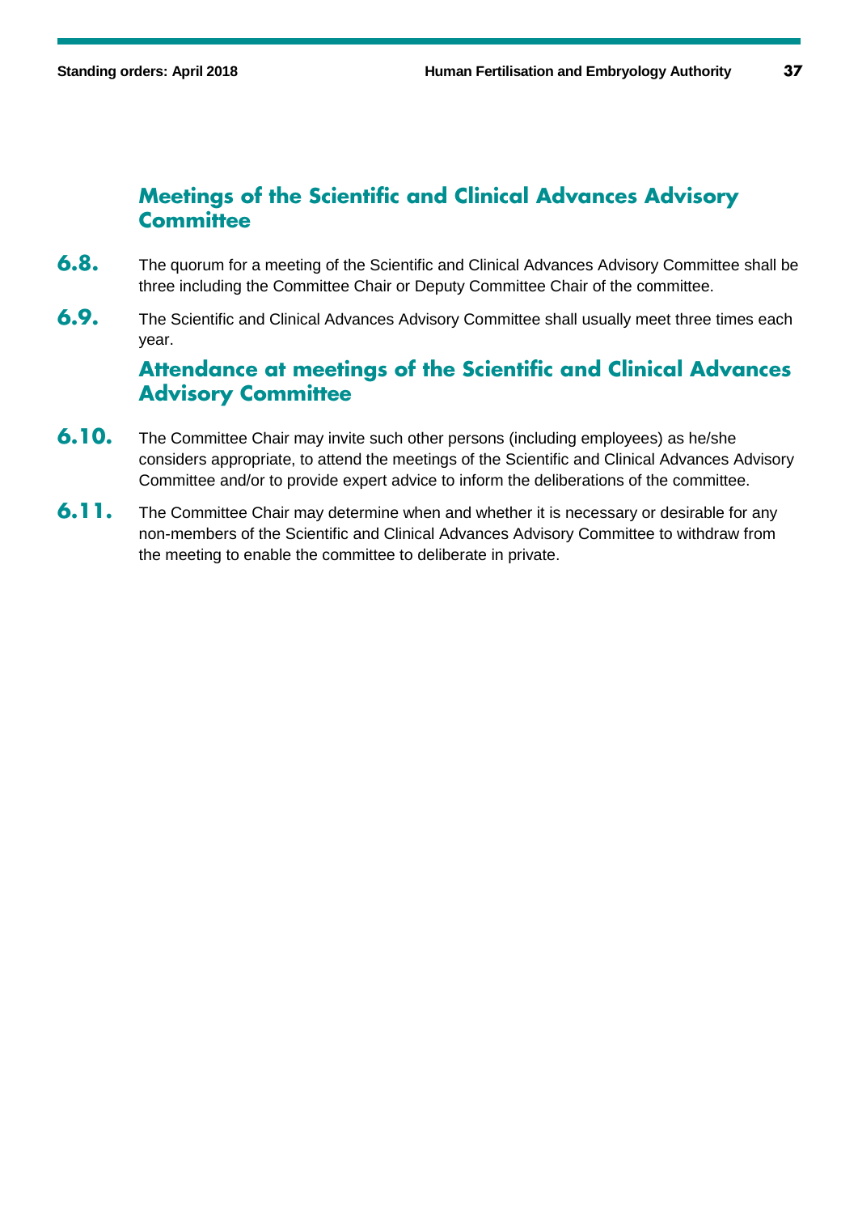## Meetings of the Scientific and Clinical Advances Advisory Committee

**6.8.** The quorum for a meeting of the Scientific and Clinical Advances Advisory Committee shall be three including the Committee Chair or Deputy Committee Chair of the committee.

**6.9.** The Scientific and Clinical Advances Advisory Committee shall usually meet three times each year.

## Attendance at meetings of the Scientific and Clinical Advances Advisory Committee

**6.10.** The Committee Chair may invite such other persons (including employees) as he/she considers appropriate, to attend the meetings of the Scientific and Clinical Advances Advisory Committee and/or to provide expert advice to inform the deliberations of the committee.

**6.11.** The Committee Chair may determine when and whether it is necessary or desirable for any non-members of the Scientific and Clinical Advances Advisory Committee to withdraw from the meeting to enable the committee to deliberate in private.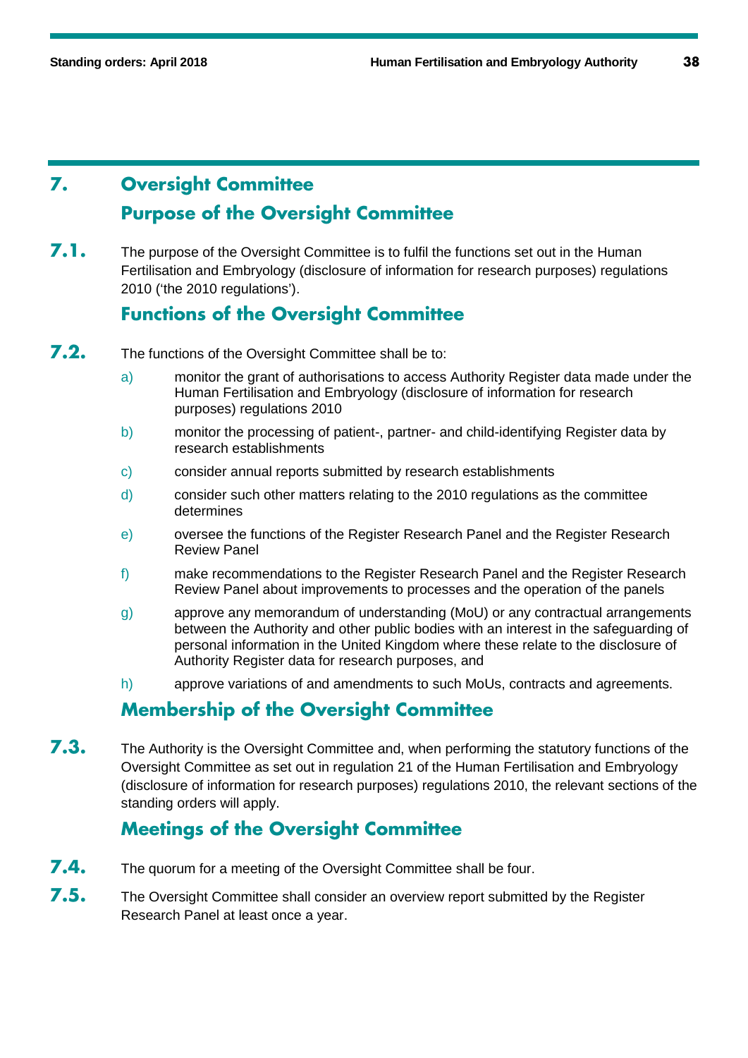# 7. Oversight Committee

## Purpose of the Oversight Committee

**7.1.** The purpose of the Oversight Committee is to fulfil the functions set out in the Human Fertilisation and Embryology (disclosure of information for research purposes) regulations 2010 ('the 2010 regulations').

## Functions of the Oversight Committee

**7.2.** The functions of the Oversight Committee shall be to:

a) monitor the grant of authorisations to access Authority Register data made under the Human Fertilisation and Embryology (disclosure of information for research purposes) regulations 2010

b) monitor the processing of patient-, partner- and child-identifying Register data by research establishments

c) consider annual reports submitted by research establishments

d) consider such other matters relating to the 2010 regulations as the committee determines

e) oversee the functions of the Register Research Panel and the Register Research Review Panel

f) make recommendations to the Register Research Panel and the Register Research Review Panel about improvements to processes and the operation of the panels

g) approve any memorandum of understanding (MoU) or any contractual arrangements between the Authority and other public bodies with an interest in the safeguarding of personal information in the United Kingdom where these relate to the disclosure of Authority Register data for research purposes, and

h) approve variations of and amendments to such MoUs, contracts and agreements.

## Membership of the Oversight Committee

**7.3.** The Authority is the Oversight Committee and, when performing the statutory functions of the Oversight Committee as set out in regulation 21 of the Human Fertilisation and Embryology (disclosure of information for research purposes) regulations 2010, the relevant sections of the standing orders will apply.

## Meetings of the Oversight Committee

**7.4.** The quorum for a meeting of the Oversight Committee shall be four.

**7.5.** The Oversight Committee shall consider an overview report submitted by the Register Research Panel at least once a year.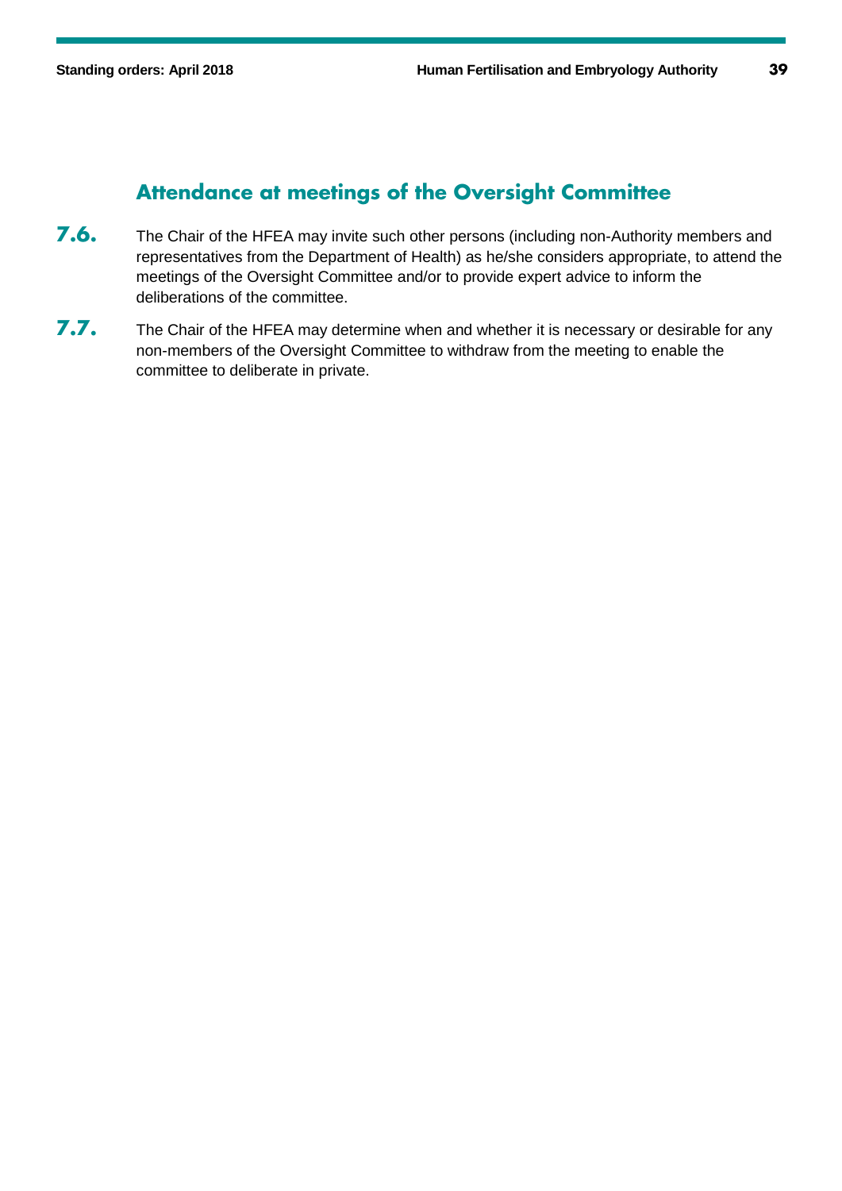## Attendance at meetings of the Oversight Committee

**7.6.** The Chair of the HFEA may invite such other persons (including non-Authority members and representatives from the Department of Health) as he/she considers appropriate, to attend the meetings of the Oversight Committee and/or to provide expert advice to inform the deliberations of the committee.

**7.7.** The Chair of the HFEA may determine when and whether it is necessary or desirable for any non-members of the Oversight Committee to withdraw from the meeting to enable the committee to deliberate in private.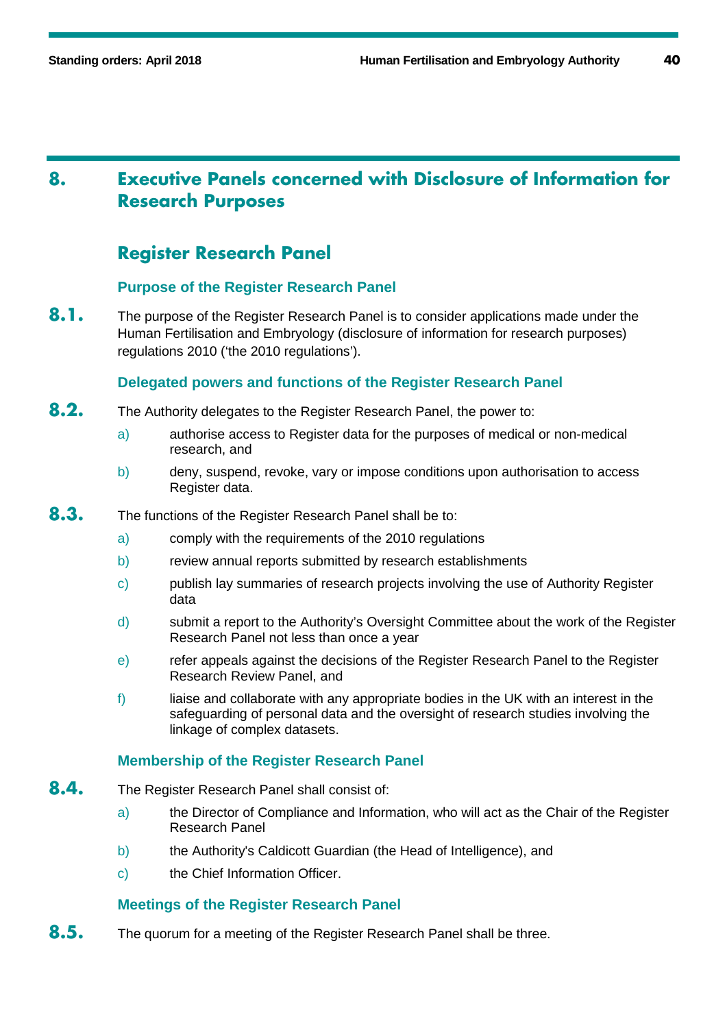# 8. Executive Panels concerned with Disclosure of Information for Research Purposes

## Register Research Panel

### Purpose of the Register Research Panel

**8.1.** The purpose of the Register Research Panel is to consider applications made under the Human Fertilisation and Embryology (disclosure of information for research purposes) regulations 2010 ('the 2010 regulations').

### Delegated powers and functions of the Register Research Panel

**8.2.** The Authority delegates to the Register Research Panel, the power to:

a) authorise access to Register data for the purposes of medical or non-medical research, and

b) deny, suspend, revoke, vary or impose conditions upon authorisation to access Register data.

**8.3.** The functions of the Register Research Panel shall be to:

a) comply with the requirements of the 2010 regulations

b) review annual reports submitted by research establishments

c) publish lay summaries of research projects involving the use of Authority Register data

d) submit a report to the Authority's Oversight Committee about the work of the Register Research Panel not less than once a year

e) refer appeals against the decisions of the Register Research Panel to the Register Research Review Panel, and

f) liaise and collaborate with any appropriate bodies in the UK with an interest in the safeguarding of personal data and the oversight of research studies involving the linkage of complex datasets.

### Membership of the Register Research Panel

**8.4.** The Register Research Panel shall consist of:

a) the Director of Compliance and Information, who will act as the Chair of the Register Research Panel

b) the Authority's Caldicott Guardian (the Head of Intelligence), and

c) the Chief Information Officer.

### Meetings of the Register Research Panel

**8.5.** The quorum for a meeting of the Register Research Panel shall be three.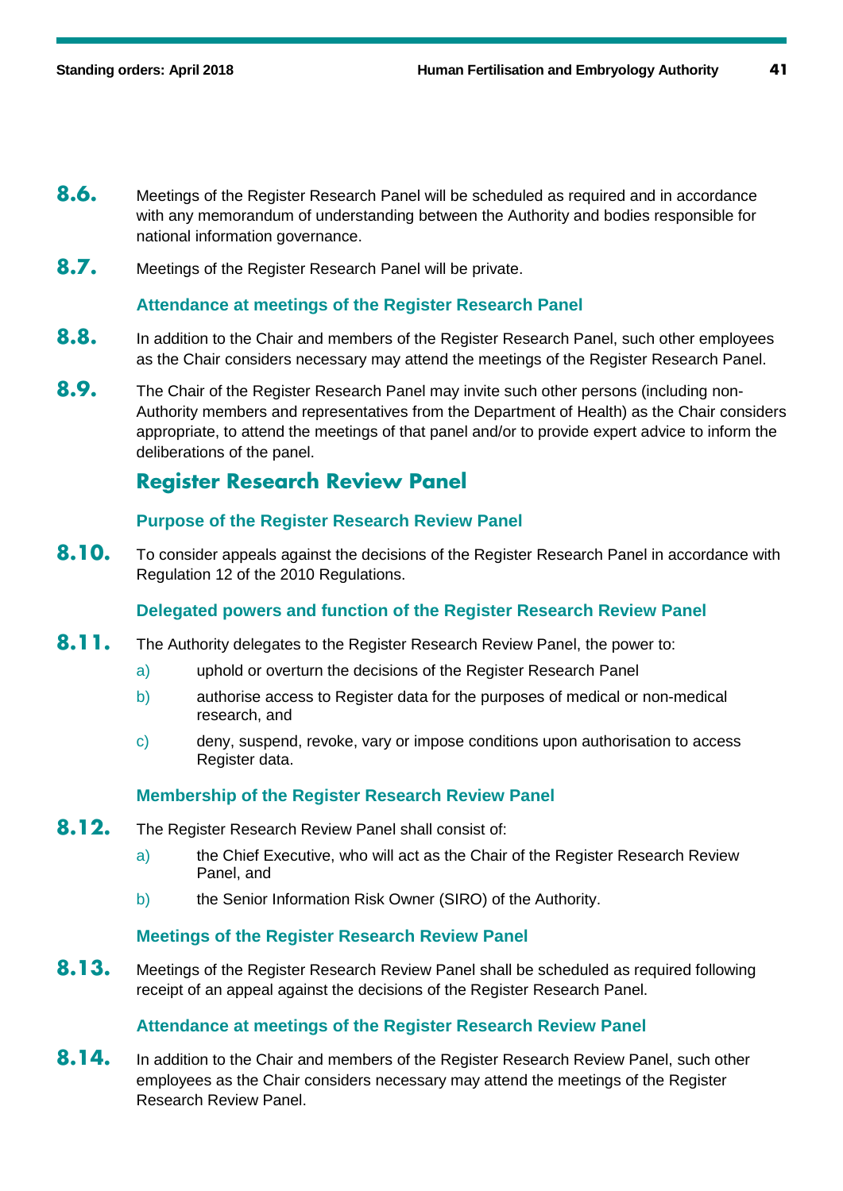**8.6.** Meetings of the Register Research Panel will be scheduled as required and in accordance with any memorandum of understanding between the Authority and bodies responsible for national information governance.

**8.7.** Meetings of the Register Research Panel will be private.

### Attendance at meetings of the Register Research Panel

**8.8.** In addition to the Chair and members of the Register Research Panel, such other employees as the Chair considers necessary may attend the meetings of the Register Research Panel.

**8.9.** The Chair of the Register Research Panel may invite such other persons (including non-Authority members and representatives from the Department of Health) as the Chair considers appropriate, to attend the meetings of that panel and/or to provide expert advice to inform the deliberations of the panel.

## Register Research Review Panel

### Purpose of the Register Research Review Panel

**8.10.** To consider appeals against the decisions of the Register Research Panel in accordance with Regulation 12 of the 2010 Regulations.

### Delegated powers and function of the Register Research Review Panel

**8.11.** The Authority delegates to the Register Research Review Panel, the power to:

a) uphold or overturn the decisions of the Register Research Panel

b) authorise access to Register data for the purposes of medical or non-medical research, and

c) deny, suspend, revoke, vary or impose conditions upon authorisation to access Register data.

### Membership of the Register Research Review Panel

**8.12.** The Register Research Review Panel shall consist of:

a) the Chief Executive, who will act as the Chair of the Register Research Review Panel, and

b) the Senior Information Risk Owner (SIRO) of the Authority.

### Meetings of the Register Research Review Panel

**8.13.** Meetings of the Register Research Review Panel shall be scheduled as required following receipt of an appeal against the decisions of the Register Research Panel.

### Attendance at meetings of the Register Research Review Panel

**8.14.** In addition to the Chair and members of the Register Research Review Panel, such other employees as the Chair considers necessary may attend the meetings of the Register Research Review Panel.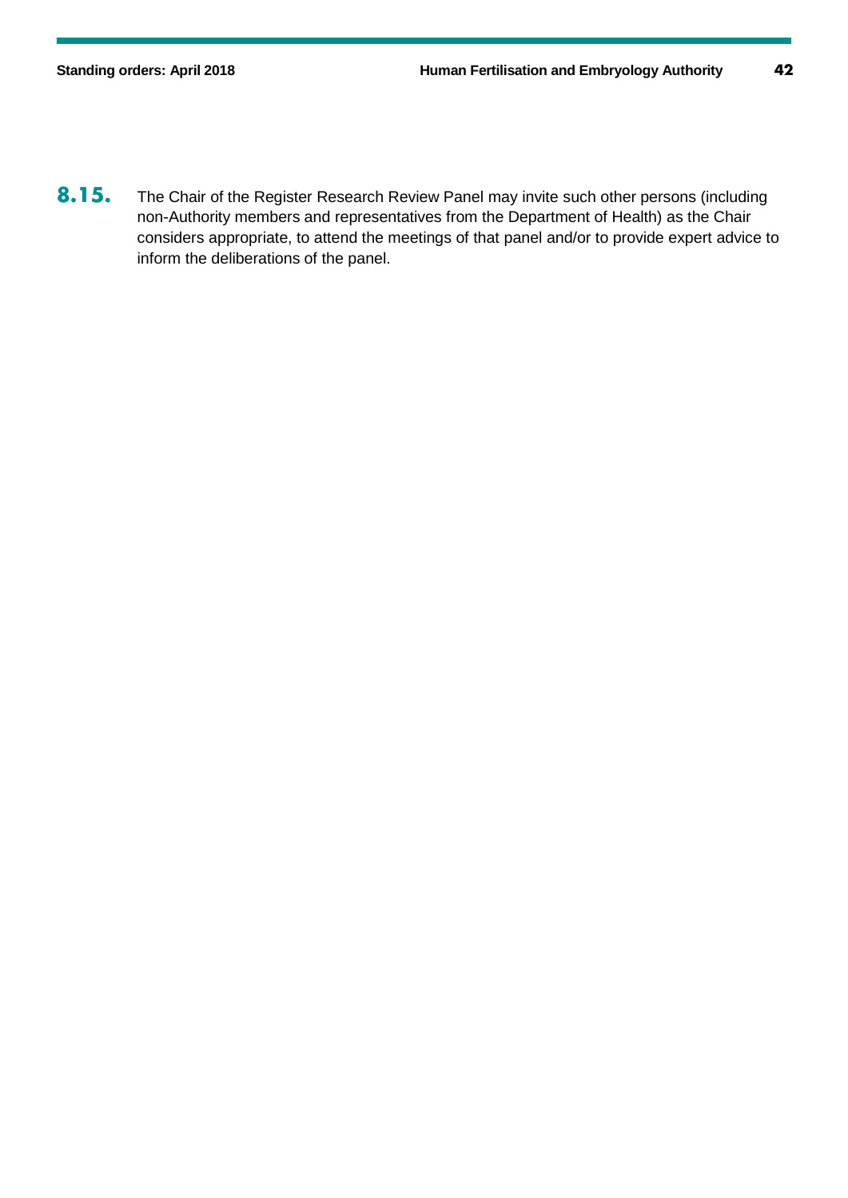**8.15.** The Chair of the Register Research Review Panel may invite such other persons (including non-Authority members and representatives from the Department of Health) as the Chair considers appropriate, to attend the meetings of that panel and/or to provide expert advice to inform the deliberations of the panel.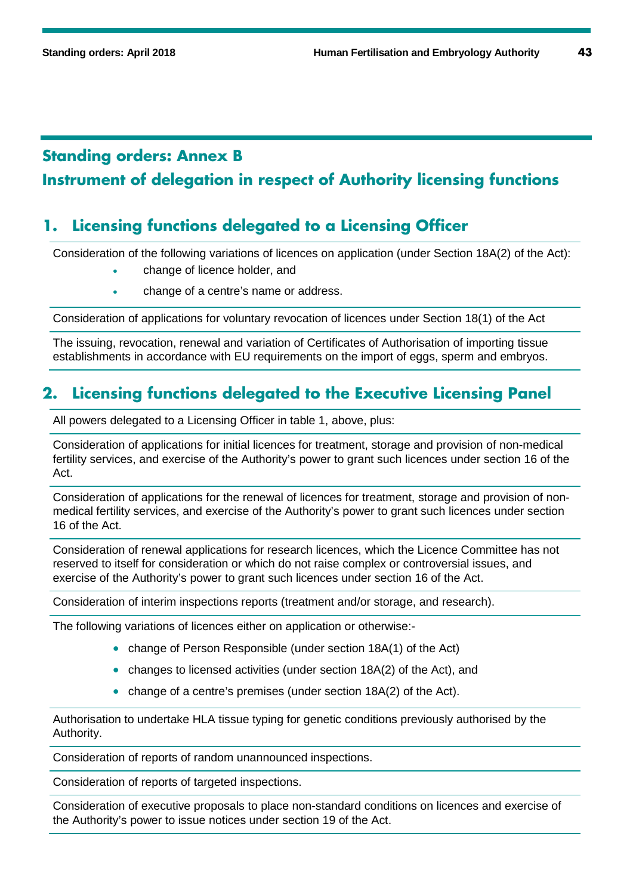## Standing orders: Annex B

## Instrument of delegation in respect of Authority licensing functions

### 1. Licensing functions delegated to a Licensing Officer

Consideration of the following variations of licences on application (under Section 18A(2) of the Act):

- change of licence holder, and
- change of a centre's name or address.

Consideration of applications for voluntary revocation of licences under Section 18(1) of the Act

The issuing, revocation, renewal and variation of Certificates of Authorisation of importing tissue establishments in accordance with EU requirements on the import of eggs, sperm and embryos.

### 2. Licensing functions delegated to the Executive Licensing Panel

All powers delegated to a Licensing Officer in table 1, above, plus:

Consideration of applications for initial licences for treatment, storage and provision of non-medical fertility services, and exercise of the Authority's power to grant such licences under section 16 of the Act.

Consideration of applications for the renewal of licences for treatment, storage and provision of non-medical fertility services, and exercise of the Authority's power to grant such licences under section 16 of the Act.

Consideration of renewal applications for research licences, which the Licence Committee has not reserved to itself for consideration or which do not raise complex or controversial issues, and exercise of the Authority's power to grant such licences under section 16 of the Act.

Consideration of interim inspections reports (treatment and/or storage, and research).

The following variations of licences either on application or otherwise:-

- change of Person Responsible (under section 18A(1) of the Act)
- changes to licensed activities (under section 18A(2) of the Act), and
- change of a centre's premises (under section 18A(2) of the Act).

Authorisation to undertake HLA tissue typing for genetic conditions previously authorised by the Authority.

Consideration of reports of random unannounced inspections.

Consideration of reports of targeted inspections.

Consideration of executive proposals to place non-standard conditions on licences and exercise of the Authority's power to issue notices under section 19 of the Act.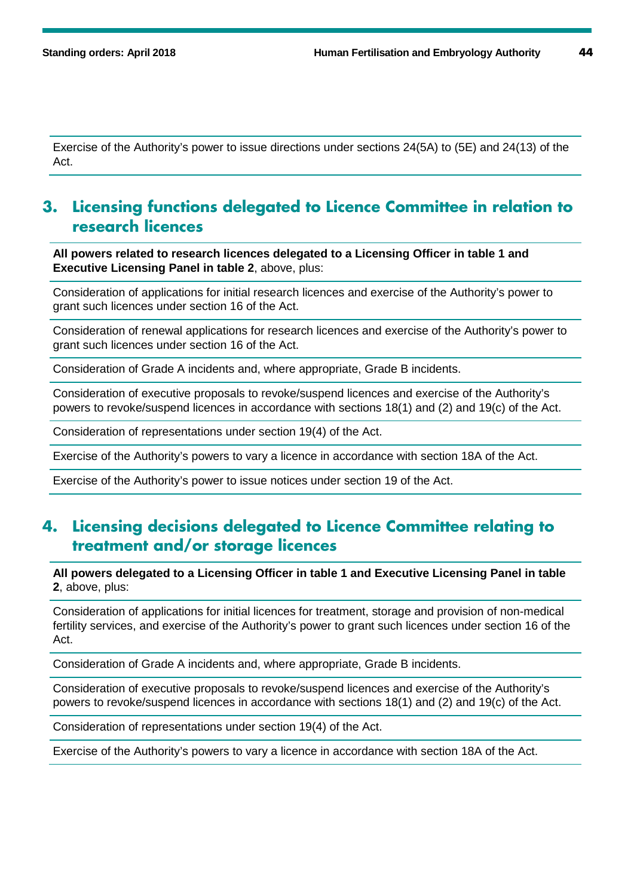| Exercise of the Authority's power to issue directions under sections 24(5A) to (5E) and 24(13) of the Act. |
|---|

## 3. Licensing functions delegated to Licence Committee in relation to research licences

| **All powers related to research licences delegated to a Licensing Officer in table 1 and Executive Licensing Panel in table 2**, above, plus: |
|---|
| Consideration of applications for initial research licences and exercise of the Authority's power to grant such licences under section 16 of the Act. |
| Consideration of renewal applications for research licences and exercise of the Authority's power to grant such licences under section 16 of the Act. |
| Consideration of Grade A incidents and, where appropriate, Grade B incidents. |
| Consideration of executive proposals to revoke/suspend licences and exercise of the Authority's powers to revoke/suspend licences in accordance with sections 18(1) and (2) and 19(c) of the Act. |
| Consideration of representations under section 19(4) of the Act. |
| Exercise of the Authority's powers to vary a licence in accordance with section 18A of the Act. |
| Exercise of the Authority's power to issue notices under section 19 of the Act. |

## 4. Licensing decisions delegated to Licence Committee relating to treatment and/or storage licences

| **All powers delegated to a Licensing Officer in table 1 and Executive Licensing Panel in table 2**, above, plus: |
|---|
| Consideration of applications for initial licences for treatment, storage and provision of non-medical fertility services, and exercise of the Authority's power to grant such licences under section 16 of the Act. |
| Consideration of Grade A incidents and, where appropriate, Grade B incidents. |
| Consideration of executive proposals to revoke/suspend licences and exercise of the Authority's powers to revoke/suspend licences in accordance with sections 18(1) and (2) and 19(c) of the Act. |
| Consideration of representations under section 19(4) of the Act. |
| Exercise of the Authority's powers to vary a licence in accordance with section 18A of the Act. |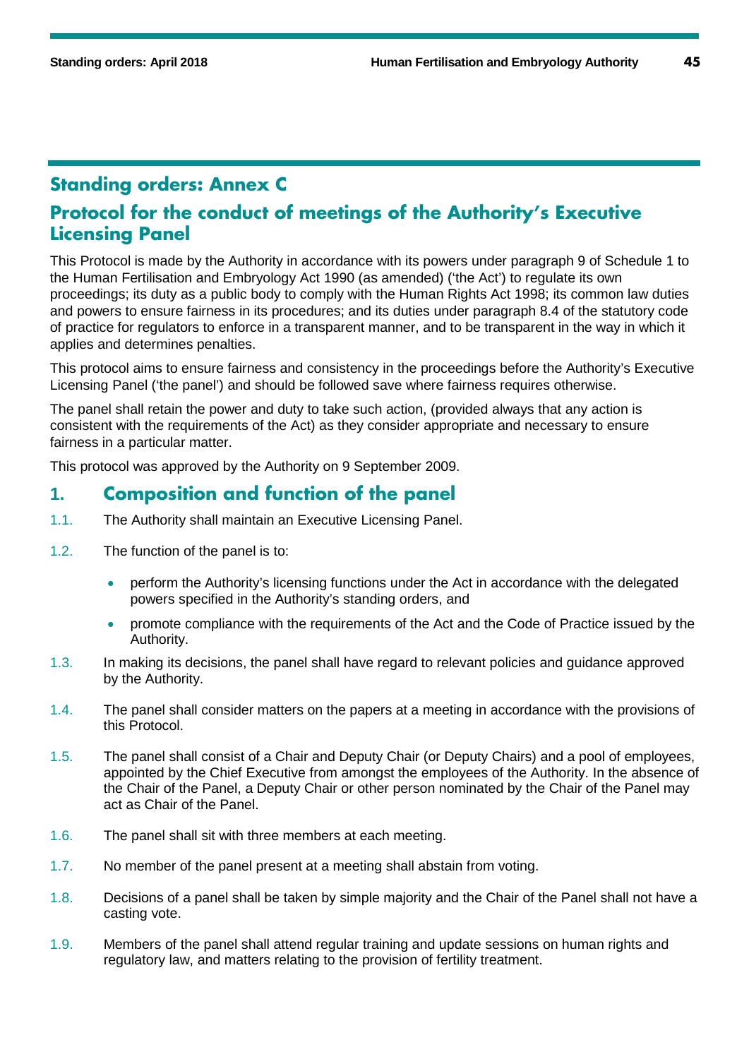## Standing orders: Annex C

## Protocol for the conduct of meetings of the Authority's Executive Licensing Panel

This Protocol is made by the Authority in accordance with its powers under paragraph 9 of Schedule 1 to the Human Fertilisation and Embryology Act 1990 (as amended) ('the Act') to regulate its own proceedings; its duty as a public body to comply with the Human Rights Act 1998; its common law duties and powers to ensure fairness in its procedures; and its duties under paragraph 8.4 of the statutory code of practice for regulators to enforce in a transparent manner, and to be transparent in the way in which it applies and determines penalties.

This protocol aims to ensure fairness and consistency in the proceedings before the Authority's Executive Licensing Panel ('the panel') and should be followed save where fairness requires otherwise.

The panel shall retain the power and duty to take such action, (provided always that any action is consistent with the requirements of the Act) as they consider appropriate and necessary to ensure fairness in a particular matter.

This protocol was approved by the Authority on 9 September 2009.

### 1. Composition and function of the panel

1.1. The Authority shall maintain an Executive Licensing Panel.

1.2. The function of the panel is to:

- perform the Authority's licensing functions under the Act in accordance with the delegated powers specified in the Authority's standing orders, and
- promote compliance with the requirements of the Act and the Code of Practice issued by the Authority.

1.3. In making its decisions, the panel shall have regard to relevant policies and guidance approved by the Authority.

1.4. The panel shall consider matters on the papers at a meeting in accordance with the provisions of this Protocol.

1.5. The panel shall consist of a Chair and Deputy Chair (or Deputy Chairs) and a pool of employees, appointed by the Chief Executive from amongst the employees of the Authority. In the absence of the Chair of the Panel, a Deputy Chair or other person nominated by the Chair of the Panel may act as Chair of the Panel.

1.6. The panel shall sit with three members at each meeting.

1.7. No member of the panel present at a meeting shall abstain from voting.

1.8. Decisions of a panel shall be taken by simple majority and the Chair of the Panel shall not have a casting vote.

1.9. Members of the panel shall attend regular training and update sessions on human rights and regulatory law, and matters relating to the provision of fertility treatment.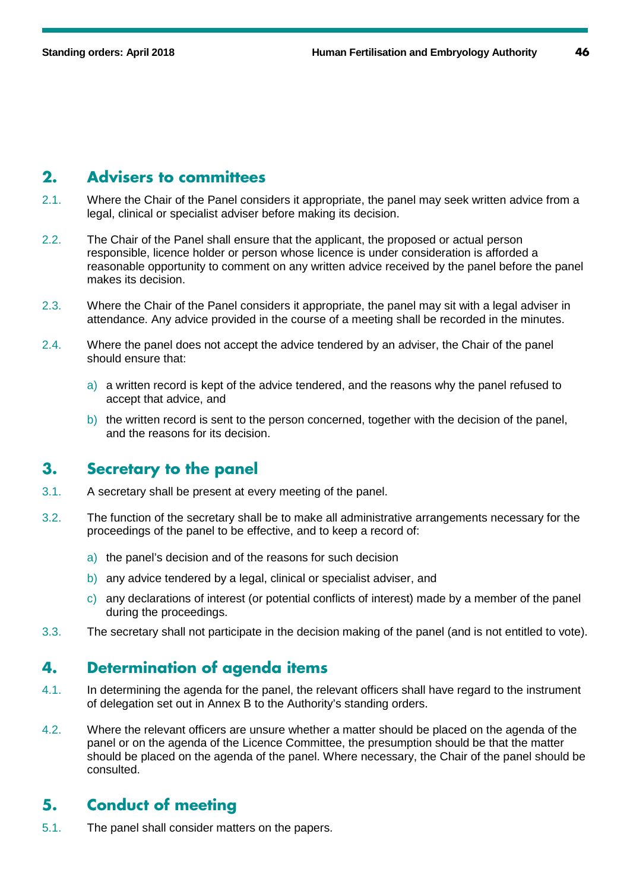## 2. Advisers to committees

2.1. Where the Chair of the Panel considers it appropriate, the panel may seek written advice from a legal, clinical or specialist adviser before making its decision.

2.2. The Chair of the Panel shall ensure that the applicant, the proposed or actual person responsible, licence holder or person whose licence is under consideration is afforded a reasonable opportunity to comment on any written advice received by the panel before the panel makes its decision.

2.3. Where the Chair of the Panel considers it appropriate, the panel may sit with a legal adviser in attendance. Any advice provided in the course of a meeting shall be recorded in the minutes.

2.4. Where the panel does not accept the advice tendered by an adviser, the Chair of the panel should ensure that:

a) a written record is kept of the advice tendered, and the reasons why the panel refused to accept that advice, and

b) the written record is sent to the person concerned, together with the decision of the panel, and the reasons for its decision.

## 3. Secretary to the panel

3.1. A secretary shall be present at every meeting of the panel.

3.2. The function of the secretary shall be to make all administrative arrangements necessary for the proceedings of the panel to be effective, and to keep a record of:

a) the panel's decision and of the reasons for such decision

b) any advice tendered by a legal, clinical or specialist adviser, and

c) any declarations of interest (or potential conflicts of interest) made by a member of the panel during the proceedings.

3.3. The secretary shall not participate in the decision making of the panel (and is not entitled to vote).

## 4. Determination of agenda items

4.1. In determining the agenda for the panel, the relevant officers shall have regard to the instrument of delegation set out in Annex B to the Authority's standing orders.

4.2. Where the relevant officers are unsure whether a matter should be placed on the agenda of the panel or on the agenda of the Licence Committee, the presumption should be that the matter should be placed on the agenda of the panel. Where necessary, the Chair of the panel should be consulted.

## 5. Conduct of meeting

5.1. The panel shall consider matters on the papers.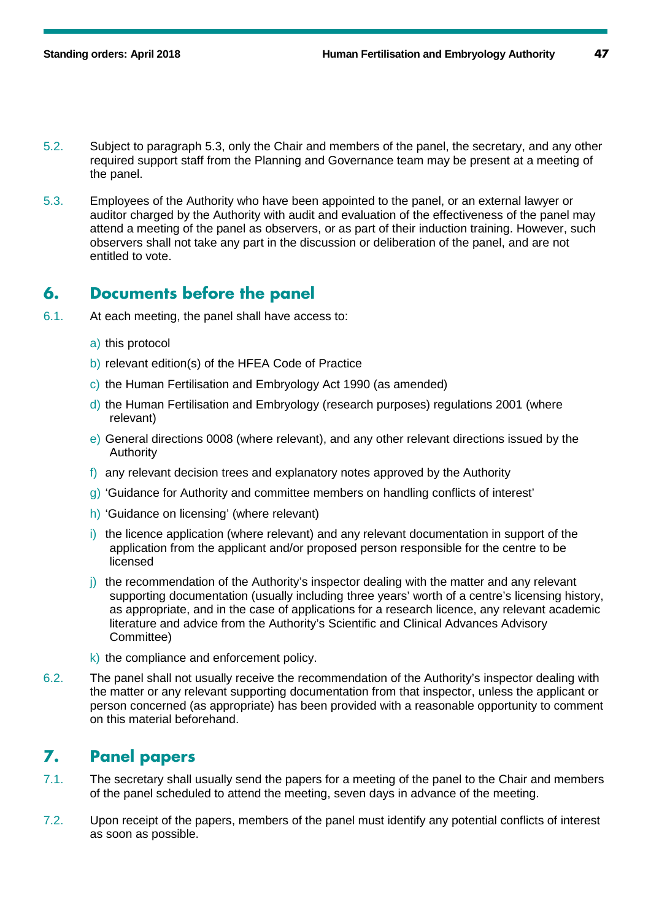5.2. Subject to paragraph 5.3, only the Chair and members of the panel, the secretary, and any other required support staff from the Planning and Governance team may be present at a meeting of the panel.

5.3. Employees of the Authority who have been appointed to the panel, or an external lawyer or auditor charged by the Authority with audit and evaluation of the effectiveness of the panel may attend a meeting of the panel as observers, or as part of their induction training. However, such observers shall not take any part in the discussion or deliberation of the panel, and are not entitled to vote.

## 6. Documents before the panel

6.1. At each meeting, the panel shall have access to:

a) this protocol

b) relevant edition(s) of the HFEA Code of Practice

c) the Human Fertilisation and Embryology Act 1990 (as amended)

d) the Human Fertilisation and Embryology (research purposes) regulations 2001 (where relevant)

e) General directions 0008 (where relevant), and any other relevant directions issued by the Authority

f) any relevant decision trees and explanatory notes approved by the Authority

g) 'Guidance for Authority and committee members on handling conflicts of interest'

h) 'Guidance on licensing' (where relevant)

i) the licence application (where relevant) and any relevant documentation in support of the application from the applicant and/or proposed person responsible for the centre to be licensed

j) the recommendation of the Authority's inspector dealing with the matter and any relevant supporting documentation (usually including three years' worth of a centre's licensing history, as appropriate, and in the case of applications for a research licence, any relevant academic literature and advice from the Authority's Scientific and Clinical Advances Advisory Committee)

k) the compliance and enforcement policy.

6.2. The panel shall not usually receive the recommendation of the Authority's inspector dealing with the matter or any relevant supporting documentation from that inspector, unless the applicant or person concerned (as appropriate) has been provided with a reasonable opportunity to comment on this material beforehand.

## 7. Panel papers

7.1. The secretary shall usually send the papers for a meeting of the panel to the Chair and members of the panel scheduled to attend the meeting, seven days in advance of the meeting.

7.2. Upon receipt of the papers, members of the panel must identify any potential conflicts of interest as soon as possible.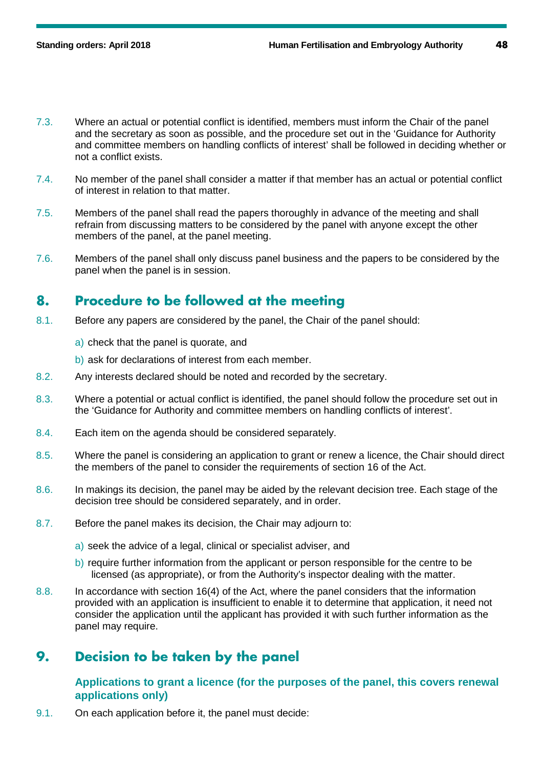7.3. Where an actual or potential conflict is identified, members must inform the Chair of the panel and the secretary as soon as possible, and the procedure set out in the 'Guidance for Authority and committee members on handling conflicts of interest' shall be followed in deciding whether or not a conflict exists.

7.4. No member of the panel shall consider a matter if that member has an actual or potential conflict of interest in relation to that matter.

7.5. Members of the panel shall read the papers thoroughly in advance of the meeting and shall refrain from discussing matters to be considered by the panel with anyone except the other members of the panel, at the panel meeting.

7.6. Members of the panel shall only discuss panel business and the papers to be considered by the panel when the panel is in session.

## 8. Procedure to be followed at the meeting

8.1. Before any papers are considered by the panel, the Chair of the panel should:

a) check that the panel is quorate, and

b) ask for declarations of interest from each member.

8.2. Any interests declared should be noted and recorded by the secretary.

8.3. Where a potential or actual conflict is identified, the panel should follow the procedure set out in the 'Guidance for Authority and committee members on handling conflicts of interest'.

8.4. Each item on the agenda should be considered separately.

8.5. Where the panel is considering an application to grant or renew a licence, the Chair should direct the members of the panel to consider the requirements of section 16 of the Act.

8.6. In makings its decision, the panel may be aided by the relevant decision tree. Each stage of the decision tree should be considered separately, and in order.

8.7. Before the panel makes its decision, the Chair may adjourn to:

a) seek the advice of a legal, clinical or specialist adviser, and

b) require further information from the applicant or person responsible for the centre to be licensed (as appropriate), or from the Authority's inspector dealing with the matter.

8.8. In accordance with section 16(4) of the Act, where the panel considers that the information provided with an application is insufficient to enable it to determine that application, it need not consider the application until the applicant has provided it with such further information as the panel may require.

## 9. Decision to be taken by the panel

### Applications to grant a licence (for the purposes of the panel, this covers renewal applications only)

9.1. On each application before it, the panel must decide: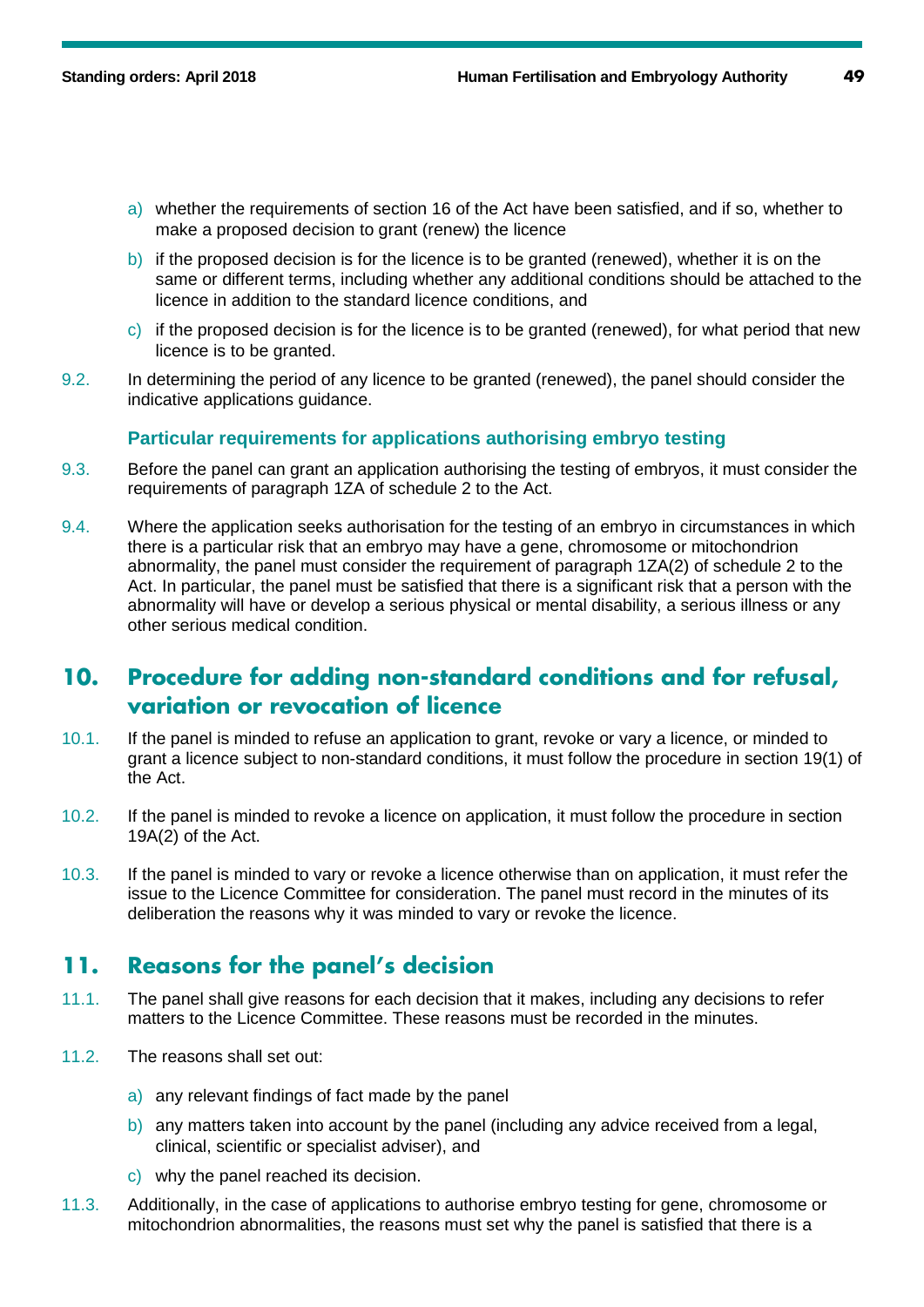a) whether the requirements of section 16 of the Act have been satisfied, and if so, whether to make a proposed decision to grant (renew) the licence

b) if the proposed decision is for the licence is to be granted (renewed), whether it is on the same or different terms, including whether any additional conditions should be attached to the licence in addition to the standard licence conditions, and

c) if the proposed decision is for the licence is to be granted (renewed), for what period that new licence is to be granted.

9.2. In determining the period of any licence to be granted (renewed), the panel should consider the indicative applications guidance.

### Particular requirements for applications authorising embryo testing

9.3. Before the panel can grant an application authorising the testing of embryos, it must consider the requirements of paragraph 1ZA of schedule 2 to the Act.

9.4. Where the application seeks authorisation for the testing of an embryo in circumstances in which there is a particular risk that an embryo may have a gene, chromosome or mitochondrion abnormality, the panel must consider the requirement of paragraph 1ZA(2) of schedule 2 to the Act. In particular, the panel must be satisfied that there is a significant risk that a person with the abnormality will have or develop a serious physical or mental disability, a serious illness or any other serious medical condition.

## 10. Procedure for adding non-standard conditions and for refusal, variation or revocation of licence

10.1. If the panel is minded to refuse an application to grant, revoke or vary a licence, or minded to grant a licence subject to non-standard conditions, it must follow the procedure in section 19(1) of the Act.

10.2. If the panel is minded to revoke a licence on application, it must follow the procedure in section 19A(2) of the Act.

10.3. If the panel is minded to vary or revoke a licence otherwise than on application, it must refer the issue to the Licence Committee for consideration. The panel must record in the minutes of its deliberation the reasons why it was minded to vary or revoke the licence.

## 11. Reasons for the panel's decision

11.1. The panel shall give reasons for each decision that it makes, including any decisions to refer matters to the Licence Committee. These reasons must be recorded in the minutes.

11.2. The reasons shall set out:

a) any relevant findings of fact made by the panel

b) any matters taken into account by the panel (including any advice received from a legal, clinical, scientific or specialist adviser), and

c) why the panel reached its decision.

11.3. Additionally, in the case of applications to authorise embryo testing for gene, chromosome or mitochondrion abnormalities, the reasons must set why the panel is satisfied that there is a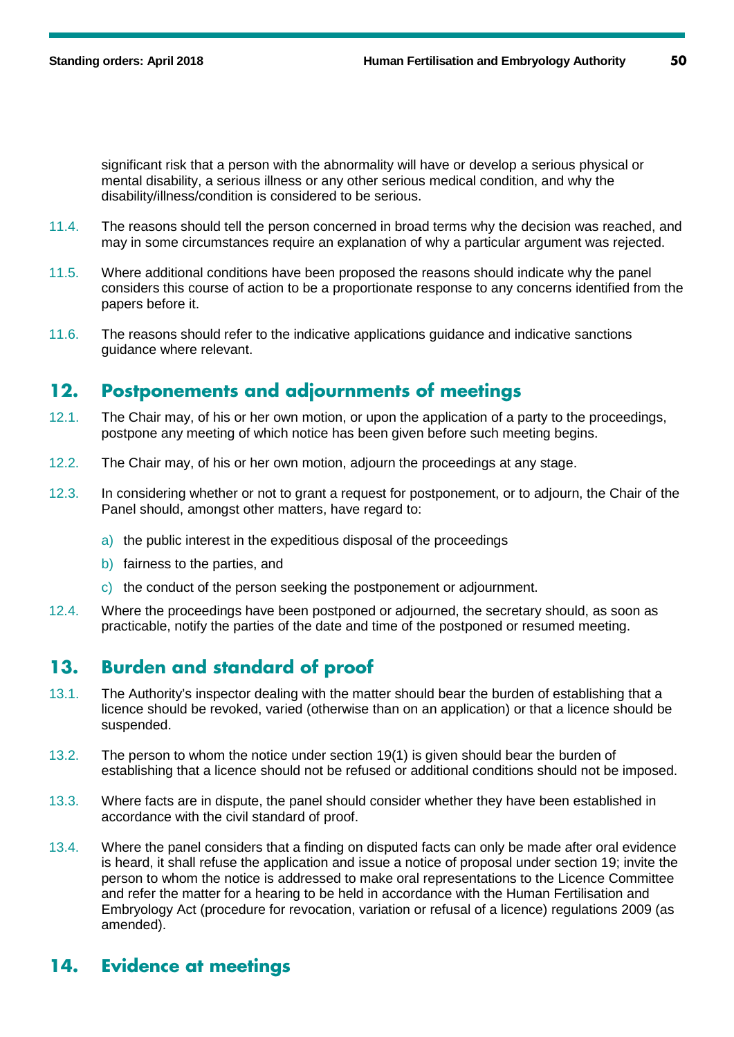significant risk that a person with the abnormality will have or develop a serious physical or mental disability, a serious illness or any other serious medical condition, and why the disability/illness/condition is considered to be serious.

11.4. The reasons should tell the person concerned in broad terms why the decision was reached, and may in some circumstances require an explanation of why a particular argument was rejected.

11.5. Where additional conditions have been proposed the reasons should indicate why the panel considers this course of action to be a proportionate response to any concerns identified from the papers before it.

11.6. The reasons should refer to the indicative applications guidance and indicative sanctions guidance where relevant.

## 12. Postponements and adjournments of meetings

12.1. The Chair may, of his or her own motion, or upon the application of a party to the proceedings, postpone any meeting of which notice has been given before such meeting begins.

12.2. The Chair may, of his or her own motion, adjourn the proceedings at any stage.

12.3. In considering whether or not to grant a request for postponement, or to adjourn, the Chair of the Panel should, amongst other matters, have regard to:

a) the public interest in the expeditious disposal of the proceedings

b) fairness to the parties, and

c) the conduct of the person seeking the postponement or adjournment.

12.4. Where the proceedings have been postponed or adjourned, the secretary should, as soon as practicable, notify the parties of the date and time of the postponed or resumed meeting.

## 13. Burden and standard of proof

13.1. The Authority's inspector dealing with the matter should bear the burden of establishing that a licence should be revoked, varied (otherwise than on an application) or that a licence should be suspended.

13.2. The person to whom the notice under section 19(1) is given should bear the burden of establishing that a licence should not be refused or additional conditions should not be imposed.

13.3. Where facts are in dispute, the panel should consider whether they have been established in accordance with the civil standard of proof.

13.4. Where the panel considers that a finding on disputed facts can only be made after oral evidence is heard, it shall refuse the application and issue a notice of proposal under section 19; invite the person to whom the notice is addressed to make oral representations to the Licence Committee and refer the matter for a hearing to be held in accordance with the Human Fertilisation and Embryology Act (procedure for revocation, variation or refusal of a licence) regulations 2009 (as amended).

## 14. Evidence at meetings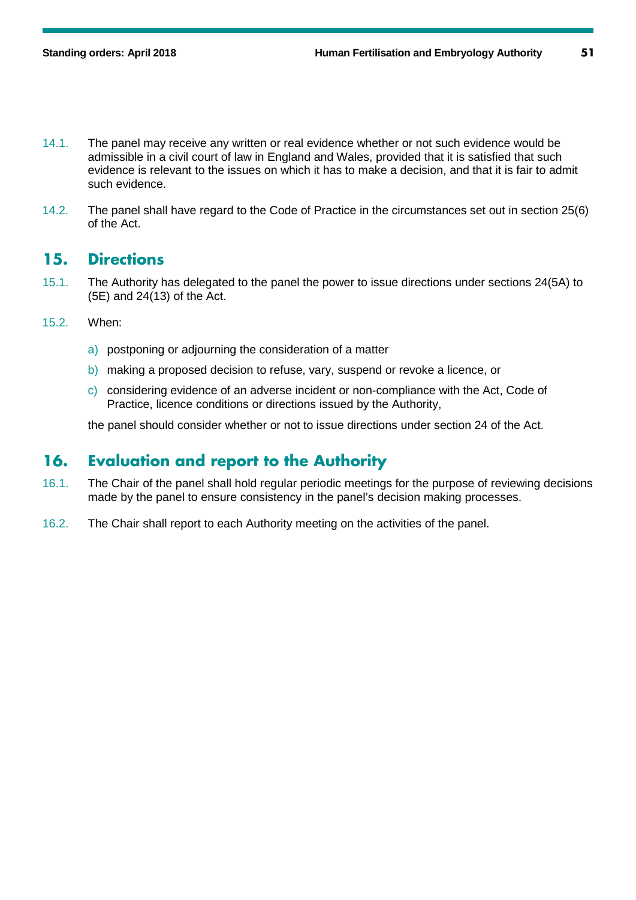14.1. The panel may receive any written or real evidence whether or not such evidence would be admissible in a civil court of law in England and Wales, provided that it is satisfied that such evidence is relevant to the issues on which it has to make a decision, and that it is fair to admit such evidence.

14.2. The panel shall have regard to the Code of Practice in the circumstances set out in section 25(6) of the Act.

## 15. Directions

15.1. The Authority has delegated to the panel the power to issue directions under sections 24(5A) to (5E) and 24(13) of the Act.

15.2. When:

a) postponing or adjourning the consideration of a matter

b) making a proposed decision to refuse, vary, suspend or revoke a licence, or

c) considering evidence of an adverse incident or non-compliance with the Act, Code of Practice, licence conditions or directions issued by the Authority,

the panel should consider whether or not to issue directions under section 24 of the Act.

## 16. Evaluation and report to the Authority

16.1. The Chair of the panel shall hold regular periodic meetings for the purpose of reviewing decisions made by the panel to ensure consistency in the panel's decision making processes.

16.2. The Chair shall report to each Authority meeting on the activities of the panel.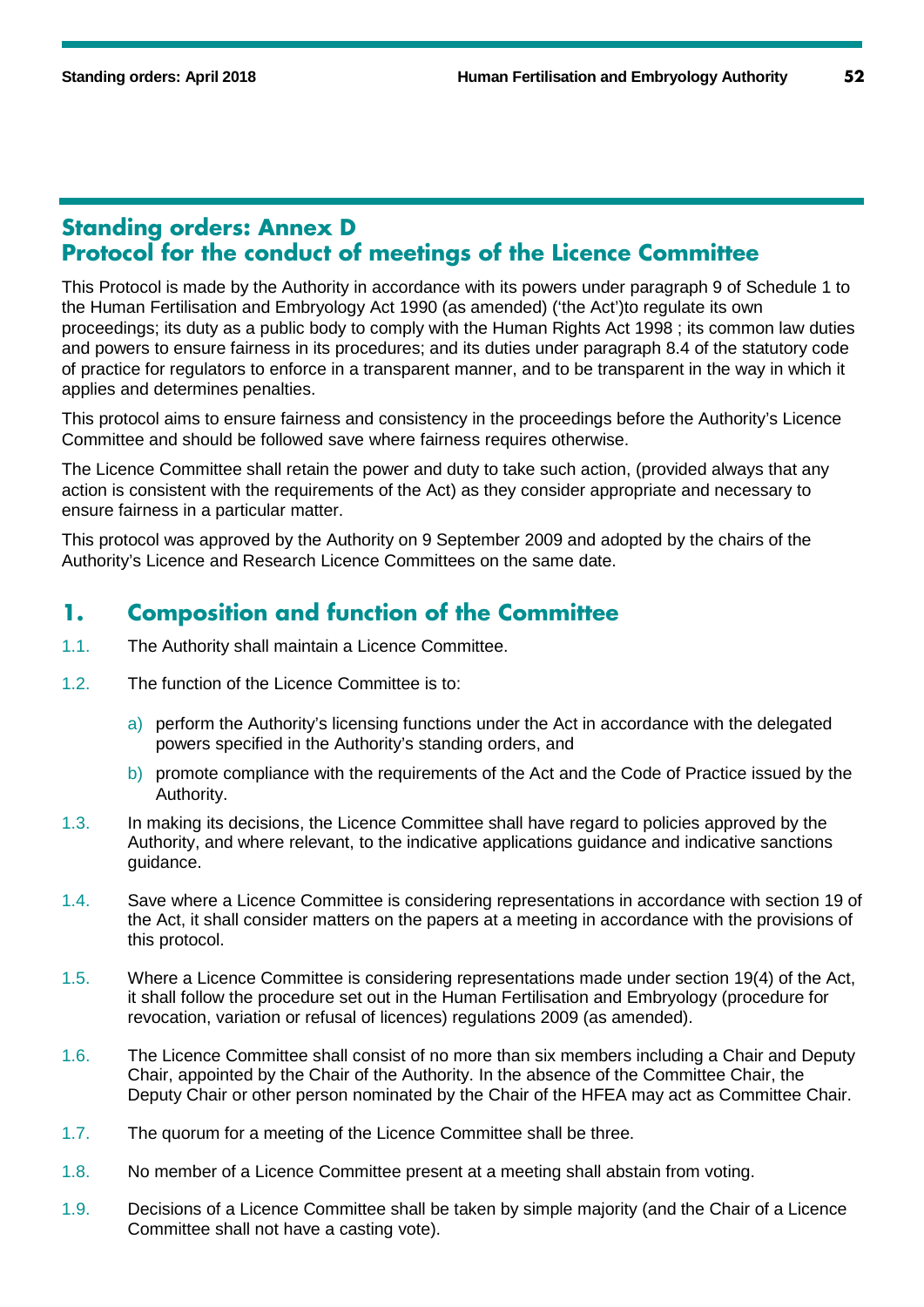## Standing orders: Annex D
## Protocol for the conduct of meetings of the Licence Committee

This Protocol is made by the Authority in accordance with its powers under paragraph 9 of Schedule 1 to the Human Fertilisation and Embryology Act 1990 (as amended) ('the Act')to regulate its own proceedings; its duty as a public body to comply with the Human Rights Act 1998 ; its common law duties and powers to ensure fairness in its procedures; and its duties under paragraph 8.4 of the statutory code of practice for regulators to enforce in a transparent manner, and to be transparent in the way in which it applies and determines penalties.

This protocol aims to ensure fairness and consistency in the proceedings before the Authority's Licence Committee and should be followed save where fairness requires otherwise.

The Licence Committee shall retain the power and duty to take such action, (provided always that any action is consistent with the requirements of the Act) as they consider appropriate and necessary to ensure fairness in a particular matter.

This protocol was approved by the Authority on 9 September 2009 and adopted by the chairs of the Authority's Licence and Research Licence Committees on the same date.

### 1. Composition and function of the Committee

1.1. The Authority shall maintain a Licence Committee.

1.2. The function of the Licence Committee is to:

a) perform the Authority's licensing functions under the Act in accordance with the delegated powers specified in the Authority's standing orders, and

b) promote compliance with the requirements of the Act and the Code of Practice issued by the Authority.

1.3. In making its decisions, the Licence Committee shall have regard to policies approved by the Authority, and where relevant, to the indicative applications guidance and indicative sanctions guidance.

1.4. Save where a Licence Committee is considering representations in accordance with section 19 of the Act, it shall consider matters on the papers at a meeting in accordance with the provisions of this protocol.

1.5. Where a Licence Committee is considering representations made under section 19(4) of the Act, it shall follow the procedure set out in the Human Fertilisation and Embryology (procedure for revocation, variation or refusal of licences) regulations 2009 (as amended).

1.6. The Licence Committee shall consist of no more than six members including a Chair and Deputy Chair, appointed by the Chair of the Authority. In the absence of the Committee Chair, the Deputy Chair or other person nominated by the Chair of the HFEA may act as Committee Chair.

1.7. The quorum for a meeting of the Licence Committee shall be three.

1.8. No member of a Licence Committee present at a meeting shall abstain from voting.

1.9. Decisions of a Licence Committee shall be taken by simple majority (and the Chair of a Licence Committee shall not have a casting vote).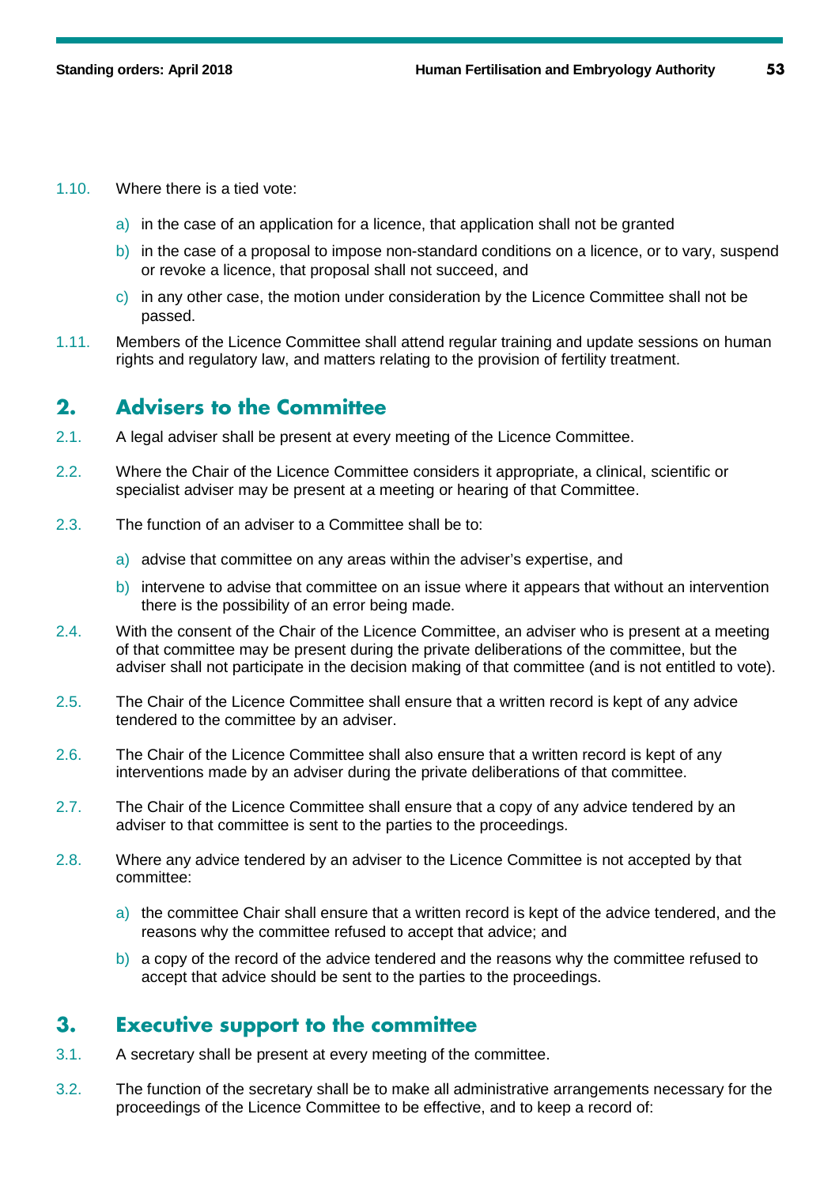1.10. Where there is a tied vote:

a) in the case of an application for a licence, that application shall not be granted

b) in the case of a proposal to impose non-standard conditions on a licence, or to vary, suspend or revoke a licence, that proposal shall not succeed, and

c) in any other case, the motion under consideration by the Licence Committee shall not be passed.

1.11. Members of the Licence Committee shall attend regular training and update sessions on human rights and regulatory law, and matters relating to the provision of fertility treatment.

## 2. Advisers to the Committee

2.1. A legal adviser shall be present at every meeting of the Licence Committee.

2.2. Where the Chair of the Licence Committee considers it appropriate, a clinical, scientific or specialist adviser may be present at a meeting or hearing of that Committee.

2.3. The function of an adviser to a Committee shall be to:

a) advise that committee on any areas within the adviser's expertise, and

b) intervene to advise that committee on an issue where it appears that without an intervention there is the possibility of an error being made.

2.4. With the consent of the Chair of the Licence Committee, an adviser who is present at a meeting of that committee may be present during the private deliberations of the committee, but the adviser shall not participate in the decision making of that committee (and is not entitled to vote).

2.5. The Chair of the Licence Committee shall ensure that a written record is kept of any advice tendered to the committee by an adviser.

2.6. The Chair of the Licence Committee shall also ensure that a written record is kept of any interventions made by an adviser during the private deliberations of that committee.

2.7. The Chair of the Licence Committee shall ensure that a copy of any advice tendered by an adviser to that committee is sent to the parties to the proceedings.

2.8. Where any advice tendered by an adviser to the Licence Committee is not accepted by that committee:

a) the committee Chair shall ensure that a written record is kept of the advice tendered, and the reasons why the committee refused to accept that advice; and

b) a copy of the record of the advice tendered and the reasons why the committee refused to accept that advice should be sent to the parties to the proceedings.

## 3. Executive support to the committee

3.1. A secretary shall be present at every meeting of the committee.

3.2. The function of the secretary shall be to make all administrative arrangements necessary for the proceedings of the Licence Committee to be effective, and to keep a record of: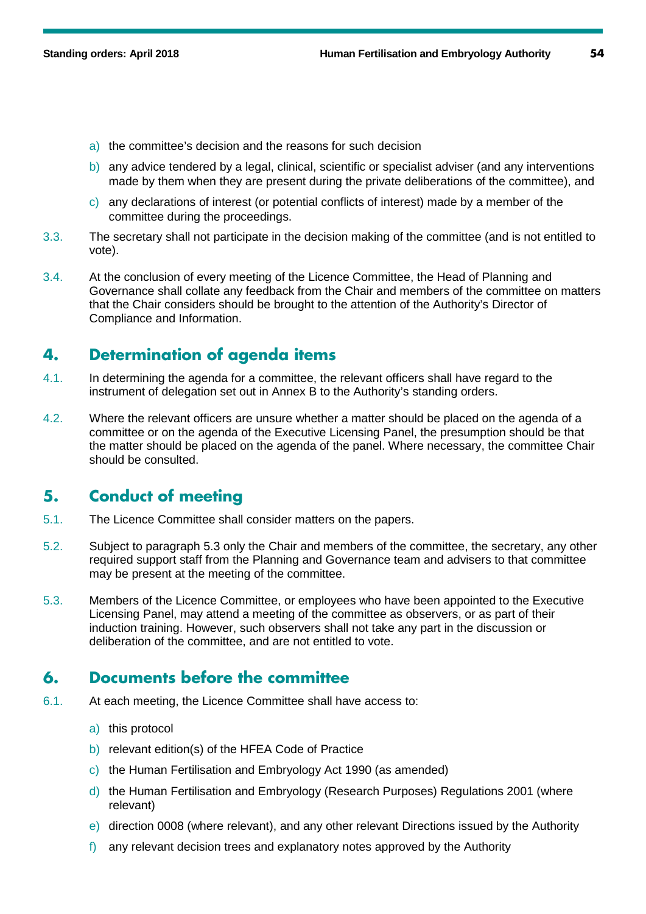a) the committee's decision and the reasons for such decision

b) any advice tendered by a legal, clinical, scientific or specialist adviser (and any interventions made by them when they are present during the private deliberations of the committee), and

c) any declarations of interest (or potential conflicts of interest) made by a member of the committee during the proceedings.

3.3. The secretary shall not participate in the decision making of the committee (and is not entitled to vote).

3.4. At the conclusion of every meeting of the Licence Committee, the Head of Planning and Governance shall collate any feedback from the Chair and members of the committee on matters that the Chair considers should be brought to the attention of the Authority's Director of Compliance and Information.

## 4. Determination of agenda items

4.1. In determining the agenda for a committee, the relevant officers shall have regard to the instrument of delegation set out in Annex B to the Authority's standing orders.

4.2. Where the relevant officers are unsure whether a matter should be placed on the agenda of a committee or on the agenda of the Executive Licensing Panel, the presumption should be that the matter should be placed on the agenda of the panel. Where necessary, the committee Chair should be consulted.

## 5. Conduct of meeting

5.1. The Licence Committee shall consider matters on the papers.

5.2. Subject to paragraph 5.3 only the Chair and members of the committee, the secretary, any other required support staff from the Planning and Governance team and advisers to that committee may be present at the meeting of the committee.

5.3. Members of the Licence Committee, or employees who have been appointed to the Executive Licensing Panel, may attend a meeting of the committee as observers, or as part of their induction training. However, such observers shall not take any part in the discussion or deliberation of the committee, and are not entitled to vote.

## 6. Documents before the committee

6.1. At each meeting, the Licence Committee shall have access to:

a) this protocol

b) relevant edition(s) of the HFEA Code of Practice

c) the Human Fertilisation and Embryology Act 1990 (as amended)

d) the Human Fertilisation and Embryology (Research Purposes) Regulations 2001 (where relevant)

e) direction 0008 (where relevant), and any other relevant Directions issued by the Authority

f) any relevant decision trees and explanatory notes approved by the Authority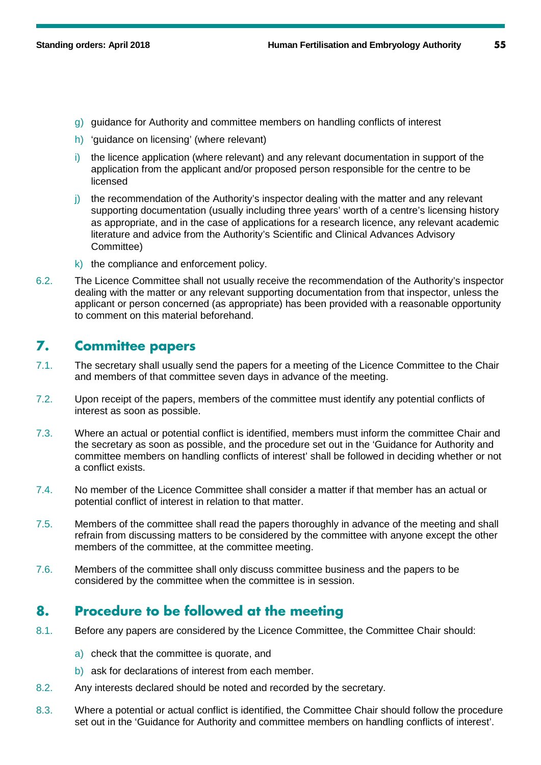g) guidance for Authority and committee members on handling conflicts of interest

h) 'guidance on licensing' (where relevant)

i) the licence application (where relevant) and any relevant documentation in support of the application from the applicant and/or proposed person responsible for the centre to be licensed

j) the recommendation of the Authority's inspector dealing with the matter and any relevant supporting documentation (usually including three years' worth of a centre's licensing history as appropriate, and in the case of applications for a research licence, any relevant academic literature and advice from the Authority's Scientific and Clinical Advances Advisory Committee)

k) the compliance and enforcement policy.

6.2. The Licence Committee shall not usually receive the recommendation of the Authority's inspector dealing with the matter or any relevant supporting documentation from that inspector, unless the applicant or person concerned (as appropriate) has been provided with a reasonable opportunity to comment on this material beforehand.

## 7. Committee papers

7.1. The secretary shall usually send the papers for a meeting of the Licence Committee to the Chair and members of that committee seven days in advance of the meeting.

7.2. Upon receipt of the papers, members of the committee must identify any potential conflicts of interest as soon as possible.

7.3. Where an actual or potential conflict is identified, members must inform the committee Chair and the secretary as soon as possible, and the procedure set out in the 'Guidance for Authority and committee members on handling conflicts of interest' shall be followed in deciding whether or not a conflict exists.

7.4. No member of the Licence Committee shall consider a matter if that member has an actual or potential conflict of interest in relation to that matter.

7.5. Members of the committee shall read the papers thoroughly in advance of the meeting and shall refrain from discussing matters to be considered by the committee with anyone except the other members of the committee, at the committee meeting.

7.6. Members of the committee shall only discuss committee business and the papers to be considered by the committee when the committee is in session.

## 8. Procedure to be followed at the meeting

8.1. Before any papers are considered by the Licence Committee, the Committee Chair should:

a) check that the committee is quorate, and

b) ask for declarations of interest from each member.

8.2. Any interests declared should be noted and recorded by the secretary.

8.3. Where a potential or actual conflict is identified, the Committee Chair should follow the procedure set out in the 'Guidance for Authority and committee members on handling conflicts of interest'.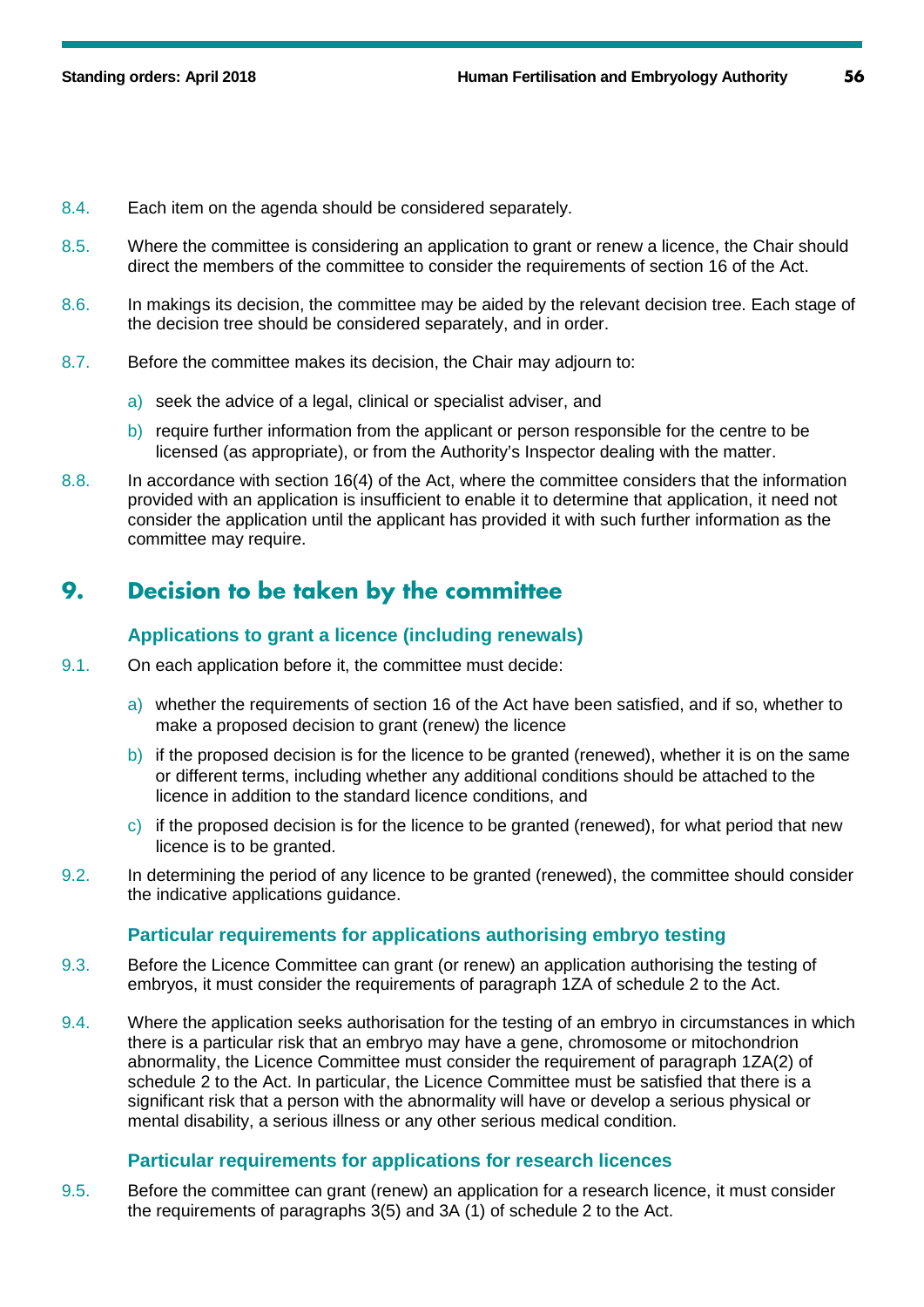8.4. Each item on the agenda should be considered separately.

8.5. Where the committee is considering an application to grant or renew a licence, the Chair should direct the members of the committee to consider the requirements of section 16 of the Act.

8.6. In makings its decision, the committee may be aided by the relevant decision tree. Each stage of the decision tree should be considered separately, and in order.

8.7. Before the committee makes its decision, the Chair may adjourn to:

a) seek the advice of a legal, clinical or specialist adviser, and

b) require further information from the applicant or person responsible for the centre to be licensed (as appropriate), or from the Authority's Inspector dealing with the matter.

8.8. In accordance with section 16(4) of the Act, where the committee considers that the information provided with an application is insufficient to enable it to determine that application, it need not consider the application until the applicant has provided it with such further information as the committee may require.

## 9. Decision to be taken by the committee

### Applications to grant a licence (including renewals)

9.1. On each application before it, the committee must decide:

a) whether the requirements of section 16 of the Act have been satisfied, and if so, whether to make a proposed decision to grant (renew) the licence

b) if the proposed decision is for the licence to be granted (renewed), whether it is on the same or different terms, including whether any additional conditions should be attached to the licence in addition to the standard licence conditions, and

c) if the proposed decision is for the licence to be granted (renewed), for what period that new licence is to be granted.

9.2. In determining the period of any licence to be granted (renewed), the committee should consider the indicative applications guidance.

### Particular requirements for applications authorising embryo testing

9.3. Before the Licence Committee can grant (or renew) an application authorising the testing of embryos, it must consider the requirements of paragraph 1ZA of schedule 2 to the Act.

9.4. Where the application seeks authorisation for the testing of an embryo in circumstances in which there is a particular risk that an embryo may have a gene, chromosome or mitochondrion abnormality, the Licence Committee must consider the requirement of paragraph 1ZA(2) of schedule 2 to the Act. In particular, the Licence Committee must be satisfied that there is a significant risk that a person with the abnormality will have or develop a serious physical or mental disability, a serious illness or any other serious medical condition.

### Particular requirements for applications for research licences

9.5. Before the committee can grant (renew) an application for a research licence, it must consider the requirements of paragraphs 3(5) and 3A (1) of schedule 2 to the Act.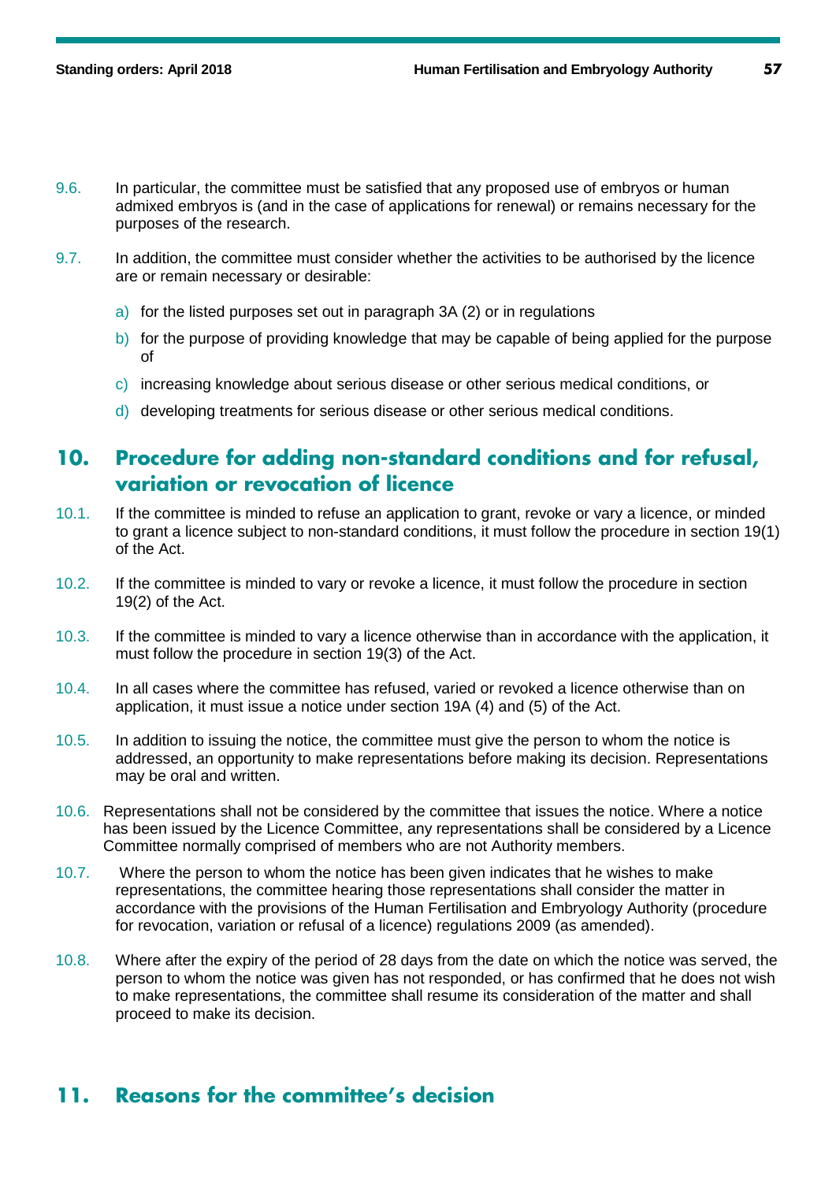9.6. In particular, the committee must be satisfied that any proposed use of embryos or human admixed embryos is (and in the case of applications for renewal) or remains necessary for the purposes of the research.

9.7. In addition, the committee must consider whether the activities to be authorised by the licence are or remain necessary or desirable:

a) for the listed purposes set out in paragraph 3A (2) or in regulations

b) for the purpose of providing knowledge that may be capable of being applied for the purpose of

c) increasing knowledge about serious disease or other serious medical conditions, or

d) developing treatments for serious disease or other serious medical conditions.

## 10. Procedure for adding non-standard conditions and for refusal, variation or revocation of licence

10.1. If the committee is minded to refuse an application to grant, revoke or vary a licence, or minded to grant a licence subject to non-standard conditions, it must follow the procedure in section 19(1) of the Act.

10.2. If the committee is minded to vary or revoke a licence, it must follow the procedure in section 19(2) of the Act.

10.3. If the committee is minded to vary a licence otherwise than in accordance with the application, it must follow the procedure in section 19(3) of the Act.

10.4. In all cases where the committee has refused, varied or revoked a licence otherwise than on application, it must issue a notice under section 19A (4) and (5) of the Act.

10.5. In addition to issuing the notice, the committee must give the person to whom the notice is addressed, an opportunity to make representations before making its decision. Representations may be oral and written.

10.6. Representations shall not be considered by the committee that issues the notice. Where a notice has been issued by the Licence Committee, any representations shall be considered by a Licence Committee normally comprised of members who are not Authority members.

10.7. Where the person to whom the notice has been given indicates that he wishes to make representations, the committee hearing those representations shall consider the matter in accordance with the provisions of the Human Fertilisation and Embryology Authority (procedure for revocation, variation or refusal of a licence) regulations 2009 (as amended).

10.8. Where after the expiry of the period of 28 days from the date on which the notice was served, the person to whom the notice was given has not responded, or has confirmed that he does not wish to make representations, the committee shall resume its consideration of the matter and shall proceed to make its decision.

## 11. Reasons for the committee's decision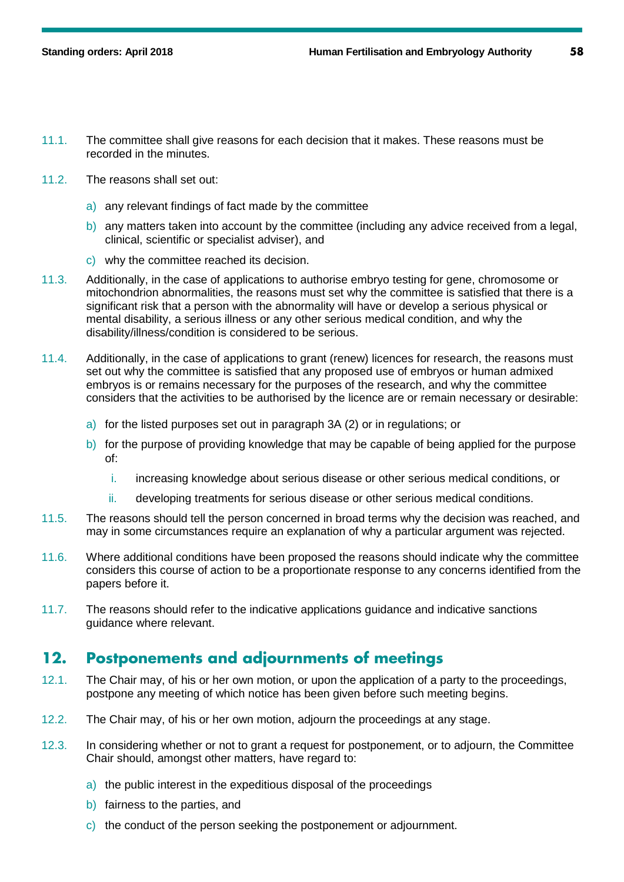11.1. The committee shall give reasons for each decision that it makes. These reasons must be recorded in the minutes.

11.2. The reasons shall set out:

a) any relevant findings of fact made by the committee

b) any matters taken into account by the committee (including any advice received from a legal, clinical, scientific or specialist adviser), and

c) why the committee reached its decision.

11.3. Additionally, in the case of applications to authorise embryo testing for gene, chromosome or mitochondrion abnormalities, the reasons must set why the committee is satisfied that there is a significant risk that a person with the abnormality will have or develop a serious physical or mental disability, a serious illness or any other serious medical condition, and why the disability/illness/condition is considered to be serious.

11.4. Additionally, in the case of applications to grant (renew) licences for research, the reasons must set out why the committee is satisfied that any proposed use of embryos or human admixed embryos is or remains necessary for the purposes of the research, and why the committee considers that the activities to be authorised by the licence are or remain necessary or desirable:

a) for the listed purposes set out in paragraph 3A (2) or in regulations; or

b) for the purpose of providing knowledge that may be capable of being applied for the purpose of:

   i. increasing knowledge about serious disease or other serious medical conditions, or

   ii. developing treatments for serious disease or other serious medical conditions.

11.5. The reasons should tell the person concerned in broad terms why the decision was reached, and may in some circumstances require an explanation of why a particular argument was rejected.

11.6. Where additional conditions have been proposed the reasons should indicate why the committee considers this course of action to be a proportionate response to any concerns identified from the papers before it.

11.7. The reasons should refer to the indicative applications guidance and indicative sanctions guidance where relevant.

## 12. Postponements and adjournments of meetings

12.1. The Chair may, of his or her own motion, or upon the application of a party to the proceedings, postpone any meeting of which notice has been given before such meeting begins.

12.2. The Chair may, of his or her own motion, adjourn the proceedings at any stage.

12.3. In considering whether or not to grant a request for postponement, or to adjourn, the Committee Chair should, amongst other matters, have regard to:

a) the public interest in the expeditious disposal of the proceedings

b) fairness to the parties, and

c) the conduct of the person seeking the postponement or adjournment.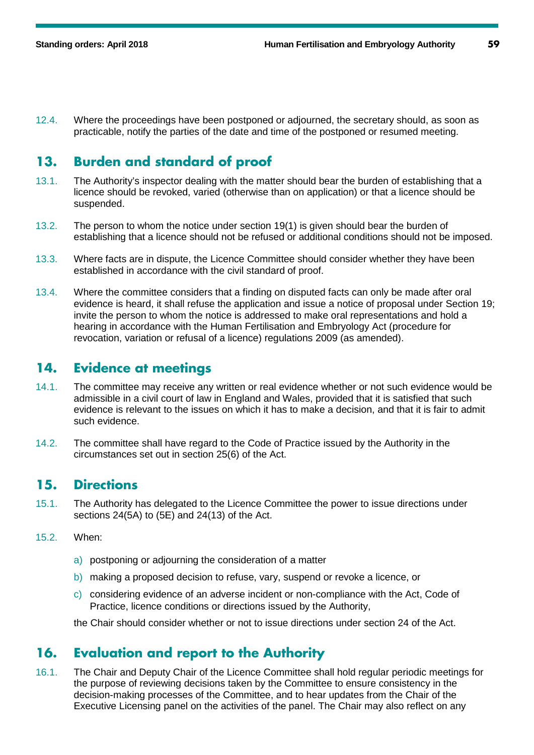12.4. Where the proceedings have been postponed or adjourned, the secretary should, as soon as practicable, notify the parties of the date and time of the postponed or resumed meeting.

## 13. Burden and standard of proof

13.1. The Authority's inspector dealing with the matter should bear the burden of establishing that a licence should be revoked, varied (otherwise than on application) or that a licence should be suspended.

13.2. The person to whom the notice under section 19(1) is given should bear the burden of establishing that a licence should not be refused or additional conditions should not be imposed.

13.3. Where facts are in dispute, the Licence Committee should consider whether they have been established in accordance with the civil standard of proof.

13.4. Where the committee considers that a finding on disputed facts can only be made after oral evidence is heard, it shall refuse the application and issue a notice of proposal under Section 19; invite the person to whom the notice is addressed to make oral representations and hold a hearing in accordance with the Human Fertilisation and Embryology Act (procedure for revocation, variation or refusal of a licence) regulations 2009 (as amended).

## 14. Evidence at meetings

14.1. The committee may receive any written or real evidence whether or not such evidence would be admissible in a civil court of law in England and Wales, provided that it is satisfied that such evidence is relevant to the issues on which it has to make a decision, and that it is fair to admit such evidence.

14.2. The committee shall have regard to the Code of Practice issued by the Authority in the circumstances set out in section 25(6) of the Act.

## 15. Directions

15.1. The Authority has delegated to the Licence Committee the power to issue directions under sections 24(5A) to (5E) and 24(13) of the Act.

15.2. When:

a) postponing or adjourning the consideration of a matter

b) making a proposed decision to refuse, vary, suspend or revoke a licence, or

c) considering evidence of an adverse incident or non-compliance with the Act, Code of Practice, licence conditions or directions issued by the Authority,

the Chair should consider whether or not to issue directions under section 24 of the Act.

## 16. Evaluation and report to the Authority

16.1. The Chair and Deputy Chair of the Licence Committee shall hold regular periodic meetings for the purpose of reviewing decisions taken by the Committee to ensure consistency in the decision-making processes of the Committee, and to hear updates from the Chair of the Executive Licensing panel on the activities of the panel. The Chair may also reflect on any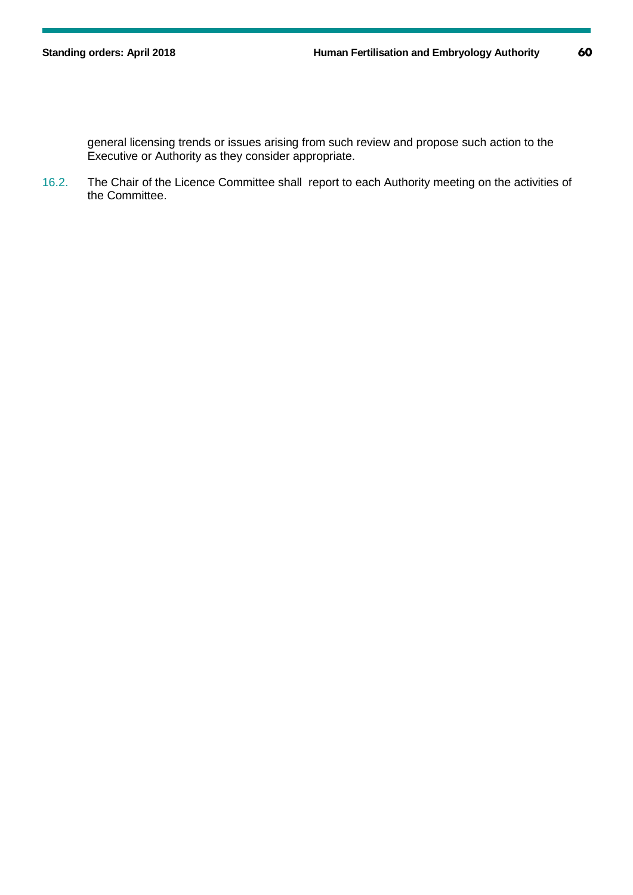general licensing trends or issues arising from such review and propose such action to the Executive or Authority as they consider appropriate.

16.2. The Chair of the Licence Committee shall report to each Authority meeting on the activities of the Committee.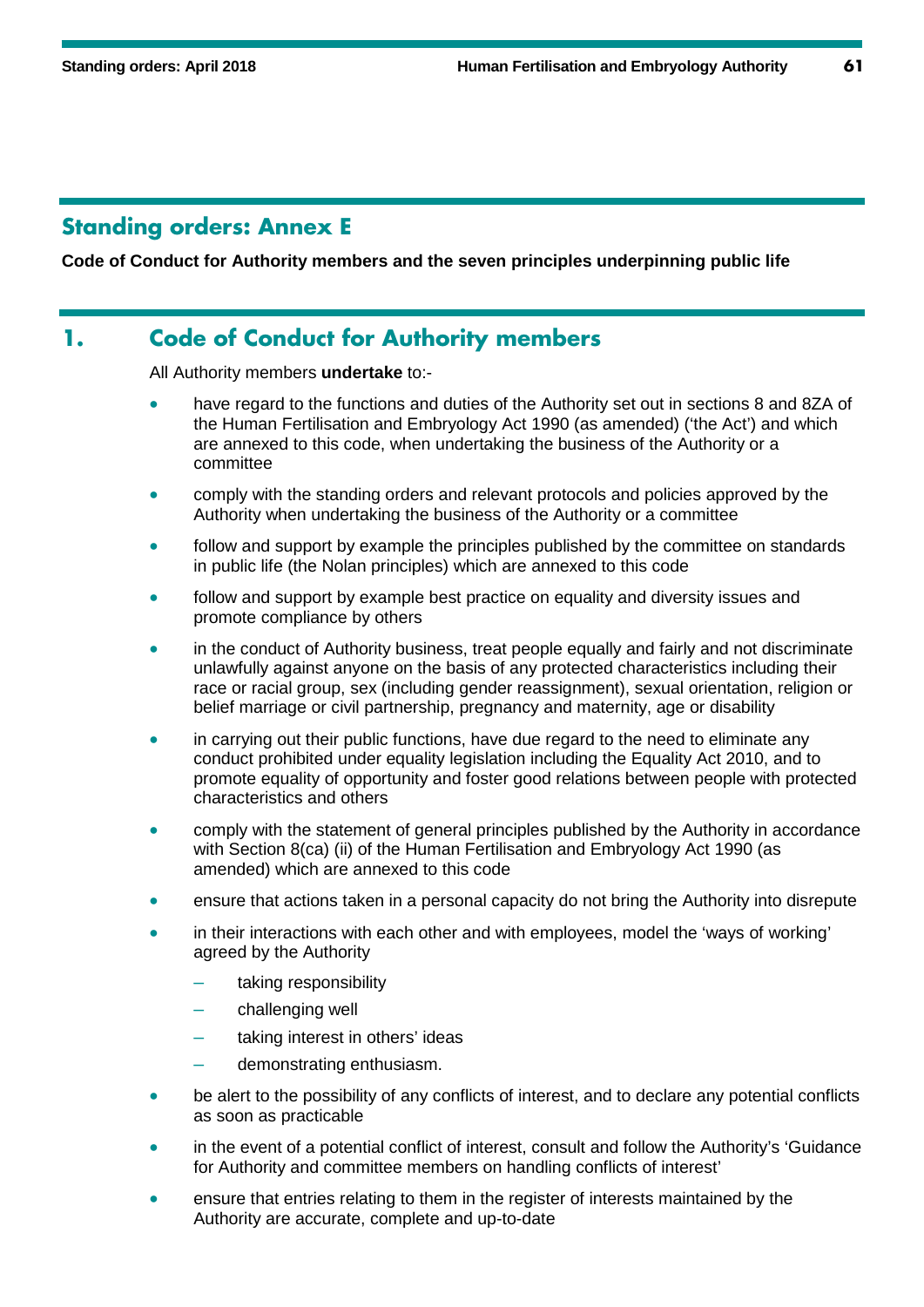# Standing orders: Annex E

**Code of Conduct for Authority members and the seven principles underpinning public life**

## 1. Code of Conduct for Authority members

All Authority members **undertake** to:-

- have regard to the functions and duties of the Authority set out in sections 8 and 8ZA of the Human Fertilisation and Embryology Act 1990 (as amended) ('the Act') and which are annexed to this code, when undertaking the business of the Authority or a committee
- comply with the standing orders and relevant protocols and policies approved by the Authority when undertaking the business of the Authority or a committee
- follow and support by example the principles published by the committee on standards in public life (the Nolan principles) which are annexed to this code
- follow and support by example best practice on equality and diversity issues and promote compliance by others
- in the conduct of Authority business, treat people equally and fairly and not discriminate unlawfully against anyone on the basis of any protected characteristics including their race or racial group, sex (including gender reassignment), sexual orientation, religion or belief marriage or civil partnership, pregnancy and maternity, age or disability
- in carrying out their public functions, have due regard to the need to eliminate any conduct prohibited under equality legislation including the Equality Act 2010, and to promote equality of opportunity and foster good relations between people with protected characteristics and others
- comply with the statement of general principles published by the Authority in accordance with Section 8(ca) (ii) of the Human Fertilisation and Embryology Act 1990 (as amended) which are annexed to this code
- ensure that actions taken in a personal capacity do not bring the Authority into disrepute
- in their interactions with each other and with employees, model the 'ways of working' agreed by the Authority
  - taking responsibility
  - challenging well
  - taking interest in others' ideas
  - demonstrating enthusiasm.
- be alert to the possibility of any conflicts of interest, and to declare any potential conflicts as soon as practicable
- in the event of a potential conflict of interest, consult and follow the Authority's 'Guidance for Authority and committee members on handling conflicts of interest'
- ensure that entries relating to them in the register of interests maintained by the Authority are accurate, complete and up-to-date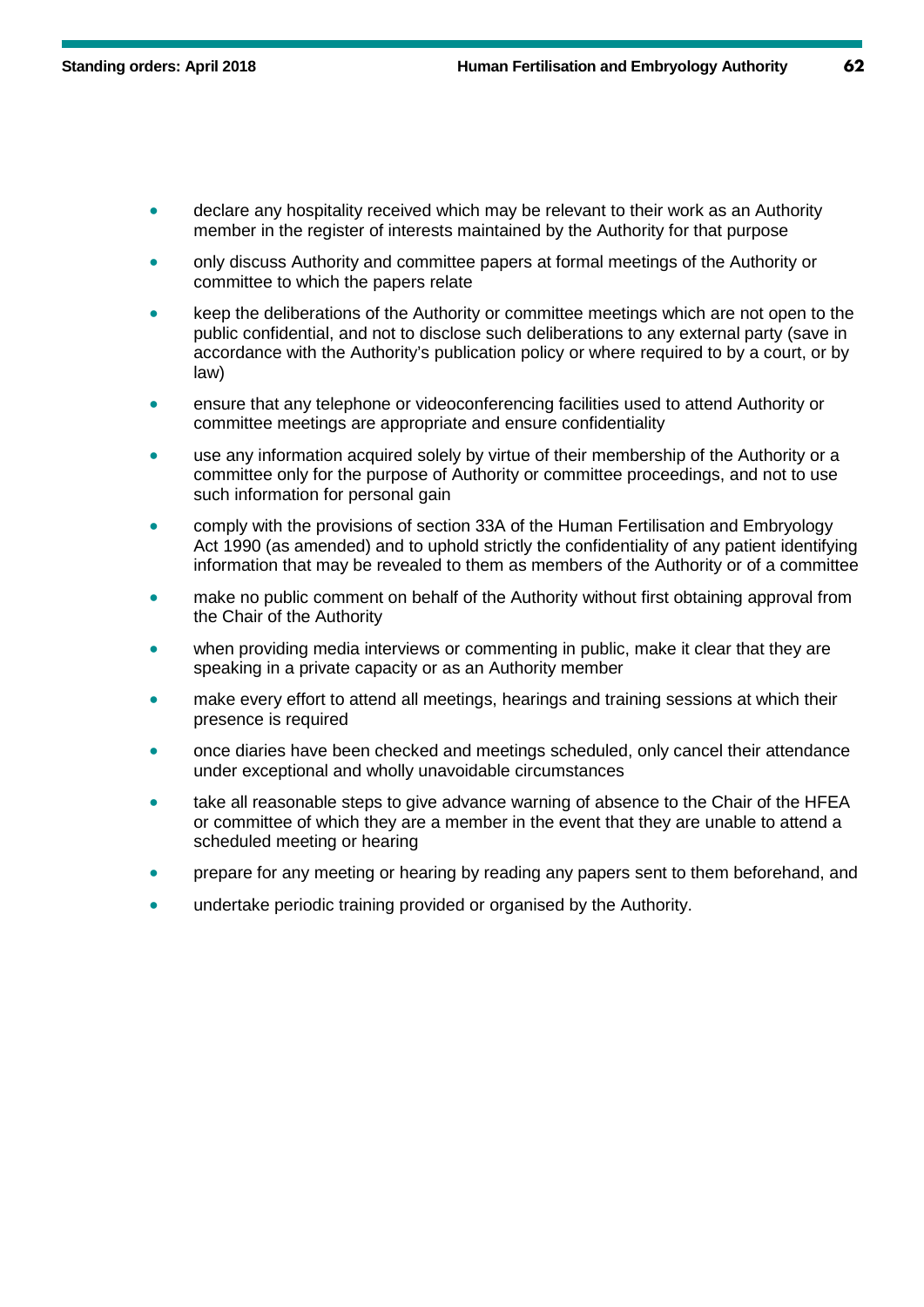- declare any hospitality received which may be relevant to their work as an Authority member in the register of interests maintained by the Authority for that purpose
- only discuss Authority and committee papers at formal meetings of the Authority or committee to which the papers relate
- keep the deliberations of the Authority or committee meetings which are not open to the public confidential, and not to disclose such deliberations to any external party (save in accordance with the Authority's publication policy or where required to by a court, or by law)
- ensure that any telephone or videoconferencing facilities used to attend Authority or committee meetings are appropriate and ensure confidentiality
- use any information acquired solely by virtue of their membership of the Authority or a committee only for the purpose of Authority or committee proceedings, and not to use such information for personal gain
- comply with the provisions of section 33A of the Human Fertilisation and Embryology Act 1990 (as amended) and to uphold strictly the confidentiality of any patient identifying information that may be revealed to them as members of the Authority or of a committee
- make no public comment on behalf of the Authority without first obtaining approval from the Chair of the Authority
- when providing media interviews or commenting in public, make it clear that they are speaking in a private capacity or as an Authority member
- make every effort to attend all meetings, hearings and training sessions at which their presence is required
- once diaries have been checked and meetings scheduled, only cancel their attendance under exceptional and wholly unavoidable circumstances
- take all reasonable steps to give advance warning of absence to the Chair of the HFEA or committee of which they are a member in the event that they are unable to attend a scheduled meeting or hearing
- prepare for any meeting or hearing by reading any papers sent to them beforehand, and
- undertake periodic training provided or organised by the Authority.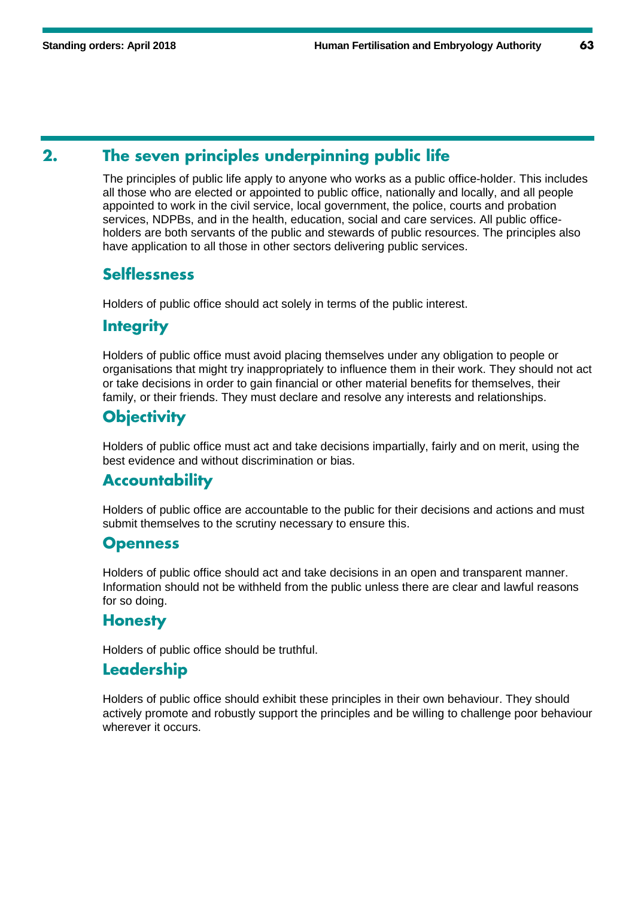## 2. The seven principles underpinning public life

The principles of public life apply to anyone who works as a public office-holder. This includes all those who are elected or appointed to public office, nationally and locally, and all people appointed to work in the civil service, local government, the police, courts and probation services, NDPBs, and in the health, education, social and care services. All public office-holders are both servants of the public and stewards of public resources. The principles also have application to all those in other sectors delivering public services.

### Selflessness

Holders of public office should act solely in terms of the public interest.

### Integrity

Holders of public office must avoid placing themselves under any obligation to people or organisations that might try inappropriately to influence them in their work. They should not act or take decisions in order to gain financial or other material benefits for themselves, their family, or their friends. They must declare and resolve any interests and relationships.

### Objectivity

Holders of public office must act and take decisions impartially, fairly and on merit, using the best evidence and without discrimination or bias.

### Accountability

Holders of public office are accountable to the public for their decisions and actions and must submit themselves to the scrutiny necessary to ensure this.

### Openness

Holders of public office should act and take decisions in an open and transparent manner. Information should not be withheld from the public unless there are clear and lawful reasons for so doing.

### Honesty

Holders of public office should be truthful.

### Leadership

Holders of public office should exhibit these principles in their own behaviour. They should actively promote and robustly support the principles and be willing to challenge poor behaviour wherever it occurs.